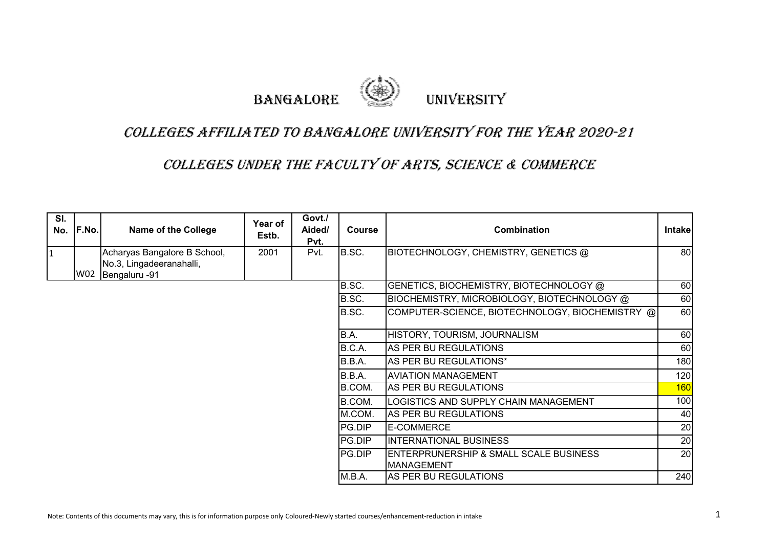# BANGALORE UNIVERSITY

## COLLEGES AFFILIATED TO BANGALORE UNIVERSITY FOR THE YEAR 2020-21

## COLLEGES UNDER THE FACULTY OF ARTS, SCIENCE & COMMERCE

| Sl. No. | F.No. | Name of the College | Year of Estb. | Govt./ Aided/ Pvt. | Course | Combination | Intake |
|---|---|---|---|---|---|---|---|
| 1 | W02 | Acharyas Bangalore B School, No.3, Lingadeeranahalli, Bengaluru -91 | 2001 | Pvt. | B.SC. | BIOTECHNOLOGY, CHEMISTRY, GENETICS @ | 80 |
| | | | | | B.SC. | GENETICS, BIOCHEMISTRY, BIOTECHNOLOGY @ | 60 |
| | | | | | B.SC. | BIOCHEMISTRY, MICROBIOLOGY, BIOTECHNOLOGY @ | 60 |
| | | | | | B.SC. | COMPUTER-SCIENCE, BIOTECHNOLOGY, BIOCHEMISTRY @ | 60 |
| | | | | | B.A. | HISTORY, TOURISM, JOURNALISM | 60 |
| | | | | | B.C.A. | AS PER BU REGULATIONS | 60 |
| | | | | | B.B.A. | AS PER BU REGULATIONS* | 180 |
| | | | | | B.B.A. | AVIATION MANAGEMENT | 120 |
| | | | | | B.COM. | AS PER BU REGULATIONS | 160 |
| | | | | | B.COM. | LOGISTICS AND SUPPLY CHAIN MANAGEMENT | 100 |
| | | | | | M.COM. | AS PER BU REGULATIONS | 40 |
| | | | | | PG.DIP | E-COMMERCE | 20 |
| | | | | | PG.DIP | INTERNATIONAL BUSINESS | 20 |
| | | | | | PG.DIP | ENTERPRUNERSHIP & SMALL SCALE BUSINESS MANAGEMENT | 20 |
| | | | | | M.B.A. | AS PER BU REGULATIONS | 240 |

Note: Contents of this documents may vary, this is for information purpose only Coloured-Newly started courses/enhancement-reduction in intake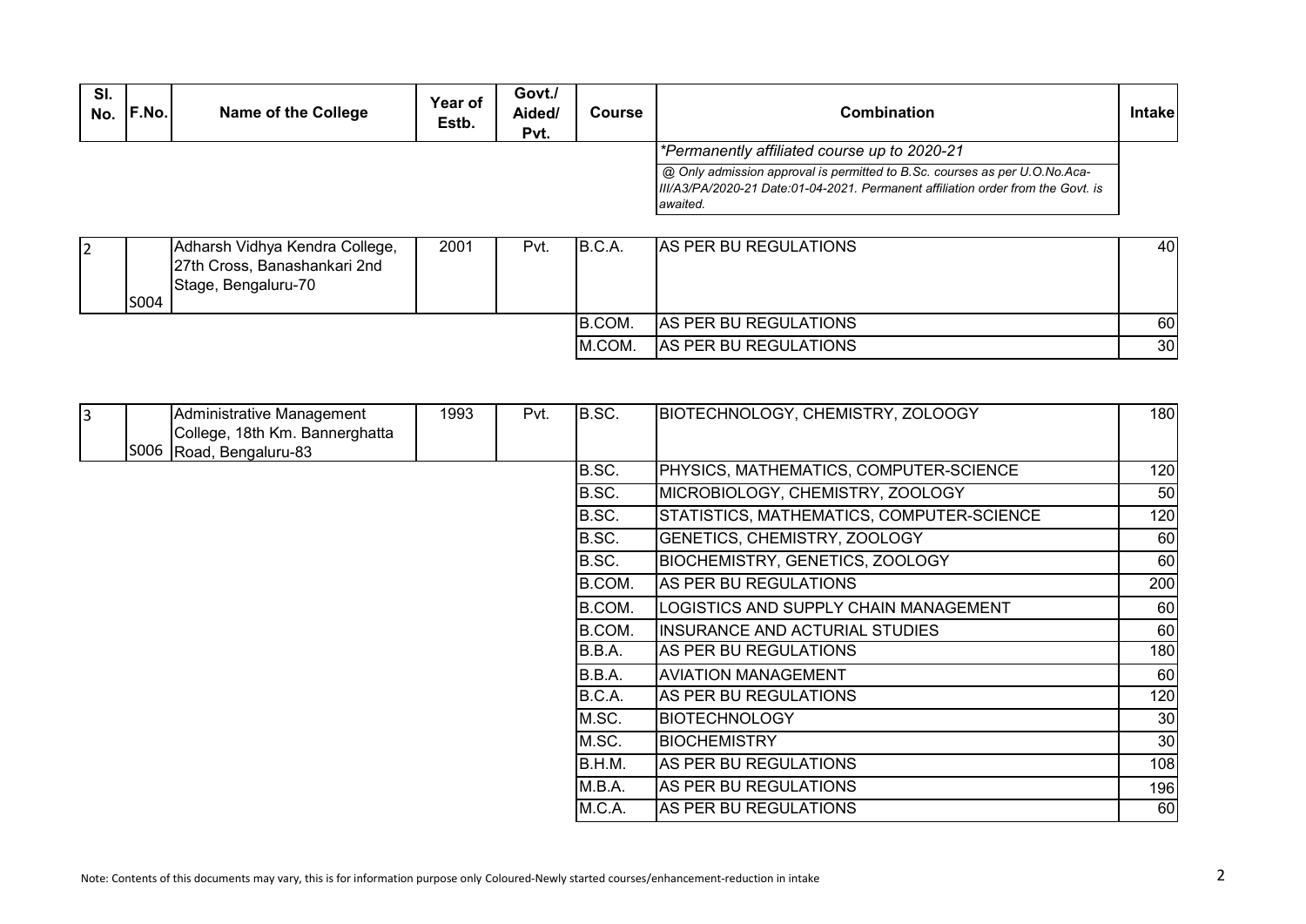| Sl. No. | F.No. | Name of the College | Year of Estb. | Govt./ Aided/ Pvt. | Course | Combination | Intake |
|---|---|---|---|---|---|---|---|
| | | | | | | *Permanently affiliated course up to 2020-21* | |
| | | | | | | *@ Only admission approval is permitted to B.Sc. courses as per U.O.No.Aca-III/A3/PA/2020-21 Date:01-04-2021. Permanent affiliation order from the Govt. is awaited.* | |
| 2 | S004 | Adharsh Vidhya Kendra College, 27th Cross, Banashankari 2nd Stage, Bengaluru-70 | 2001 | Pvt. | B.C.A. | AS PER BU REGULATIONS | 40 |
| | | | | | B.COM. | AS PER BU REGULATIONS | 60 |
| | | | | | M.COM. | AS PER BU REGULATIONS | 30 |
| 3 | S006 | Administrative Management College, 18th Km. Bannerghatta Road, Bengaluru-83 | 1993 | Pvt. | B.SC. | BIOTECHNOLOGY, CHEMISTRY, ZOLOOGY | 180 |
| | | | | | B.SC. | PHYSICS, MATHEMATICS, COMPUTER-SCIENCE | 120 |
| | | | | | B.SC. | MICROBIOLOGY, CHEMISTRY, ZOOLOGY | 50 |
| | | | | | B.SC. | STATISTICS, MATHEMATICS, COMPUTER-SCIENCE | 120 |
| | | | | | B.SC. | GENETICS, CHEMISTRY, ZOOLOGY | 60 |
| | | | | | B.SC. | BIOCHEMISTRY, GENETICS, ZOOLOGY | 60 |
| | | | | | B.COM. | AS PER BU REGULATIONS | 200 |
| | | | | | B.COM. | LOGISTICS AND SUPPLY CHAIN MANAGEMENT | 60 |
| | | | | | B.COM. | INSURANCE AND ACTURIAL STUDIES | 60 |
| | | | | | B.B.A. | AS PER BU REGULATIONS | 180 |
| | | | | | B.B.A. | AVIATION MANAGEMENT | 60 |
| | | | | | B.C.A. | AS PER BU REGULATIONS | 120 |
| | | | | | M.SC. | BIOTECHNOLOGY | 30 |
| | | | | | M.SC. | BIOCHEMISTRY | 30 |
| | | | | | B.H.M. | AS PER BU REGULATIONS | 108 |
| | | | | | M.B.A. | AS PER BU REGULATIONS | 196 |
| | | | | | M.C.A. | AS PER BU REGULATIONS | 60 |

Note: Contents of this documents may vary, this is for information purpose only Coloured-Newly started courses/enhancement-reduction in intake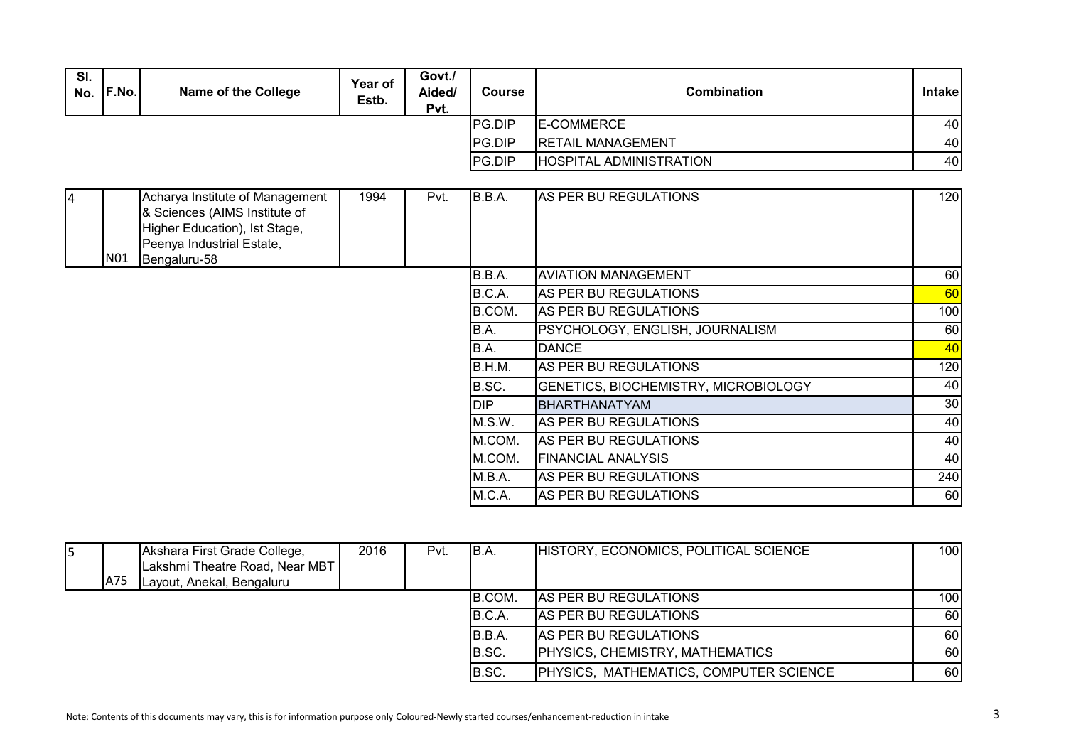| Sl. No. | F.No. | Name of the College | Year of Estb. | Govt./ Aided/ Pvt. | Course | Combination | Intake |
|---|---|---|---|---|---|---|---|
| | | | | | PG.DIP | E-COMMERCE | 40 |
| | | | | | PG.DIP | RETAIL MANAGEMENT | 40 |
| | | | | | PG.DIP | HOSPITAL ADMINISTRATION | 40 |
| 4 | N01 | Acharya Institute of Management & Sciences (AIMS Institute of Higher Education), Ist Stage, Peenya Industrial Estate, Bengaluru-58 | 1994 | Pvt. | B.B.A. | AS PER BU REGULATIONS | 120 |
| | | | | | B.B.A. | AVIATION MANAGEMENT | 60 |
| | | | | | B.C.A. | AS PER BU REGULATIONS | 60 |
| | | | | | B.COM. | AS PER BU REGULATIONS | 100 |
| | | | | | B.A. | PSYCHOLOGY, ENGLISH, JOURNALISM | 60 |
| | | | | | B.A. | DANCE | 40 |
| | | | | | B.H.M. | AS PER BU REGULATIONS | 120 |
| | | | | | B.SC. | GENETICS, BIOCHEMISTRY, MICROBIOLOGY | 40 |
| | | | | | DIP | BHARTHANATYAM | 30 |
| | | | | | M.S.W. | AS PER BU REGULATIONS | 40 |
| | | | | | M.COM. | AS PER BU REGULATIONS | 40 |
| | | | | | M.COM. | FINANCIAL ANALYSIS | 40 |
| | | | | | M.B.A. | AS PER BU REGULATIONS | 240 |
| | | | | | M.C.A. | AS PER BU REGULATIONS | 60 |
| 5 | A75 | Akshara First Grade College, Lakshmi Theatre Road, Near MBT Layout, Anekal, Bengaluru | 2016 | Pvt. | B.A. | HISTORY, ECONOMICS, POLITICAL SCIENCE | 100 |
| | | | | | B.COM. | AS PER BU REGULATIONS | 100 |
| | | | | | B.C.A. | AS PER BU REGULATIONS | 60 |
| | | | | | B.B.A. | AS PER BU REGULATIONS | 60 |
| | | | | | B.SC. | PHYSICS, CHEMISTRY, MATHEMATICS | 60 |
| | | | | | B.SC. | PHYSICS, MATHEMATICS, COMPUTER SCIENCE | 60 |

Note: Contents of this documents may vary, this is for information purpose only Coloured-Newly started courses/enhancement-reduction in intake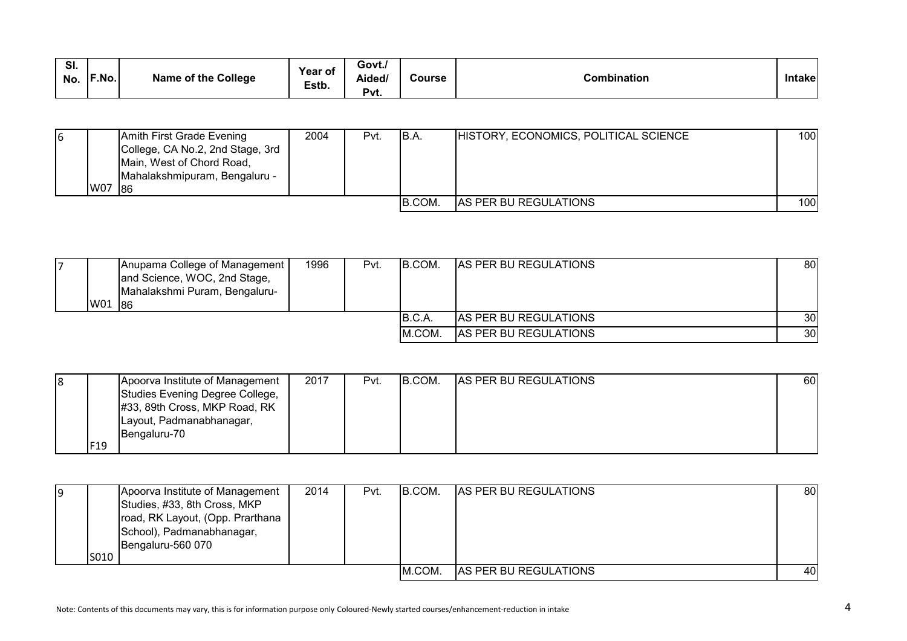| Sl. No. | F.No. | Name of the College | Year of Estb. | Govt./ Aided/ Pvt. | Course | Combination | Intake |
|---|---|---|---|---|---|---|---|
| 6 | W07 | Amith First Grade Evening College, CA No.2, 2nd Stage, 3rd Main, West of Chord Road, Mahalakshmipuram, Bengaluru - 86 | 2004 | Pvt. | B.A. | HISTORY, ECONOMICS, POLITICAL SCIENCE | 100 |
| | | | | | B.COM. | AS PER BU REGULATIONS | 100 |
| 7 | W01 | Anupama College of Management and Science, WOC, 2nd Stage, Mahalakshmi Puram, Bengaluru-86 | 1996 | Pvt. | B.COM. | AS PER BU REGULATIONS | 80 |
| | | | | | B.C.A. | AS PER BU REGULATIONS | 30 |
| | | | | | M.COM. | AS PER BU REGULATIONS | 30 |
| 8 | F19 | Apoorva Institute of Management Studies Evening Degree College, #33, 89th Cross, MKP Road, RK Layout, Padmanabhanagar, Bengaluru-70 | 2017 | Pvt. | B.COM. | AS PER BU REGULATIONS | 60 |
| 9 | S010 | Apoorva Institute of Management Studies, #33, 8th Cross, MKP road, RK Layout, (Opp. Prarthana School), Padmanabhanagar, Bengaluru-560 070 | 2014 | Pvt. | B.COM. | AS PER BU REGULATIONS | 80 |
| | | | | | M.COM. | AS PER BU REGULATIONS | 40 |

Note: Contents of this documents may vary, this is for information purpose only Coloured-Newly started courses/enhancement-reduction in intake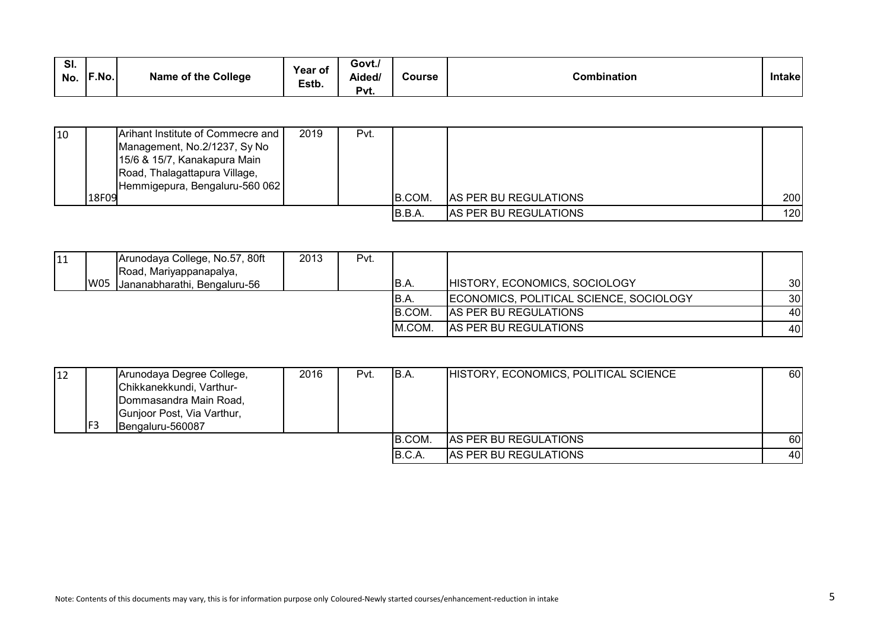| Sl. No. | F.No. | Name of the College | Year of Estb. | Govt./ Aided/ Pvt. | Course | Combination | Intake |
|---|---|---|---|---|---|---|---|
| 10 | 18F09 | Arihant Institute of Commecre and Management, No.2/1237, Sy No 15/6 & 15/7, Kanakapura Main Road, Thalagattapura Village, Hemmigepura, Bengaluru-560 062 | 2019 | Pvt. | B.COM. | AS PER BU REGULATIONS | 200 |
| | | | | | B.B.A. | AS PER BU REGULATIONS | 120 |
| 11 | W05 | Arunodaya College, No.57, 80ft Road, Mariyappanapalya, Jananabharathi, Bengaluru-56 | 2013 | Pvt. | B.A. | HISTORY, ECONOMICS, SOCIOLOGY | 30 |
| | | | | | B.A. | ECONOMICS, POLITICAL SCIENCE, SOCIOLOGY | 30 |
| | | | | | B.COM. | AS PER BU REGULATIONS | 40 |
| | | | | | M.COM. | AS PER BU REGULATIONS | 40 |
| 12 | F3 | Arunodaya Degree College, Chikkanekkundi, Varthur-Dommasandra Main Road, Gunjoor Post, Via Varthur, Bengaluru-560087 | 2016 | Pvt. | B.A. | HISTORY, ECONOMICS, POLITICAL SCIENCE | 60 |
| | | | | | B.COM. | AS PER BU REGULATIONS | 60 |
| | | | | | B.C.A. | AS PER BU REGULATIONS | 40 |

Note: Contents of this documents may vary, this is for information purpose only Coloured-Newly started courses/enhancement-reduction in intake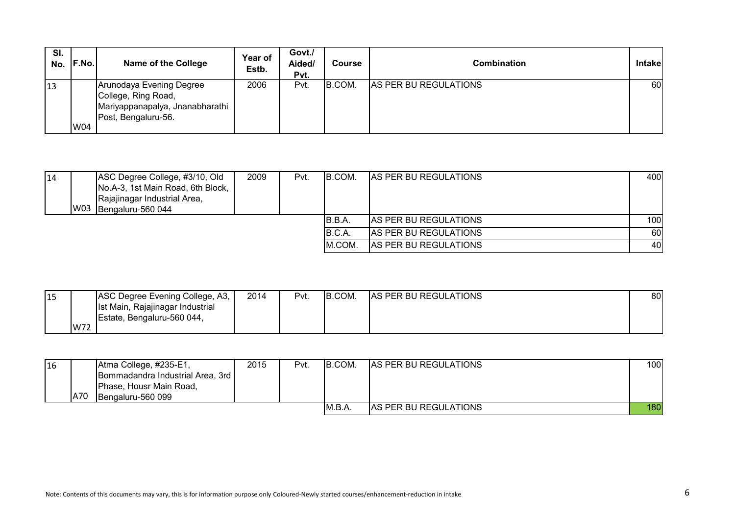| Sl. No. | F.No. | Name of the College | Year of Estb. | Govt./ Aided/ Pvt. | Course | Combination | Intake |
|---|---|---|---|---|---|---|---|
| 13 | W04 | Arunodaya Evening Degree College, Ring Road, Mariyappanapalya, Jnanabharathi Post, Bengaluru-56. | 2006 | Pvt. | B.COM. | AS PER BU REGULATIONS | 60 |
| 14 | W03 | ASC Degree College, #3/10, Old No.A-3, 1st Main Road, 6th Block, Rajajinagar Industrial Area, Bengaluru-560 044 | 2009 | Pvt. | B.COM. | AS PER BU REGULATIONS | 400 |
| | | | | | B.B.A. | AS PER BU REGULATIONS | 100 |
| | | | | | B.C.A. | AS PER BU REGULATIONS | 60 |
| | | | | | M.COM. | AS PER BU REGULATIONS | 40 |
| 15 | W72 | ASC Degree Evening College, A3, Ist Main, Rajajinagar Industrial Estate, Bengaluru-560 044, | 2014 | Pvt. | B.COM. | AS PER BU REGULATIONS | 80 |
| 16 | A70 | Atma College, #235-E1, Bommadandra Industrial Area, 3rd Phase, Housr Main Road, Bengaluru-560 099 | 2015 | Pvt. | B.COM. | AS PER BU REGULATIONS | 100 |
| | | | | | M.B.A. | AS PER BU REGULATIONS | 180 |

Note: Contents of this documents may vary, this is for information purpose only Coloured-Newly started courses/enhancement-reduction in intake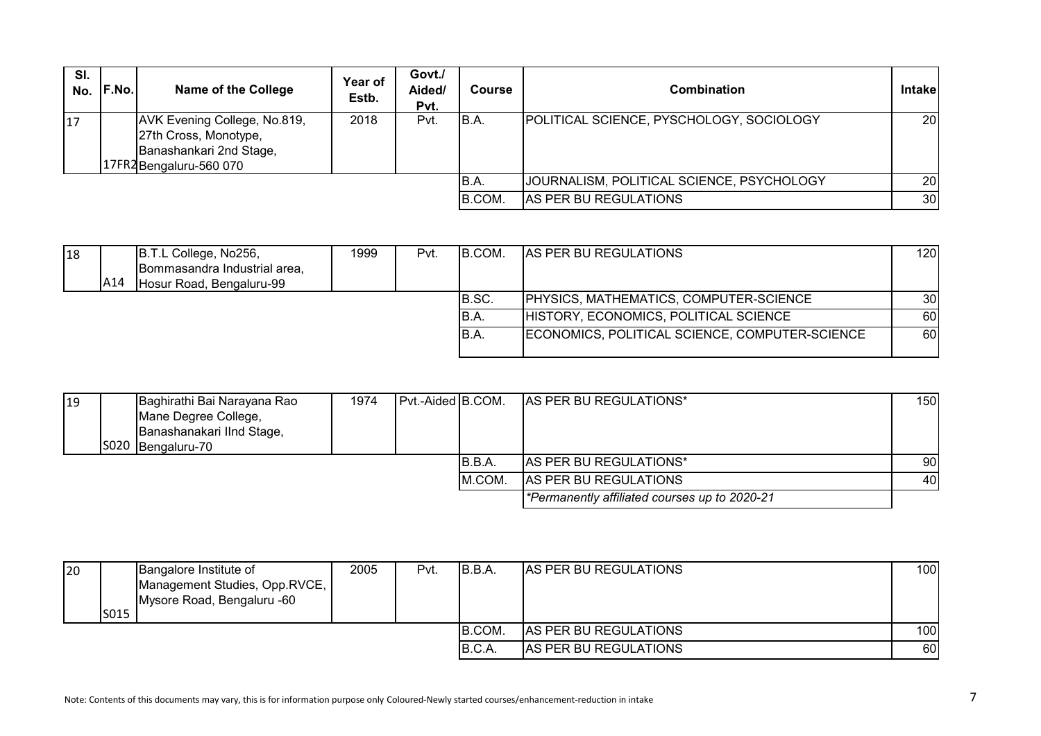| Sl. No. | F.No. | Name of the College | Year of Estb. | Govt./ Aided/ Pvt. | Course | Combination | Intake |
|---|---|---|---|---|---|---|---|
| 17 | 17FR2 | AVK Evening College, No.819, 27th Cross, Monotype, Banashankari 2nd Stage, Bengaluru-560 070 | 2018 | Pvt. | B.A. | POLITICAL SCIENCE, PYSCHOLOGY, SOCIOLOGY | 20 |
| | | | | | B.A. | JOURNALISM, POLITICAL SCIENCE, PSYCHOLOGY | 20 |
| | | | | | B.COM. | AS PER BU REGULATIONS | 30 |
| 18 | A14 | B.T.L College, No256, Bommasandra Industrial area, Hosur Road, Bengaluru-99 | 1999 | Pvt. | B.COM. | AS PER BU REGULATIONS | 120 |
| | | | | | B.SC. | PHYSICS, MATHEMATICS, COMPUTER-SCIENCE | 30 |
| | | | | | B.A. | HISTORY, ECONOMICS, POLITICAL SCIENCE | 60 |
| | | | | | B.A. | ECONOMICS, POLITICAL SCIENCE, COMPUTER-SCIENCE | 60 |
| 19 | S020 | Baghirathi Bai Narayana Rao Mane Degree College, Banashanakari IInd Stage, Bengaluru-70 | 1974 | Pvt.-Aided | B.COM. | AS PER BU REGULATIONS* | 150 |
| | | | | | B.B.A. | AS PER BU REGULATIONS* | 90 |
| | | | | | M.COM. | AS PER BU REGULATIONS | 40 |
| | | | | | | *Permanently affiliated courses up to 2020-21* | |
| 20 | S015 | Bangalore Institute of Management Studies, Opp.RVCE, Mysore Road, Bengaluru -60 | 2005 | Pvt. | B.B.A. | AS PER BU REGULATIONS | 100 |
| | | | | | B.COM. | AS PER BU REGULATIONS | 100 |
| | | | | | B.C.A. | AS PER BU REGULATIONS | 60 |

Note: Contents of this documents may vary, this is for information purpose only Coloured-Newly started courses/enhancement-reduction in intake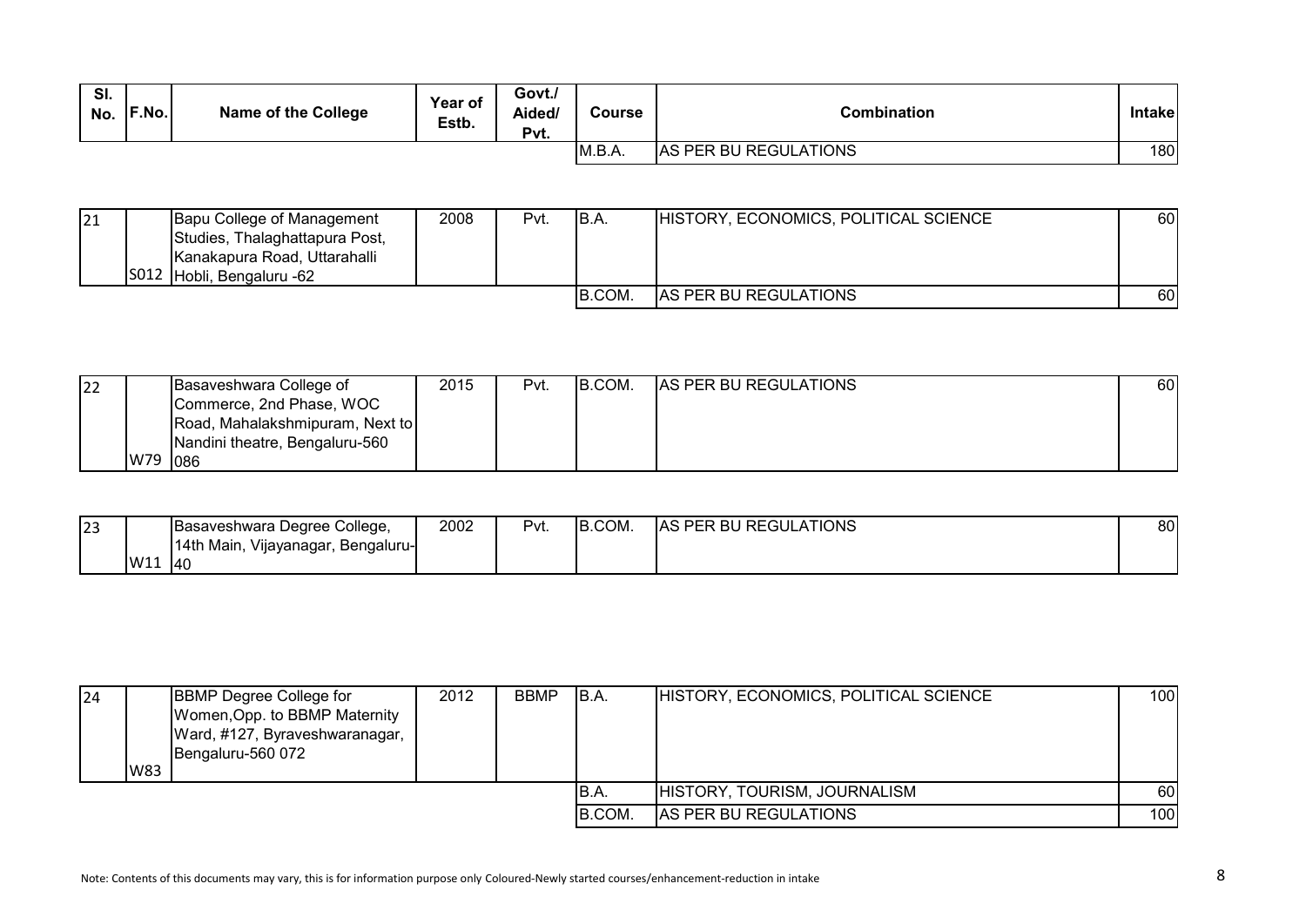| Sl. No. | F.No. | Name of the College | Year of Estb. | Govt./ Aided/ Pvt. | Course | Combination | Intake |
|---|---|---|---|---|---|---|---|
| | | | | | M.B.A. | AS PER BU REGULATIONS | 180 |
| 21 | S012 | Bapu College of Management Studies, Thalaghattapura Post, Kanakapura Road, Uttarahalli Hobli, Bengaluru -62 | 2008 | Pvt. | B.A. | HISTORY, ECONOMICS, POLITICAL SCIENCE | 60 |
| | | | | | B.COM. | AS PER BU REGULATIONS | 60 |
| 22 | W79 | Basaveshwara College of Commerce, 2nd Phase, WOC Road, Mahalakshmipuram, Next to Nandini theatre, Bengaluru-560 086 | 2015 | Pvt. | B.COM. | AS PER BU REGULATIONS | 60 |
| 23 | W11 | Basaveshwara Degree College, 14th Main, Vijayanagar, Bengaluru-40 | 2002 | Pvt. | B.COM. | AS PER BU REGULATIONS | 80 |
| 24 | W83 | BBMP Degree College for Women,Opp. to BBMP Maternity Ward, #127, Byraveshwaranagar, Bengaluru-560 072 | 2012 | BBMP | B.A. | HISTORY, ECONOMICS, POLITICAL SCIENCE | 100 |
| | | | | | B.A. | HISTORY, TOURISM, JOURNALISM | 60 |
| | | | | | B.COM. | AS PER BU REGULATIONS | 100 |

Note: Contents of this documents may vary, this is for information purpose only Coloured-Newly started courses/enhancement-reduction in intake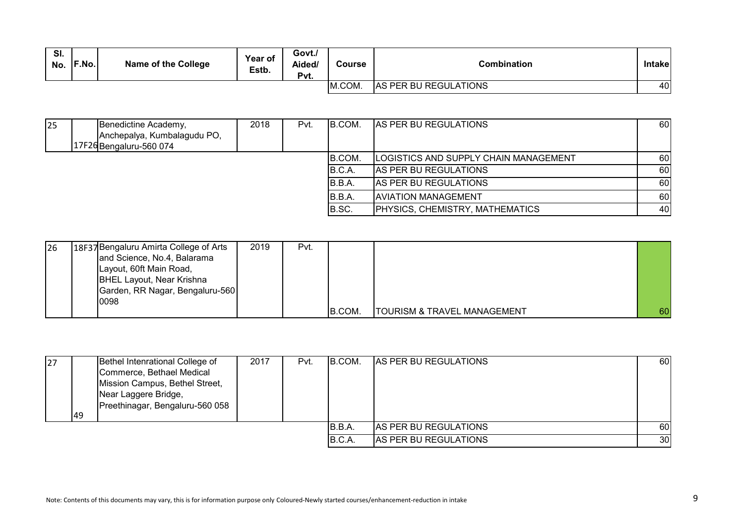| Sl. No. | F.No. | Name of the College | Year of Estb. | Govt./ Aided/ Pvt. | Course | Combination | Intake |
|---|---|---|---|---|---|---|---|
| | | | | | M.COM. | AS PER BU REGULATIONS | 40 |
| 25 | 17F26 | Benedictine Academy, Anchepalya, Kumbalagudu PO, Bengaluru-560 074 | 2018 | Pvt. | B.COM. | AS PER BU REGULATIONS | 60 |
| | | | | | B.COM. | LOGISTICS AND SUPPLY CHAIN MANAGEMENT | 60 |
| | | | | | B.C.A. | AS PER BU REGULATIONS | 60 |
| | | | | | B.B.A. | AS PER BU REGULATIONS | 60 |
| | | | | | B.B.A. | AVIATION MANAGEMENT | 60 |
| | | | | | B.SC. | PHYSICS, CHEMISTRY, MATHEMATICS | 40 |
| 26 | 18F37 | Bengaluru Amirta College of Arts and Science, No.4, Balarama Layout, 60ft Main Road, BHEL Layout, Near Krishna Garden, RR Nagar, Bengaluru-560 0098 | 2019 | Pvt. | B.COM. | TOURISM & TRAVEL MANAGEMENT | 60 |
| 27 | 49 | Bethel Intenrational College of Commerce, Bethael Medical Mission Campus, Bethel Street, Near Laggere Bridge, Preethinagar, Bengaluru-560 058 | 2017 | Pvt. | B.COM. | AS PER BU REGULATIONS | 60 |
| | | | | | B.B.A. | AS PER BU REGULATIONS | 60 |
| | | | | | B.C.A. | AS PER BU REGULATIONS | 30 |

Note: Contents of this documents may vary, this is for information purpose only Coloured-Newly started courses/enhancement-reduction in intake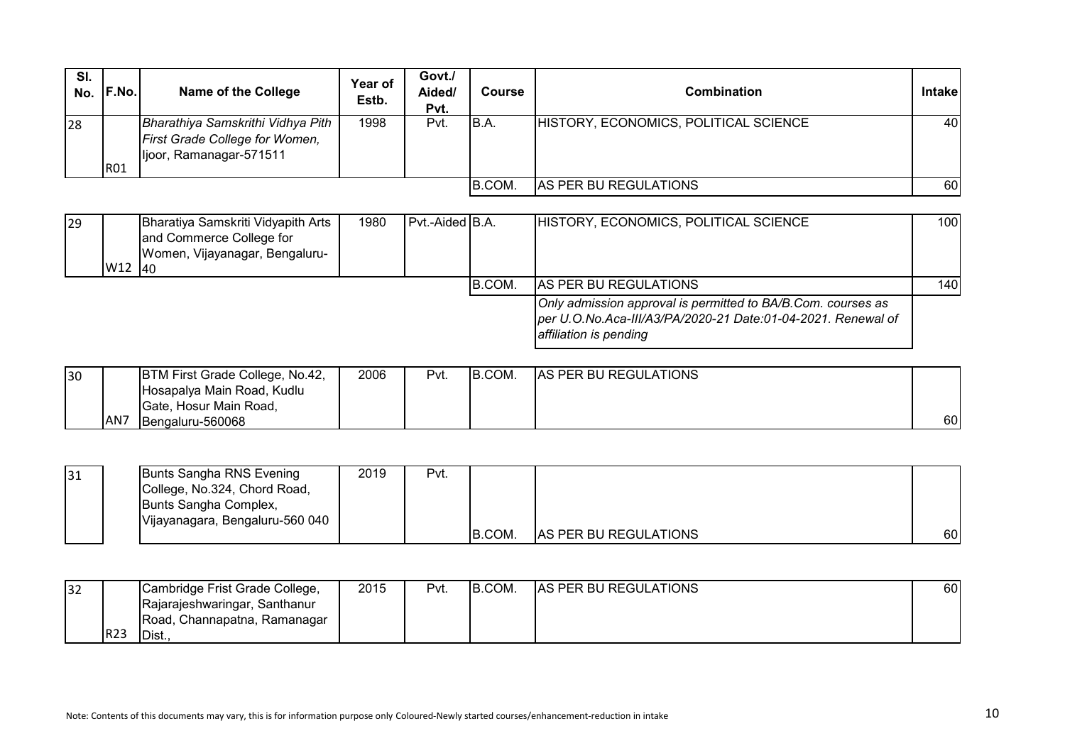| Sl. No. | F.No. | Name of the College | Year of Estb. | Govt./ Aided/ Pvt. | Course | Combination | Intake |
|---|---|---|---|---|---|---|---|
| 28 | R01 | *Bharathiya Samskrithi Vidhya Pith First Grade College for Women, Ijoor, Ramanagar-571511* | 1998 | Pvt. | B.A. | HISTORY, ECONOMICS, POLITICAL SCIENCE | 40 |
| | | | | | B.COM. | AS PER BU REGULATIONS | 60 |
| 29 | W12 | Bharatiya Samskriti Vidyapith Arts and Commerce College for Women, Vijayanagar, Bengaluru-40 | 1980 | Pvt.-Aided | B.A. | HISTORY, ECONOMICS, POLITICAL SCIENCE | 100 |
| | | | | | B.COM. | AS PER BU REGULATIONS | 140 |
| | | | | | | *Only admission approval is permitted to BA/B.Com. courses as per U.O.No.Aca-III/A3/PA/2020-21 Date:01-04-2021. Renewal of affiliation is pending* | |
| 30 | AN7 | BTM First Grade College, No.42, Hosapalya Main Road, Kudlu Gate, Hosur Main Road, Bengaluru-560068 | 2006 | Pvt. | B.COM. | AS PER BU REGULATIONS | 60 |
| 31 | | Bunts Sangha RNS Evening College, No.324, Chord Road, Bunts Sangha Complex, Vijayanagara, Bengaluru-560 040 | 2019 | Pvt. | B.COM. | AS PER BU REGULATIONS | 60 |
| 32 | R23 | Cambridge Frist Grade College, Rajarajeshwaringar, Santhanur Road, Channapatna, Ramanagar Dist., | 2015 | Pvt. | B.COM. | AS PER BU REGULATIONS | 60 |

Note: Contents of this documents may vary, this is for information purpose only Coloured-Newly started courses/enhancement-reduction in intake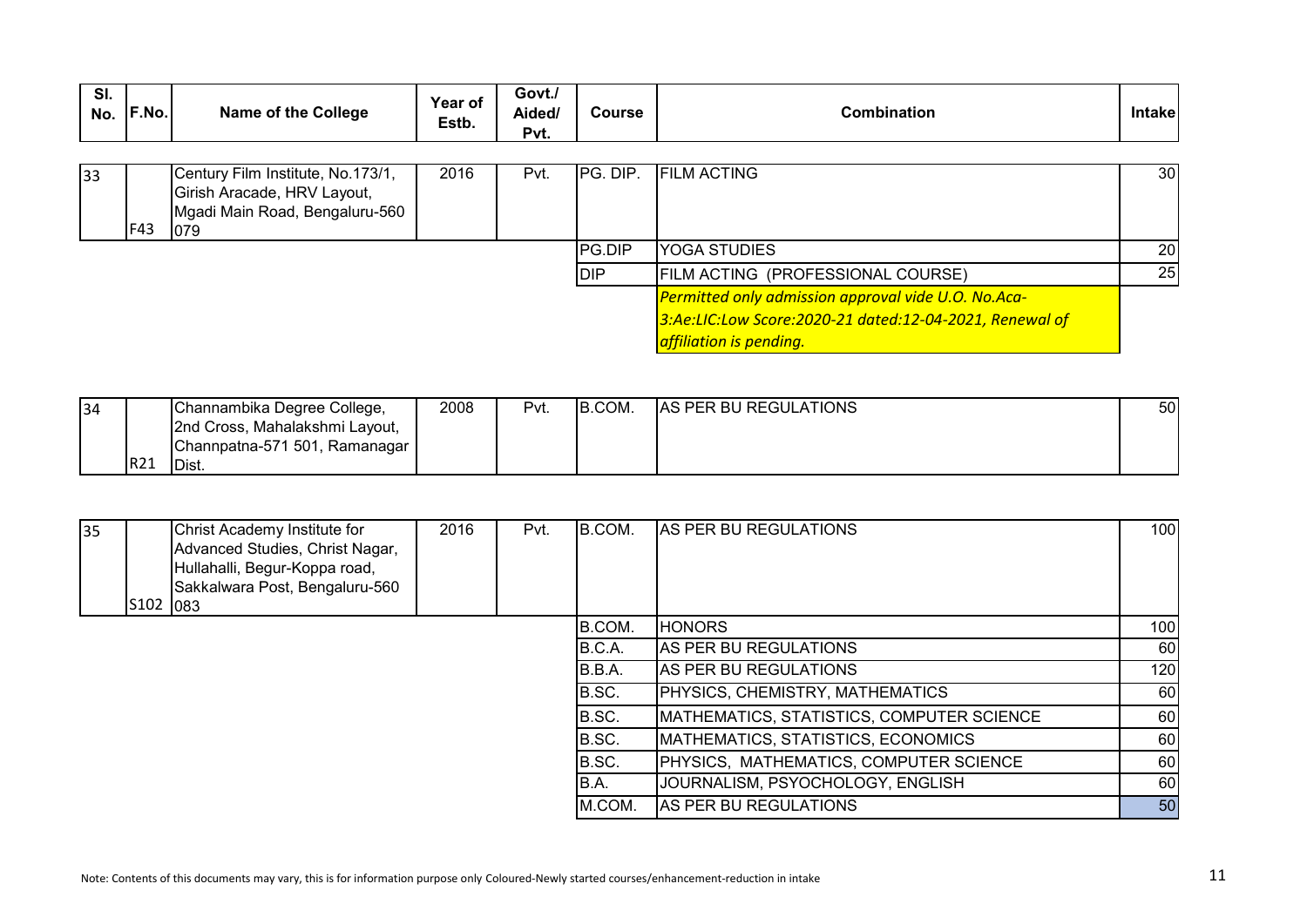| Sl. No. | F.No. | Name of the College | Year of Estb. | Govt./ Aided/ Pvt. | Course | Combination | Intake |
|---|---|---|---|---|---|---|---|
| 33 | F43 | Century Film Institute, No.173/1, Girish Aracade, HRV Layout, Mgadi Main Road, Bengaluru-560 079 | 2016 | Pvt. | PG. DIP. | FILM ACTING | 30 |
| | | | | | PG.DIP | YOGA STUDIES | 20 |
| | | | | | DIP | FILM ACTING (PROFESSIONAL COURSE) | 25 |
| | | | | | | *Permitted only admission approval vide U.O. No.Aca-3:Ae:LIC:Low Score:2020-21 dated:12-04-2021, Renewal of affiliation is pending.* | |
| 34 | R21 | Channambika Degree College, 2nd Cross, Mahalakshmi Layout, Channpatna-571 501, Ramanagar Dist. | 2008 | Pvt. | B.COM. | AS PER BU REGULATIONS | 50 |
| 35 | S102 | Christ Academy Institute for Advanced Studies, Christ Nagar, Hullahalli, Begur-Koppa road, Sakkalwara Post, Bengaluru-560 083 | 2016 | Pvt. | B.COM. | AS PER BU REGULATIONS | 100 |
| | | | | | B.COM. | HONORS | 100 |
| | | | | | B.C.A. | AS PER BU REGULATIONS | 60 |
| | | | | | B.B.A. | AS PER BU REGULATIONS | 120 |
| | | | | | B.SC. | PHYSICS, CHEMISTRY, MATHEMATICS | 60 |
| | | | | | B.SC. | MATHEMATICS, STATISTICS, COMPUTER SCIENCE | 60 |
| | | | | | B.SC. | MATHEMATICS, STATISTICS, ECONOMICS | 60 |
| | | | | | B.SC. | PHYSICS, MATHEMATICS, COMPUTER SCIENCE | 60 |
| | | | | | B.A. | JOURNALISM, PSYOCHOLOGY, ENGLISH | 60 |
| | | | | | M.COM. | AS PER BU REGULATIONS | 50 |

Note: Contents of this documents may vary, this is for information purpose only Coloured-Newly started courses/enhancement-reduction in intake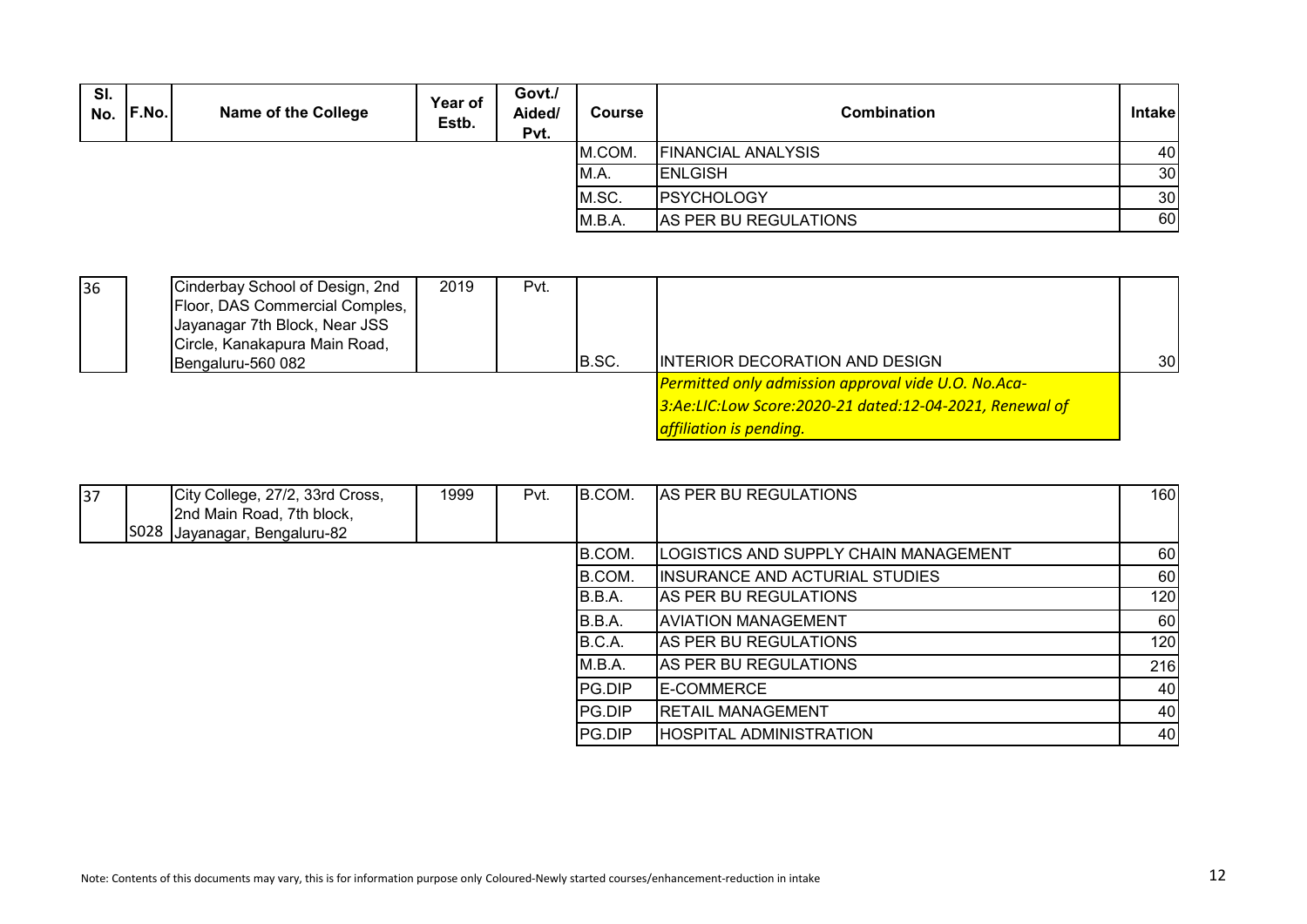| Sl. No. | F.No. | Name of the College | Year of Estb. | Govt./ Aided/ Pvt. | Course | Combination | Intake |
|---|---|---|---|---|---|---|---|
| | | | | | M.COM. | FINANCIAL ANALYSIS | 40 |
| | | | | | M.A. | ENLGISH | 30 |
| | | | | | M.SC. | PSYCHOLOGY | 30 |
| | | | | | M.B.A. | AS PER BU REGULATIONS | 60 |

| | | | | | | | |
|---|---|---|---|---|---|---|---|
| 36 | | Cinderbay School of Design, 2nd Floor, DAS Commercial Comples, Jayanagar 7th Block, Near JSS Circle, Kanakapura Main Road, Bengaluru-560 082 | 2019 | Pvt. | B.SC. | INTERIOR DECORATION AND DESIGN | 30 |
| | | | | | | *Permitted only admission approval vide U.O. No.Aca-3:Ae:LIC:Low Score:2020-21 dated:12-04-2021, Renewal of affiliation is pending.* | |

| | | | | | | | |
|---|---|---|---|---|---|---|---|
| 37 | S028 | City College, 27/2, 33rd Cross, 2nd Main Road, 7th block, Jayanagar, Bengaluru-82 | 1999 | Pvt. | B.COM. | AS PER BU REGULATIONS | 160 |
| | | | | | B.COM. | LOGISTICS AND SUPPLY CHAIN MANAGEMENT | 60 |
| | | | | | B.COM. | INSURANCE AND ACTURIAL STUDIES | 60 |
| | | | | | B.B.A. | AS PER BU REGULATIONS | 120 |
| | | | | | B.B.A. | AVIATION MANAGEMENT | 60 |
| | | | | | B.C.A. | AS PER BU REGULATIONS | 120 |
| | | | | | M.B.A. | AS PER BU REGULATIONS | 216 |
| | | | | | PG.DIP | E-COMMERCE | 40 |
| | | | | | PG.DIP | RETAIL MANAGEMENT | 40 |
| | | | | | PG.DIP | HOSPITAL ADMINISTRATION | 40 |

Note: Contents of this documents may vary, this is for information purpose only Coloured-Newly started courses/enhancement-reduction in intake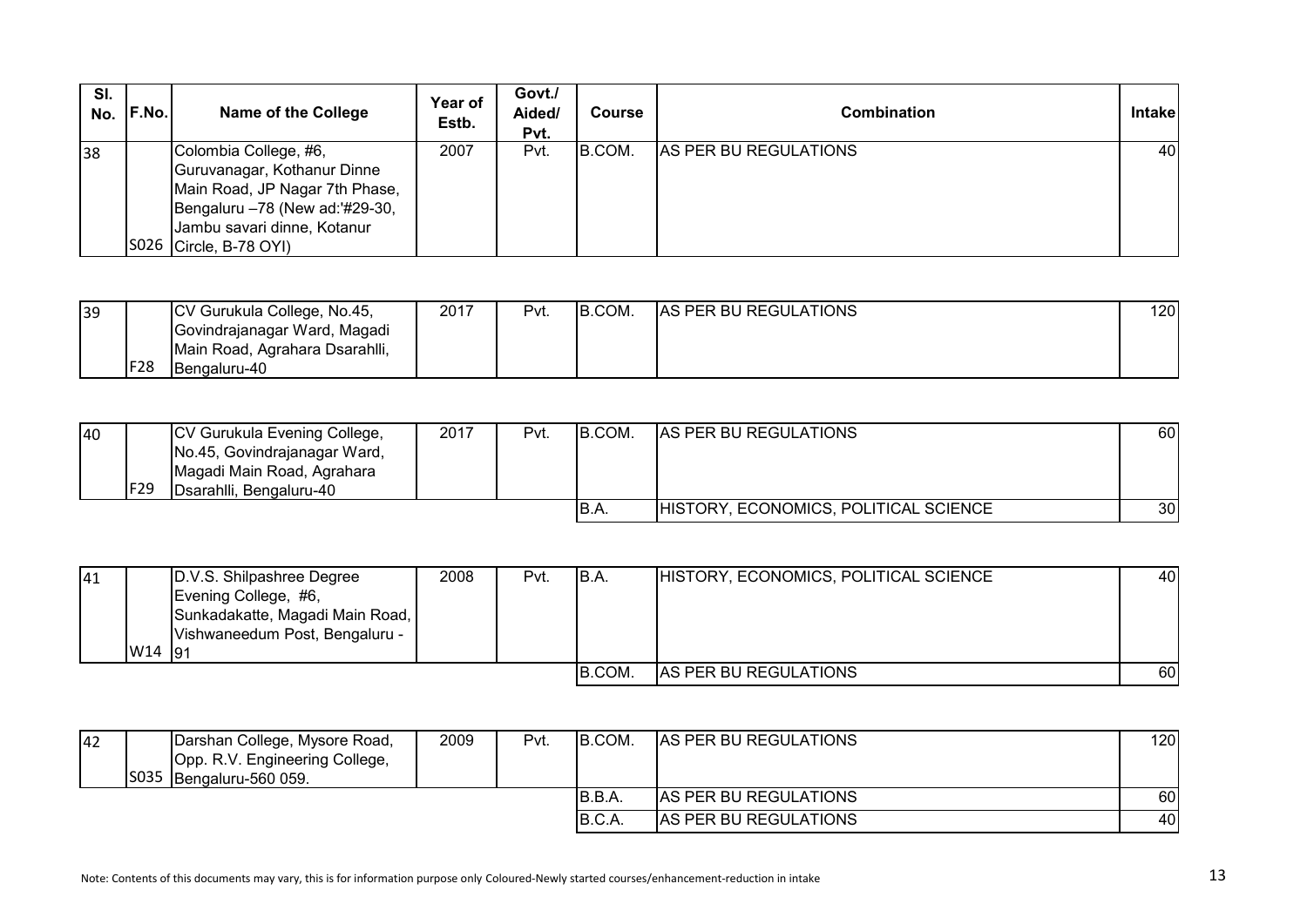| Sl. No. | F.No. | Name of the College | Year of Estb. | Govt./ Aided/ Pvt. | Course | Combination | Intake |
|---|---|---|---|---|---|---|---|
| 38 | S026 | Colombia College, #6, Guruvanagar, Kothanur Dinne Main Road, JP Nagar 7th Phase, Bengaluru –78 (New ad:'#29-30, Jambu savari dinne, Kotanur Circle, B-78 OYI) | 2007 | Pvt. | B.COM. | AS PER BU REGULATIONS | 40 |
| 39 | F28 | CV Gurukula College, No.45, Govindrajanagar Ward, Magadi Main Road, Agrahara Dsarahlli, Bengaluru-40 | 2017 | Pvt. | B.COM. | AS PER BU REGULATIONS | 120 |
| 40 | F29 | CV Gurukula Evening College, No.45, Govindrajanagar Ward, Magadi Main Road, Agrahara Dsarahlli, Bengaluru-40 | 2017 | Pvt. | B.COM. | AS PER BU REGULATIONS | 60 |
| | | | | | B.A. | HISTORY, ECONOMICS, POLITICAL SCIENCE | 30 |
| 41 | W14 | D.V.S. Shilpashree Degree Evening College, #6, Sunkadakatte, Magadi Main Road, Vishwaneedum Post, Bengaluru - 91 | 2008 | Pvt. | B.A. | HISTORY, ECONOMICS, POLITICAL SCIENCE | 40 |
| | | | | | B.COM. | AS PER BU REGULATIONS | 60 |
| 42 | S035 | Darshan College, Mysore Road, Opp. R.V. Engineering College, Bengaluru-560 059. | 2009 | Pvt. | B.COM. | AS PER BU REGULATIONS | 120 |
| | | | | | B.B.A. | AS PER BU REGULATIONS | 60 |
| | | | | | B.C.A. | AS PER BU REGULATIONS | 40 |

Note: Contents of this documents may vary, this is for information purpose only Coloured-Newly started courses/enhancement-reduction in intake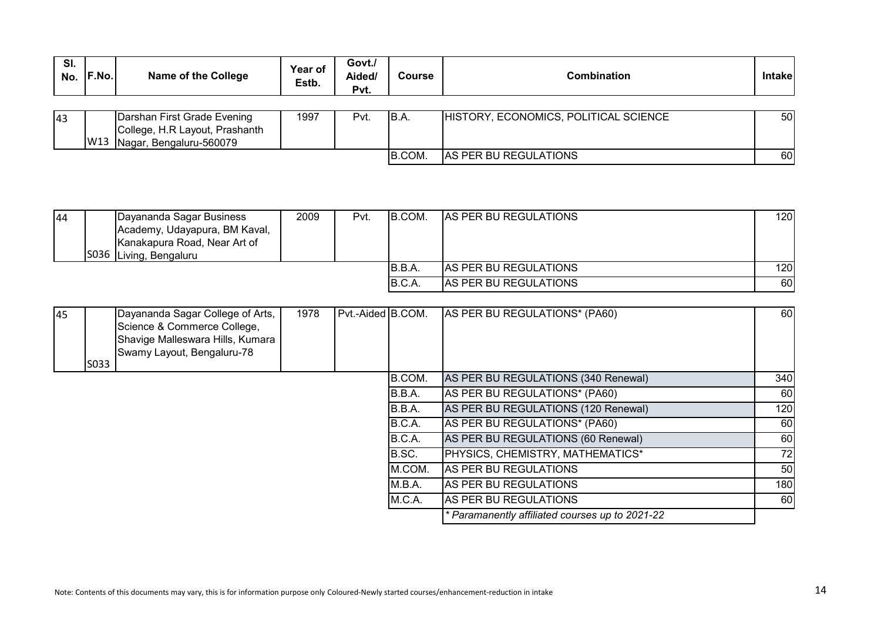| Sl. No. | F.No. | Name of the College | Year of Estb. | Govt./ Aided/ Pvt. | Course | Combination | Intake |
|---|---|---|---|---|---|---|---|
| 43 | W13 | Darshan First Grade Evening College, H.R Layout, Prashanth Nagar, Bengaluru-560079 | 1997 | Pvt. | B.A. | HISTORY, ECONOMICS, POLITICAL SCIENCE | 50 |
| | | | | | B.COM. | AS PER BU REGULATIONS | 60 |
| 44 | S036 | Dayananda Sagar Business Academy, Udayapura, BM Kaval, Kanakapura Road, Near Art of Living, Bengaluru | 2009 | Pvt. | B.COM. | AS PER BU REGULATIONS | 120 |
| | | | | | B.B.A. | AS PER BU REGULATIONS | 120 |
| | | | | | B.C.A. | AS PER BU REGULATIONS | 60 |
| 45 | S033 | Dayananda Sagar College of Arts, Science & Commerce College, Shavige Malleswara Hills, Kumara Swamy Layout, Bengaluru-78 | 1978 | Pvt.-Aided | B.COM. | AS PER BU REGULATIONS* (PA60) | 60 |
| | | | | | B.COM. | AS PER BU REGULATIONS (340 Renewal) | 340 |
| | | | | | B.B.A. | AS PER BU REGULATIONS* (PA60) | 60 |
| | | | | | B.B.A. | AS PER BU REGULATIONS (120 Renewal) | 120 |
| | | | | | B.C.A. | AS PER BU REGULATIONS* (PA60) | 60 |
| | | | | | B.C.A. | AS PER BU REGULATIONS (60 Renewal) | 60 |
| | | | | | B.SC. | PHYSICS, CHEMISTRY, MATHEMATICS* | 72 |
| | | | | | M.COM. | AS PER BU REGULATIONS | 50 |
| | | | | | M.B.A. | AS PER BU REGULATIONS | 180 |
| | | | | | M.C.A. | AS PER BU REGULATIONS | 60 |
| | | | | | | *\* Paramanently affiliated courses up to 2021-22* | |

Note: Contents of this documents may vary, this is for information purpose only Coloured-Newly started courses/enhancement-reduction in intake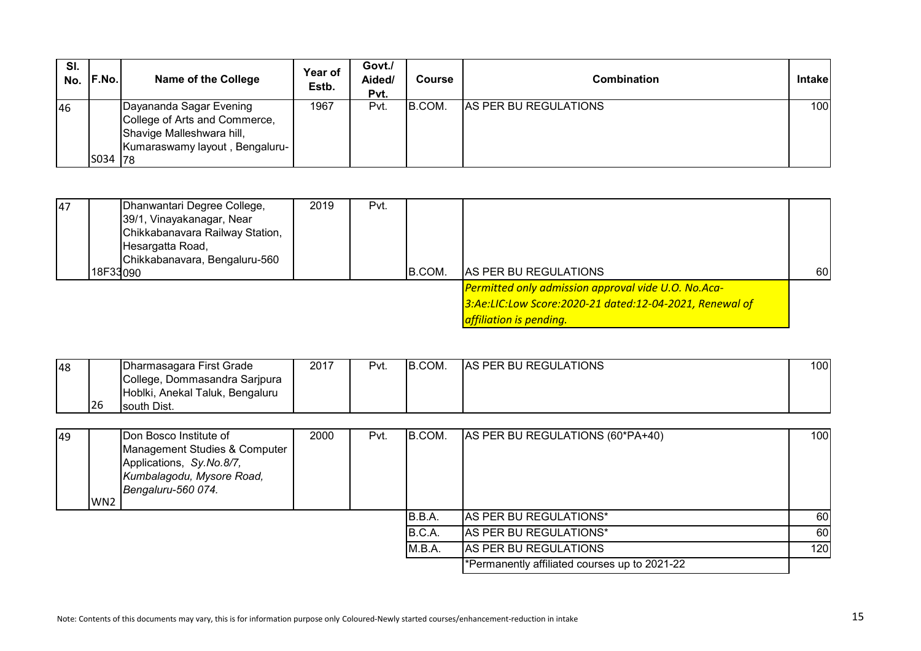| Sl. No. | F.No. | Name of the College | Year of Estb. | Govt./ Aided/ Pvt. | Course | Combination | Intake |
|---|---|---|---|---|---|---|---|
| 46 | S034 | Dayananda Sagar Evening College of Arts and Commerce, Shavige Malleshwara hill, Kumaraswamy layout , Bengaluru-78 | 1967 | Pvt. | B.COM. | AS PER BU REGULATIONS | 100 |
| 47 | 18F33 | Dhanwantari Degree College, 39/1, Vinayakanagar, Near Chikkabanavara Railway Station, Hesargatta Road, Chikkabanavara, Bengaluru-560090 | 2019 | Pvt. | B.COM. | AS PER BU REGULATIONS | 60 |
| | | | | | | *Permitted only admission approval vide U.O. No.Aca-3:Ae:LIC:Low Score:2020-21 dated:12-04-2021, Renewal of affiliation is pending.* | |
| 48 | 26 | Dharmasagara First Grade College, Dommasandra Sarjpura Hoblki, Anekal Taluk, Bengaluru south Dist. | 2017 | Pvt. | B.COM. | AS PER BU REGULATIONS | 100 |
| 49 | WN2 | Don Bosco Institute of Management Studies & Computer Applications, *Sy.No.8/7, Kumbalagodu, Mysore Road, Bengaluru-560 074.* | 2000 | Pvt. | B.COM. | AS PER BU REGULATIONS (60*PA+40) | 100 |
| | | | | | B.B.A. | AS PER BU REGULATIONS* | 60 |
| | | | | | B.C.A. | AS PER BU REGULATIONS* | 60 |
| | | | | | M.B.A. | AS PER BU REGULATIONS | 120 |
| | | | | | | *Permanently affiliated courses up to 2021-22 | |

Note: Contents of this documents may vary, this is for information purpose only Coloured-Newly started courses/enhancement-reduction in intake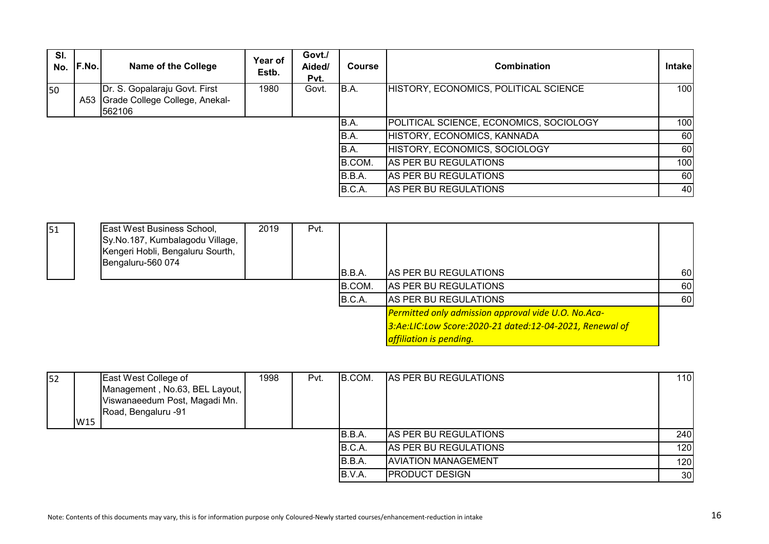| Sl. No. | F.No. | Name of the College | Year of Estb. | Govt./ Aided/ Pvt. | Course | Combination | Intake |
|---|---|---|---|---|---|---|---|
| 50 | A53 | Dr. S. Gopalaraju Govt. First Grade College College, Anekal-562106 | 1980 | Govt. | B.A. | HISTORY, ECONOMICS, POLITICAL SCIENCE | 100 |
| | | | | | B.A. | POLITICAL SCIENCE, ECONOMICS, SOCIOLOGY | 100 |
| | | | | | B.A. | HISTORY, ECONOMICS, KANNADA | 60 |
| | | | | | B.A. | HISTORY, ECONOMICS, SOCIOLOGY | 60 |
| | | | | | B.COM. | AS PER BU REGULATIONS | 100 |
| | | | | | B.B.A. | AS PER BU REGULATIONS | 60 |
| | | | | | B.C.A. | AS PER BU REGULATIONS | 40 |
| 51 | | East West Business School, Sy.No.187, Kumbalagodu Village, Kengeri Hobli, Bengaluru Sourth, Bengaluru-560 074 | 2019 | Pvt. | B.B.A. | AS PER BU REGULATIONS | 60 |
| | | | | | B.COM. | AS PER BU REGULATIONS | 60 |
| | | | | | B.C.A. | AS PER BU REGULATIONS | 60 |
| | | | | | | *Permitted only admission approval vide U.O. No.Aca-3:Ae:LIC:Low Score:2020-21 dated:12-04-2021, Renewal of affiliation is pending.* | |
| 52 | W15 | East West College of Management , No.63, BEL Layout, Viswanaeedum Post, Magadi Mn. Road, Bengaluru -91 | 1998 | Pvt. | B.COM. | AS PER BU REGULATIONS | 110 |
| | | | | | B.B.A. | AS PER BU REGULATIONS | 240 |
| | | | | | B.C.A. | AS PER BU REGULATIONS | 120 |
| | | | | | B.B.A. | AVIATION MANAGEMENT | 120 |
| | | | | | B.V.A. | PRODUCT DESIGN | 30 |

Note: Contents of this documents may vary, this is for information purpose only Coloured-Newly started courses/enhancement-reduction in intake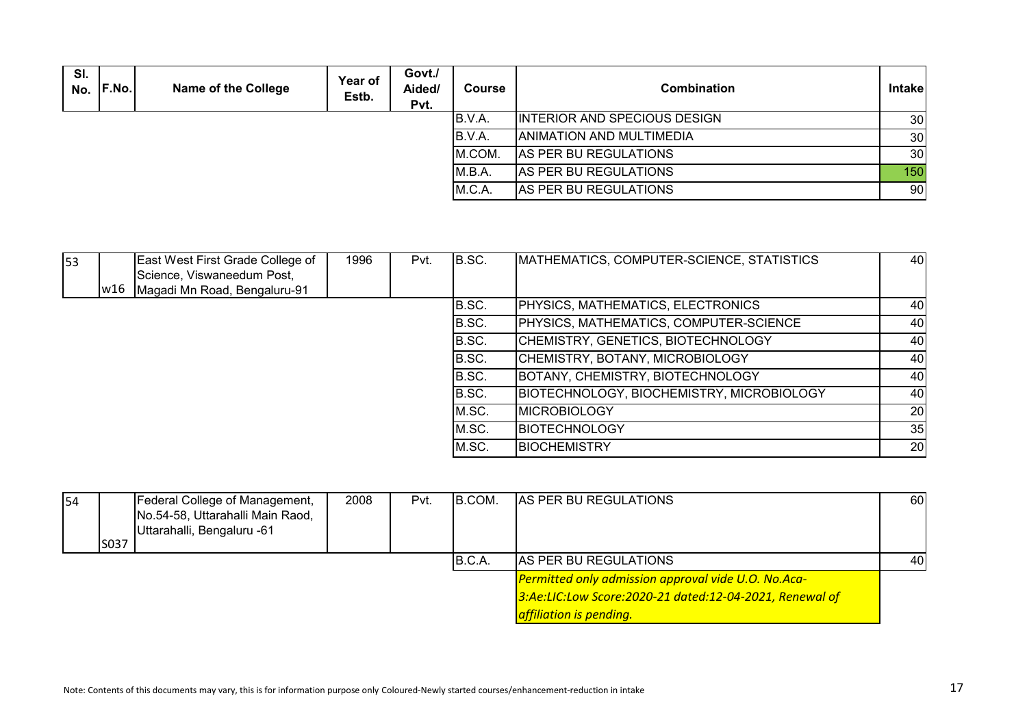| Sl. No. | F.No. | Name of the College | Year of Estb. | Govt./ Aided/ Pvt. | Course | Combination | Intake |
|---|---|---|---|---|---|---|---|
| | | | | | B.V.A. | INTERIOR AND SPECIOUS DESIGN | 30 |
| | | | | | B.V.A. | ANIMATION AND MULTIMEDIA | 30 |
| | | | | | M.COM. | AS PER BU REGULATIONS | 30 |
| | | | | | M.B.A. | AS PER BU REGULATIONS | 150 |
| | | | | | M.C.A. | AS PER BU REGULATIONS | 90 |
| 53 | w16 | East West First Grade College of Science, Viswaneedum Post, Magadi Mn Road, Bengaluru-91 | 1996 | Pvt. | B.SC. | MATHEMATICS, COMPUTER-SCIENCE, STATISTICS | 40 |
| | | | | | B.SC. | PHYSICS, MATHEMATICS, ELECTRONICS | 40 |
| | | | | | B.SC. | PHYSICS, MATHEMATICS, COMPUTER-SCIENCE | 40 |
| | | | | | B.SC. | CHEMISTRY, GENETICS, BIOTECHNOLOGY | 40 |
| | | | | | B.SC. | CHEMISTRY, BOTANY, MICROBIOLOGY | 40 |
| | | | | | B.SC. | BOTANY, CHEMISTRY, BIOTECHNOLOGY | 40 |
| | | | | | B.SC. | BIOTECHNOLOGY, BIOCHEMISTRY, MICROBIOLOGY | 40 |
| | | | | | M.SC. | MICROBIOLOGY | 20 |
| | | | | | M.SC. | BIOTECHNOLOGY | 35 |
| | | | | | M.SC. | BIOCHEMISTRY | 20 |
| 54 | S037 | Federal College of Management, No.54-58, Uttarahalli Main Raod, Uttarahalli, Bengaluru -61 | 2008 | Pvt. | B.COM. | AS PER BU REGULATIONS | 60 |
| | | | | | B.C.A. | AS PER BU REGULATIONS | 40 |
| | | | | | | *Permitted only admission approval vide U.O. No.Aca-3:Ae:LIC:Low Score:2020-21 dated:12-04-2021, Renewal of affiliation is pending.* | |

Note: Contents of this documents may vary, this is for information purpose only Coloured-Newly started courses/enhancement-reduction in intake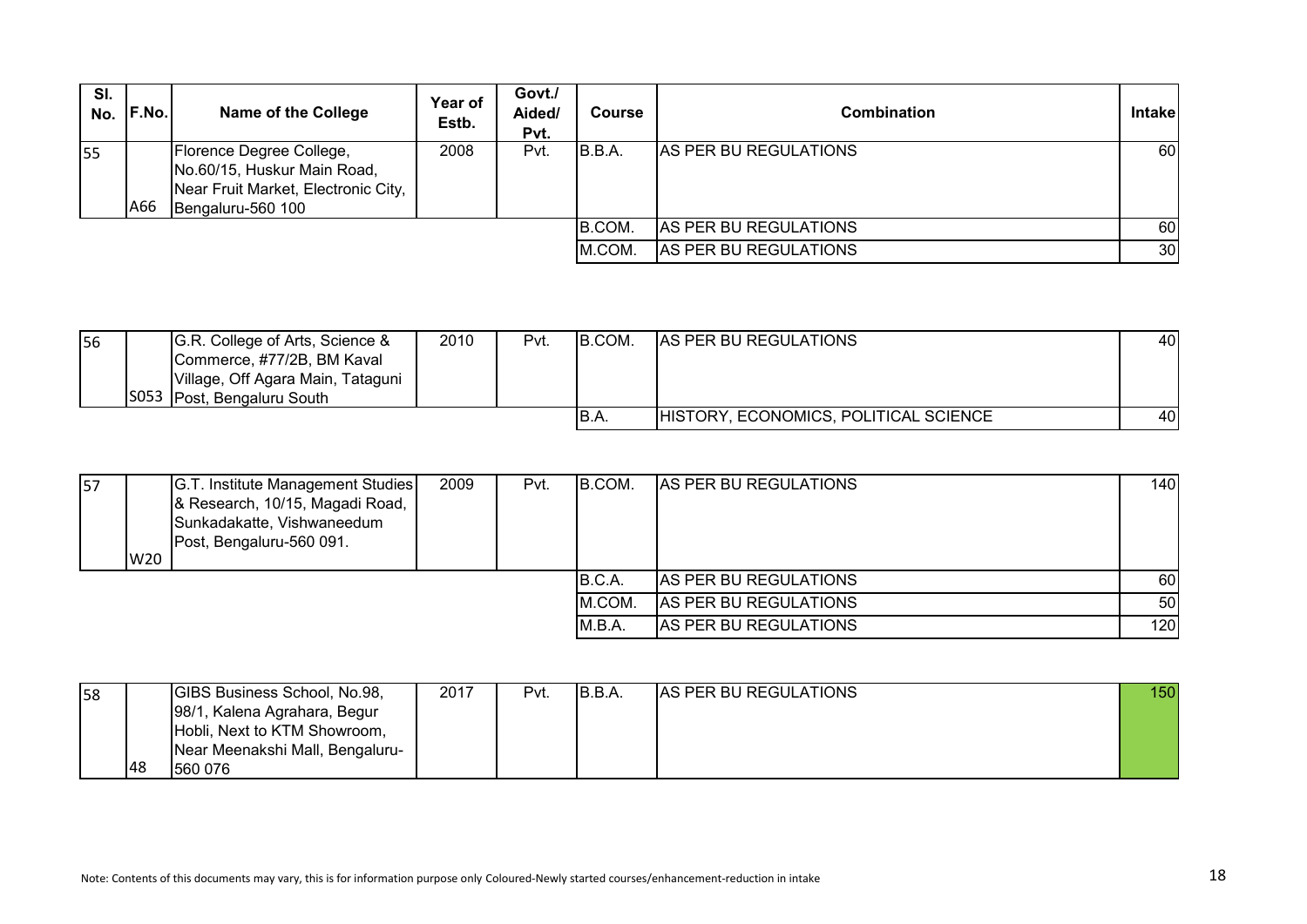| Sl. No. | F.No. | Name of the College | Year of Estb. | Govt./ Aided/ Pvt. | Course | Combination | Intake |
|---|---|---|---|---|---|---|---|
| 55 | A66 | Florence Degree College, No.60/15, Huskur Main Road, Near Fruit Market, Electronic City, Bengaluru-560 100 | 2008 | Pvt. | B.B.A. | AS PER BU REGULATIONS | 60 |
| | | | | | B.COM. | AS PER BU REGULATIONS | 60 |
| | | | | | M.COM. | AS PER BU REGULATIONS | 30 |
| 56 | S053 | G.R. College of Arts, Science & Commerce, #77/2B, BM Kaval Village, Off Agara Main, Tataguni Post, Bengaluru South | 2010 | Pvt. | B.COM. | AS PER BU REGULATIONS | 40 |
| | | | | | B.A. | HISTORY, ECONOMICS, POLITICAL SCIENCE | 40 |
| 57 | W20 | G.T. Institute Management Studies & Research, 10/15, Magadi Road, Sunkadakatte, Vishwaneedum Post, Bengaluru-560 091. | 2009 | Pvt. | B.COM. | AS PER BU REGULATIONS | 140 |
| | | | | | B.C.A. | AS PER BU REGULATIONS | 60 |
| | | | | | M.COM. | AS PER BU REGULATIONS | 50 |
| | | | | | M.B.A. | AS PER BU REGULATIONS | 120 |
| 58 | 48 | GIBS Business School, No.98, 98/1, Kalena Agrahara, Begur Hobli, Next to KTM Showroom, Near Meenakshi Mall, Bengaluru-560 076 | 2017 | Pvt. | B.B.A. | AS PER BU REGULATIONS | 150 |

Note: Contents of this documents may vary, this is for information purpose only Coloured-Newly started courses/enhancement-reduction in intake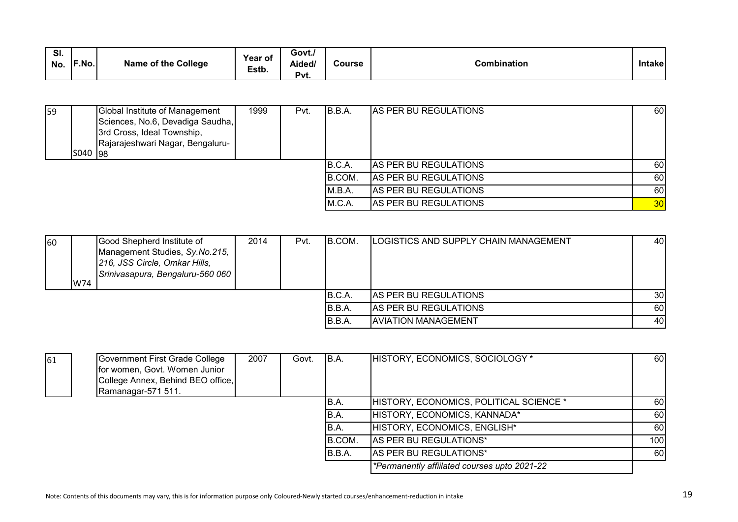| Sl. No. | F.No. | Name of the College | Year of Estb. | Govt./ Aided/ Pvt. | Course | Combination | Intake |
|---|---|---|---|---|---|---|---|
| 59 | S040 | Global Institute of Management Sciences, No.6, Devadiga Saudha, 3rd Cross, Ideal Township, Rajarajeshwari Nagar, Bengaluru-98 | 1999 | Pvt. | B.B.A. | AS PER BU REGULATIONS | 60 |
| | | | | | B.C.A. | AS PER BU REGULATIONS | 60 |
| | | | | | B.COM. | AS PER BU REGULATIONS | 60 |
| | | | | | M.B.A. | AS PER BU REGULATIONS | 60 |
| | | | | | M.C.A. | AS PER BU REGULATIONS | 30 |
| 60 | W74 | Good Shepherd Institute of Management Studies, *Sy.No.215, 216, JSS Circle, Omkar Hills, Srinivasapura, Bengaluru-560 060* | 2014 | Pvt. | B.COM. | LOGISTICS AND SUPPLY CHAIN MANAGEMENT | 40 |
| | | | | | B.C.A. | AS PER BU REGULATIONS | 30 |
| | | | | | B.B.A. | AS PER BU REGULATIONS | 60 |
| | | | | | B.B.A. | AVIATION MANAGEMENT | 40 |
| 61 | | Government First Grade College for women, Govt. Women Junior College Annex, Behind BEO office, Ramanagar-571 511. | 2007 | Govt. | B.A. | HISTORY, ECONOMICS, SOCIOLOGY * | 60 |
| | | | | | B.A. | HISTORY, ECONOMICS, POLITICAL SCIENCE * | 60 |
| | | | | | B.A. | HISTORY, ECONOMICS, KANNADA* | 60 |
| | | | | | B.A. | HISTORY, ECONOMICS, ENGLISH* | 60 |
| | | | | | B.COM. | AS PER BU REGULATIONS* | 100 |
| | | | | | B.B.A. | AS PER BU REGULATIONS* | 60 |
| | | | | | | *\*Permanently affiilated courses upto 2021-22* | |

Note: Contents of this documents may vary, this is for information purpose only Coloured-Newly started courses/enhancement-reduction in intake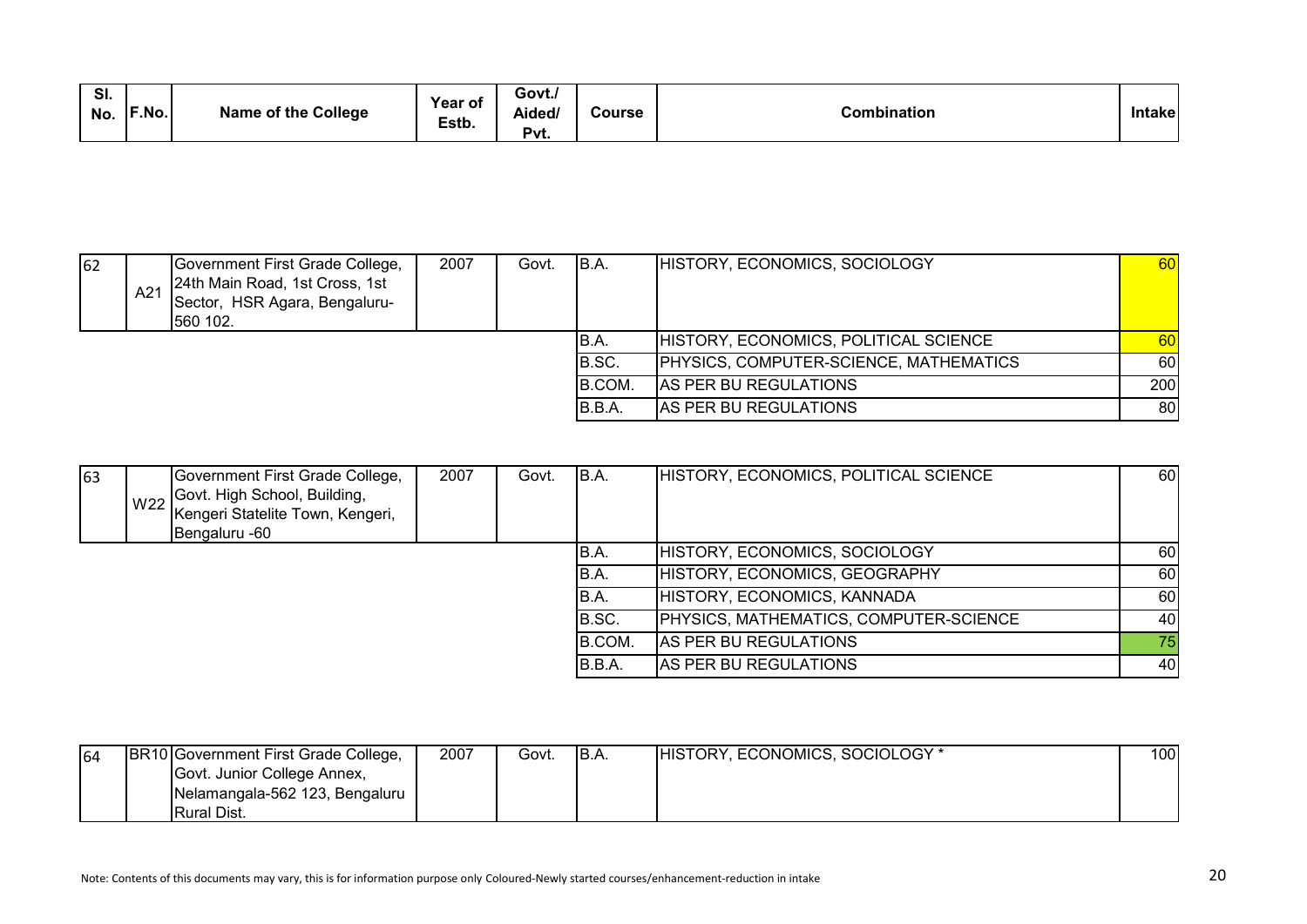| Sl. No. | F.No. | Name of the College | Year of Estb. | Govt./ Aided/ Pvt. | Course | Combination | Intake |
|---|---|---|---|---|---|---|---|
| 62 | A21 | Government First Grade College, 24th Main Road, 1st Cross, 1st Sector, HSR Agara, Bengaluru-560 102. | 2007 | Govt. | B.A. | HISTORY, ECONOMICS, SOCIOLOGY | 60 |
| | | | | | B.A. | HISTORY, ECONOMICS, POLITICAL SCIENCE | 60 |
| | | | | | B.SC. | PHYSICS, COMPUTER-SCIENCE, MATHEMATICS | 60 |
| | | | | | B.COM. | AS PER BU REGULATIONS | 200 |
| | | | | | B.B.A. | AS PER BU REGULATIONS | 80 |
| 63 | W22 | Government First Grade College, Govt. High School, Building, Kengeri Statelite Town, Kengeri, Bengaluru -60 | 2007 | Govt. | B.A. | HISTORY, ECONOMICS, POLITICAL SCIENCE | 60 |
| | | | | | B.A. | HISTORY, ECONOMICS, SOCIOLOGY | 60 |
| | | | | | B.A. | HISTORY, ECONOMICS, GEOGRAPHY | 60 |
| | | | | | B.A. | HISTORY, ECONOMICS, KANNADA | 60 |
| | | | | | B.SC. | PHYSICS, MATHEMATICS, COMPUTER-SCIENCE | 40 |
| | | | | | B.COM. | AS PER BU REGULATIONS | 75 |
| | | | | | B.B.A. | AS PER BU REGULATIONS | 40 |
| 64 | BR10 | Government First Grade College, Govt. Junior College Annex, Nelamangala-562 123, Bengaluru Rural Dist. | 2007 | Govt. | B.A. | HISTORY, ECONOMICS, SOCIOLOGY * | 100 |

Note: Contents of this documents may vary, this is for information purpose only Coloured-Newly started courses/enhancement-reduction in intake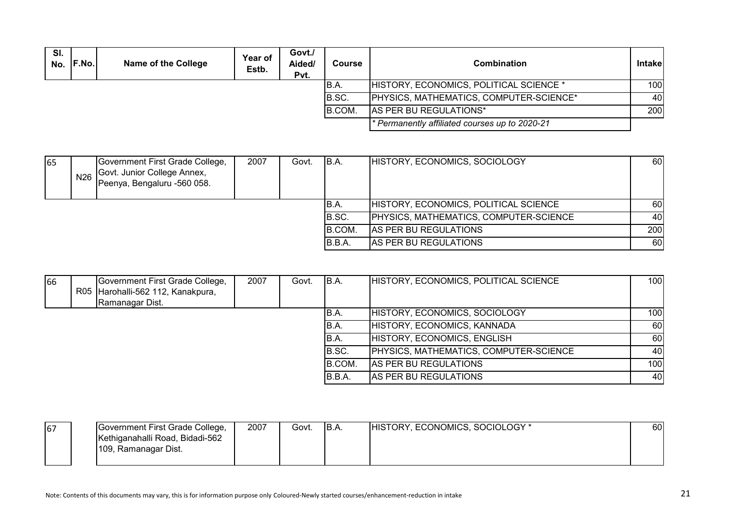| Sl. No. | F.No. | Name of the College | Year of Estb. | Govt./ Aided/ Pvt. | Course | Combination | Intake |
|---|---|---|---|---|---|---|---|
| | | | | | B.A. | HISTORY, ECONOMICS, POLITICAL SCIENCE * | 100 |
| | | | | | B.SC. | PHYSICS, MATHEMATICS, COMPUTER-SCIENCE* | 40 |
| | | | | | B.COM. | AS PER BU REGULATIONS* | 200 |
| | | | | | | * Permanently affiliated courses up to 2020-21 | |
| 65 | N26 | Government First Grade College, Govt. Junior College Annex, Peenya, Bengaluru -560 058. | 2007 | Govt. | B.A. | HISTORY, ECONOMICS, SOCIOLOGY | 60 |
| | | | | | B.A. | HISTORY, ECONOMICS, POLITICAL SCIENCE | 60 |
| | | | | | B.SC. | PHYSICS, MATHEMATICS, COMPUTER-SCIENCE | 40 |
| | | | | | B.COM. | AS PER BU REGULATIONS | 200 |
| | | | | | B.B.A. | AS PER BU REGULATIONS | 60 |
| 66 | R05 | Government First Grade College, Harohalli-562 112, Kanakpura, Ramanagar Dist. | 2007 | Govt. | B.A. | HISTORY, ECONOMICS, POLITICAL SCIENCE | 100 |
| | | | | | B.A. | HISTORY, ECONOMICS, SOCIOLOGY | 100 |
| | | | | | B.A. | HISTORY, ECONOMICS, KANNADA | 60 |
| | | | | | B.A. | HISTORY, ECONOMICS, ENGLISH | 60 |
| | | | | | B.SC. | PHYSICS, MATHEMATICS, COMPUTER-SCIENCE | 40 |
| | | | | | B.COM. | AS PER BU REGULATIONS | 100 |
| | | | | | B.B.A. | AS PER BU REGULATIONS | 40 |
| 67 | | Government First Grade College, Kethiganahalli Road, Bidadi-562 109, Ramanagar Dist. | 2007 | Govt. | B.A. | HISTORY, ECONOMICS, SOCIOLOGY * | 60 |

Note: Contents of this documents may vary, this is for information purpose only Coloured-Newly started courses/enhancement-reduction in intake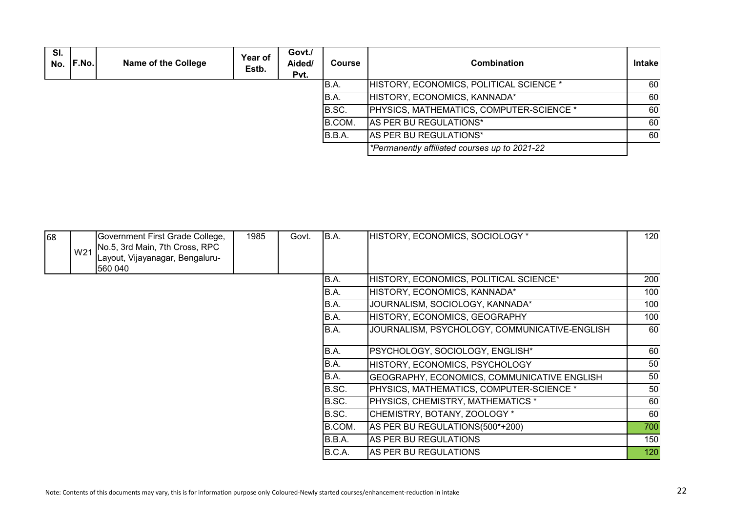| Sl. No. | F.No. | Name of the College | Year of Estb. | Govt./ Aided/ Pvt. | Course | Combination | Intake |
|---|---|---|---|---|---|---|---|
| | | | | | B.A. | HISTORY, ECONOMICS, POLITICAL SCIENCE * | 60 |
| | | | | | B.A. | HISTORY, ECONOMICS, KANNADA* | 60 |
| | | | | | B.SC. | PHYSICS, MATHEMATICS, COMPUTER-SCIENCE * | 60 |
| | | | | | B.COM. | AS PER BU REGULATIONS* | 60 |
| | | | | | B.B.A. | AS PER BU REGULATIONS* | 60 |
| | | | | | | *Permanently affiliated courses up to 2021-22* | |

| Sl. No. | F.No. | Name of the College | Year of Estb. | Govt./ Aided/ Pvt. | Course | Combination | Intake |
|---|---|---|---|---|---|---|---|
| 68 | W21 | Government First Grade College, No.5, 3rd Main, 7th Cross, RPC Layout, Vijayanagar, Bengaluru-560 040 | 1985 | Govt. | B.A. | HISTORY, ECONOMICS, SOCIOLOGY * | 120 |
| | | | | | B.A. | HISTORY, ECONOMICS, POLITICAL SCIENCE* | 200 |
| | | | | | B.A. | HISTORY, ECONOMICS, KANNADA* | 100 |
| | | | | | B.A. | JOURNALISM, SOCIOLOGY, KANNADA* | 100 |
| | | | | | B.A. | HISTORY, ECONOMICS, GEOGRAPHY | 100 |
| | | | | | B.A. | JOURNALISM, PSYCHOLOGY, COMMUNICATIVE-ENGLISH | 60 |
| | | | | | B.A. | PSYCHOLOGY, SOCIOLOGY, ENGLISH* | 60 |
| | | | | | B.A. | HISTORY, ECONOMICS, PSYCHOLOGY | 50 |
| | | | | | B.A. | GEOGRAPHY, ECONOMICS, COMMUNICATIVE ENGLISH | 50 |
| | | | | | B.SC. | PHYSICS, MATHEMATICS, COMPUTER-SCIENCE * | 50 |
| | | | | | B.SC. | PHYSICS, CHEMISTRY, MATHEMATICS * | 60 |
| | | | | | B.SC. | CHEMISTRY, BOTANY, ZOOLOGY * | 60 |
| | | | | | B.COM. | AS PER BU REGULATIONS(500*+200) | 700 |
| | | | | | B.B.A. | AS PER BU REGULATIONS | 150 |
| | | | | | B.C.A. | AS PER BU REGULATIONS | 120 |

Note: Contents of this documents may vary, this is for information purpose only Coloured-Newly started courses/enhancement-reduction in intake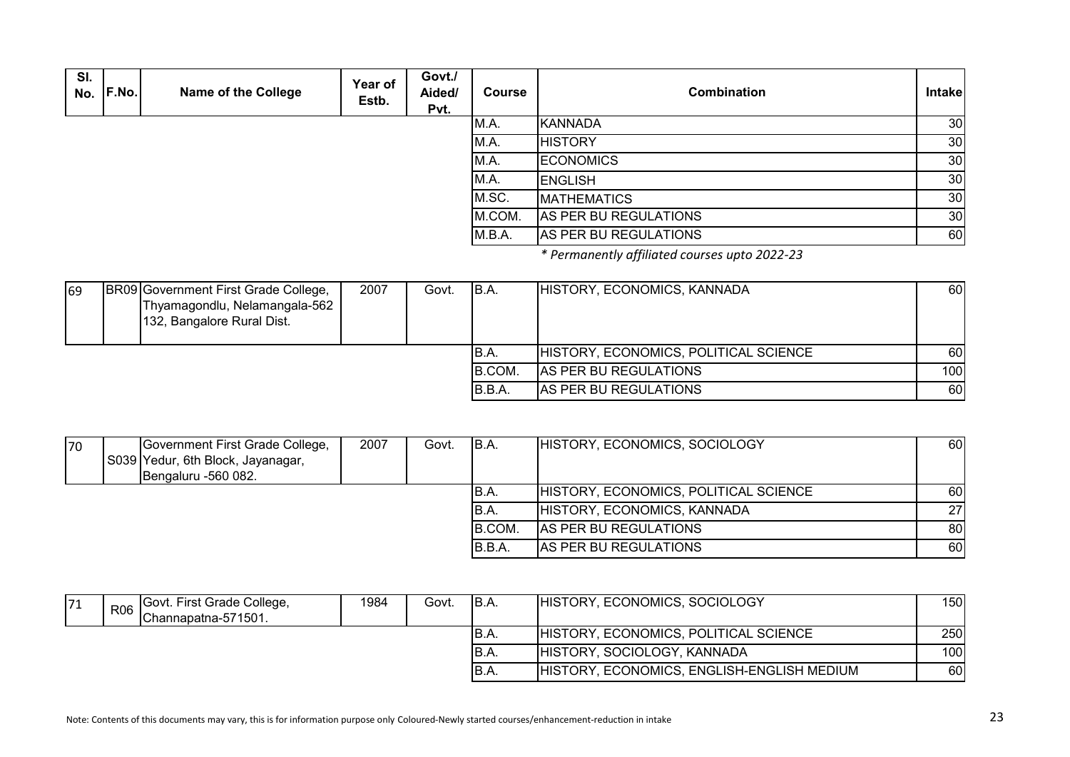| Sl. No. | F.No. | Name of the College | Year of Estb. | Govt./ Aided/ Pvt. | Course | Combination | Intake |
|---|---|---|---|---|---|---|---|
| | | | | | M.A. | KANNADA | 30 |
| | | | | | M.A. | HISTORY | 30 |
| | | | | | M.A. | ECONOMICS | 30 |
| | | | | | M.A. | ENGLISH | 30 |
| | | | | | M.SC. | MATHEMATICS | 30 |
| | | | | | M.COM. | AS PER BU REGULATIONS | 30 |
| | | | | | M.B.A. | AS PER BU REGULATIONS | 60 |

*\* Permanently affiliated courses upto 2022-23*

| Sl. No. | F.No. | Name of the College | Year of Estb. | Govt./ Aided/ Pvt. | Course | Combination | Intake |
|---|---|---|---|---|---|---|---|
| 69 | BR09 | Government First Grade College, Thyamagondlu, Nelamangala-562 132, Bangalore Rural Dist. | 2007 | Govt. | B.A. | HISTORY, ECONOMICS, KANNADA | 60 |
| | | | | | B.A. | HISTORY, ECONOMICS, POLITICAL SCIENCE | 60 |
| | | | | | B.COM. | AS PER BU REGULATIONS | 100 |
| | | | | | B.B.A. | AS PER BU REGULATIONS | 60 |
| 70 | S039 | Government First Grade College, Yedur, 6th Block, Jayanagar, Bengaluru -560 082. | 2007 | Govt. | B.A. | HISTORY, ECONOMICS, SOCIOLOGY | 60 |
| | | | | | B.A. | HISTORY, ECONOMICS, POLITICAL SCIENCE | 60 |
| | | | | | B.A. | HISTORY, ECONOMICS, KANNADA | 27 |
| | | | | | B.COM. | AS PER BU REGULATIONS | 80 |
| | | | | | B.B.A. | AS PER BU REGULATIONS | 60 |
| 71 | R06 | Govt. First Grade College, Channapatna-571501. | 1984 | Govt. | B.A. | HISTORY, ECONOMICS, SOCIOLOGY | 150 |
| | | | | | B.A. | HISTORY, ECONOMICS, POLITICAL SCIENCE | 250 |
| | | | | | B.A. | HISTORY, SOCIOLOGY, KANNADA | 100 |
| | | | | | B.A. | HISTORY, ECONOMICS, ENGLISH-ENGLISH MEDIUM | 60 |

Note: Contents of this documents may vary, this is for information purpose only Coloured-Newly started courses/enhancement-reduction in intake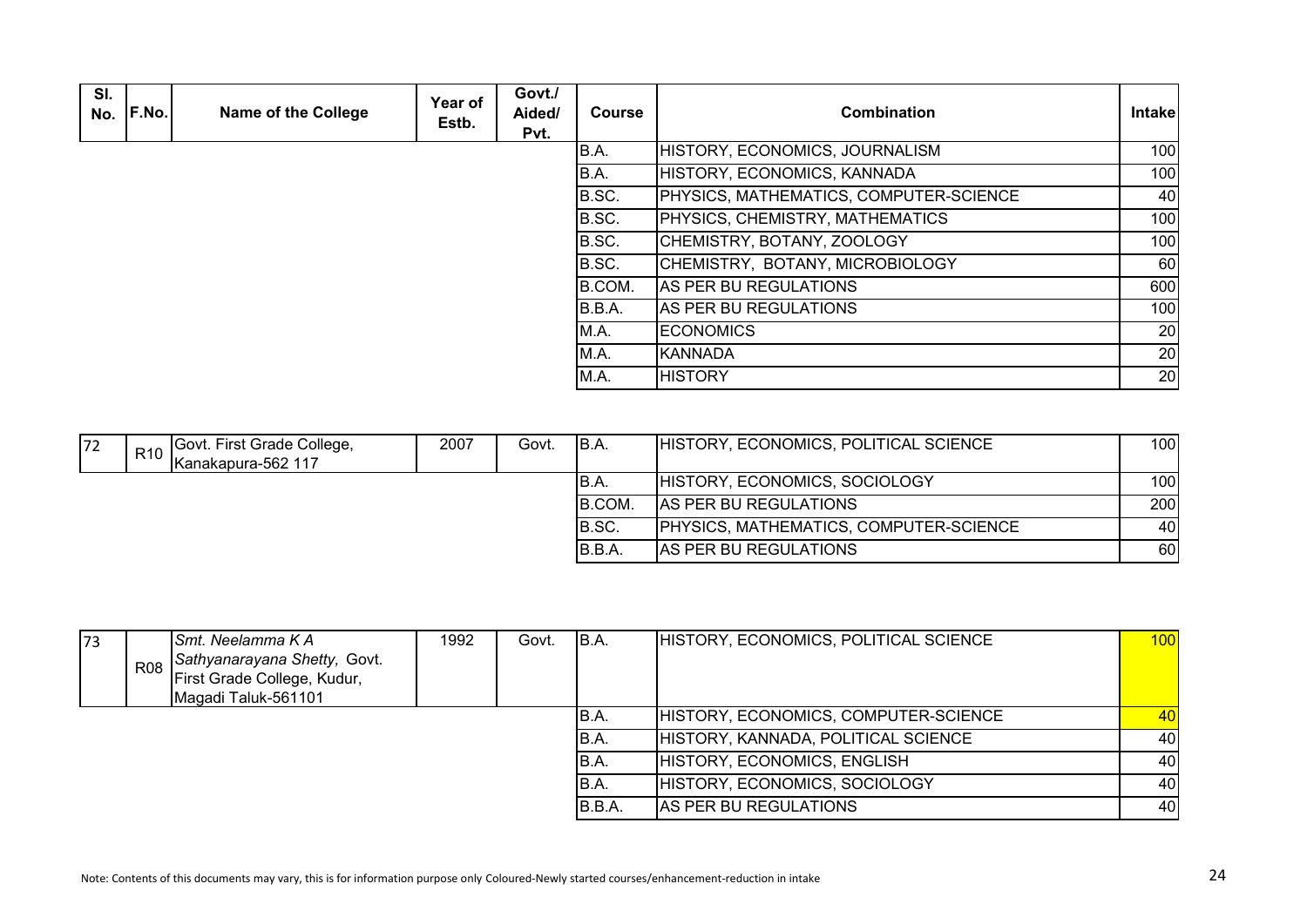| Sl. No. | F.No. | Name of the College | Year of Estb. | Govt./ Aided/ Pvt. | Course | Combination | Intake |
|---|---|---|---|---|---|---|---|
| | | | | | B.A. | HISTORY, ECONOMICS, JOURNALISM | 100 |
| | | | | | B.A. | HISTORY, ECONOMICS, KANNADA | 100 |
| | | | | | B.SC. | PHYSICS, MATHEMATICS, COMPUTER-SCIENCE | 40 |
| | | | | | B.SC. | PHYSICS, CHEMISTRY, MATHEMATICS | 100 |
| | | | | | B.SC. | CHEMISTRY, BOTANY, ZOOLOGY | 100 |
| | | | | | B.SC. | CHEMISTRY, BOTANY, MICROBIOLOGY | 60 |
| | | | | | B.COM. | AS PER BU REGULATIONS | 600 |
| | | | | | B.B.A. | AS PER BU REGULATIONS | 100 |
| | | | | | M.A. | ECONOMICS | 20 |
| | | | | | M.A. | KANNADA | 20 |
| | | | | | M.A. | HISTORY | 20 |
| 72 | R10 | Govt. First Grade College, Kanakapura-562 117 | 2007 | Govt. | B.A. | HISTORY, ECONOMICS, POLITICAL SCIENCE | 100 |
| | | | | | B.A. | HISTORY, ECONOMICS, SOCIOLOGY | 100 |
| | | | | | B.COM. | AS PER BU REGULATIONS | 200 |
| | | | | | B.SC. | PHYSICS, MATHEMATICS, COMPUTER-SCIENCE | 40 |
| | | | | | B.B.A. | AS PER BU REGULATIONS | 60 |
| 73 | R08 | *Smt. Neelamma K A Sathyanarayana Shetty,* Govt. First Grade College, Kudur, Magadi Taluk-561101 | 1992 | Govt. | B.A. | HISTORY, ECONOMICS, POLITICAL SCIENCE | 100 |
| | | | | | B.A. | HISTORY, ECONOMICS, COMPUTER-SCIENCE | 40 |
| | | | | | B.A. | HISTORY, KANNADA, POLITICAL SCIENCE | 40 |
| | | | | | B.A. | HISTORY, ECONOMICS, ENGLISH | 40 |
| | | | | | B.A. | HISTORY, ECONOMICS, SOCIOLOGY | 40 |
| | | | | | B.B.A. | AS PER BU REGULATIONS | 40 |

Note: Contents of this documents may vary, this is for information purpose only Coloured-Newly started courses/enhancement-reduction in intake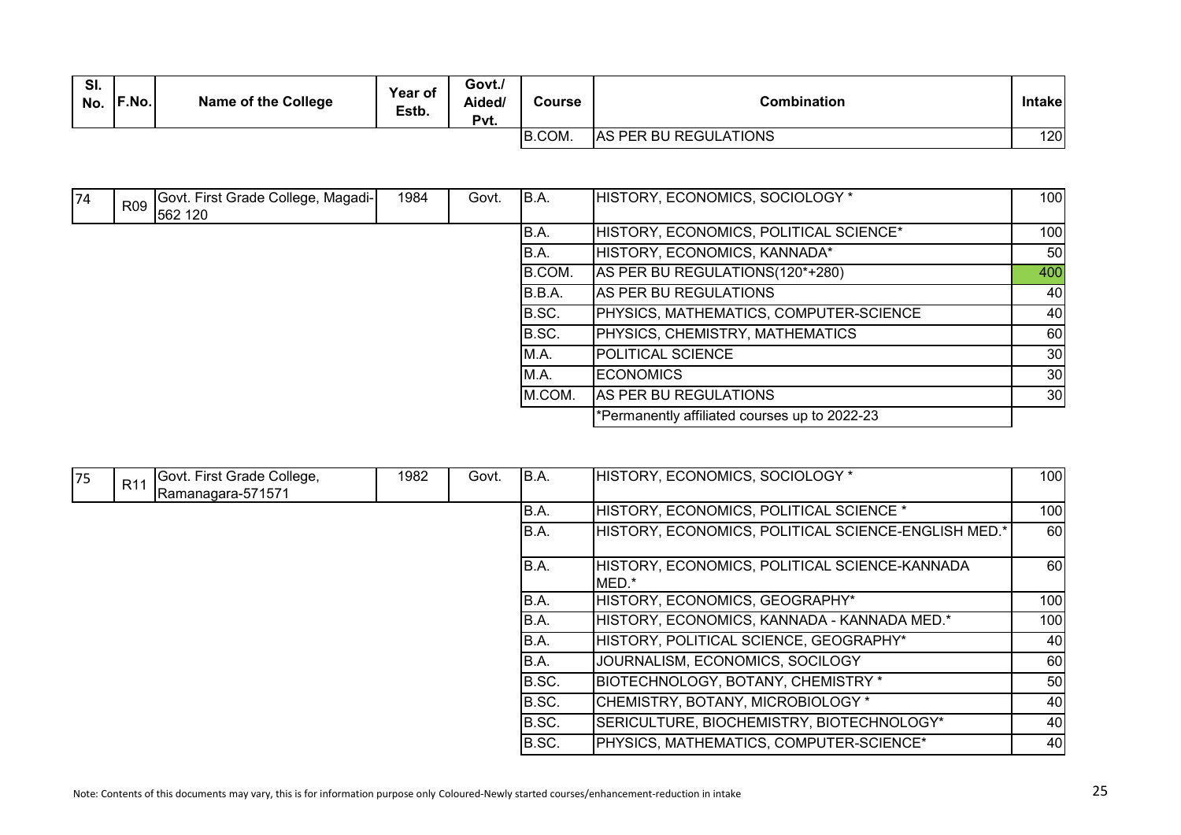| Sl. No. | F.No. | Name of the College | Year of Estb. | Govt./ Aided/ Pvt. | Course | Combination | Intake |
|---|---|---|---|---|---|---|---|
| | | | | | B.COM. | AS PER BU REGULATIONS | 120 |

| Sl. No. | F.No. | Name of the College | Year of Estb. | Govt./ Aided/ Pvt. | Course | Combination | Intake |
|---|---|---|---|---|---|---|---|
| 74 | R09 | Govt. First Grade College, Magadi-562 120 | 1984 | Govt. | B.A. | HISTORY, ECONOMICS, SOCIOLOGY * | 100 |
| | | | | | B.A. | HISTORY, ECONOMICS, POLITICAL SCIENCE* | 100 |
| | | | | | B.A. | HISTORY, ECONOMICS, KANNADA* | 50 |
| | | | | | B.COM. | AS PER BU REGULATIONS(120*+280) | 400 |
| | | | | | B.B.A. | AS PER BU REGULATIONS | 40 |
| | | | | | B.SC. | PHYSICS, MATHEMATICS, COMPUTER-SCIENCE | 40 |
| | | | | | B.SC. | PHYSICS, CHEMISTRY, MATHEMATICS | 60 |
| | | | | | M.A. | POLITICAL SCIENCE | 30 |
| | | | | | M.A. | ECONOMICS | 30 |
| | | | | | M.COM. | AS PER BU REGULATIONS | 30 |
| | | | | | | *Permanently affiliated courses up to 2022-23 | |

| Sl. No. | F.No. | Name of the College | Year of Estb. | Govt./ Aided/ Pvt. | Course | Combination | Intake |
|---|---|---|---|---|---|---|---|
| 75 | R11 | Govt. First Grade College, Ramanagara-571571 | 1982 | Govt. | B.A. | HISTORY, ECONOMICS, SOCIOLOGY * | 100 |
| | | | | | B.A. | HISTORY, ECONOMICS, POLITICAL SCIENCE * | 100 |
| | | | | | B.A. | HISTORY, ECONOMICS, POLITICAL SCIENCE-ENGLISH MED.* | 60 |
| | | | | | B.A. | HISTORY, ECONOMICS, POLITICAL SCIENCE-KANNADA MED.* | 60 |
| | | | | | B.A. | HISTORY, ECONOMICS, GEOGRAPHY* | 100 |
| | | | | | B.A. | HISTORY, ECONOMICS, KANNADA - KANNADA MED.* | 100 |
| | | | | | B.A. | HISTORY, POLITICAL SCIENCE, GEOGRAPHY* | 40 |
| | | | | | B.A. | JOURNALISM, ECONOMICS, SOCILOGY | 60 |
| | | | | | B.SC. | BIOTECHNOLOGY, BOTANY, CHEMISTRY * | 50 |
| | | | | | B.SC. | CHEMISTRY, BOTANY, MICROBIOLOGY * | 40 |
| | | | | | B.SC. | SERICULTURE, BIOCHEMISTRY, BIOTECHNOLOGY* | 40 |
| | | | | | B.SC. | PHYSICS, MATHEMATICS, COMPUTER-SCIENCE* | 40 |

Note: Contents of this documents may vary, this is for information purpose only Coloured-Newly started courses/enhancement-reduction in intake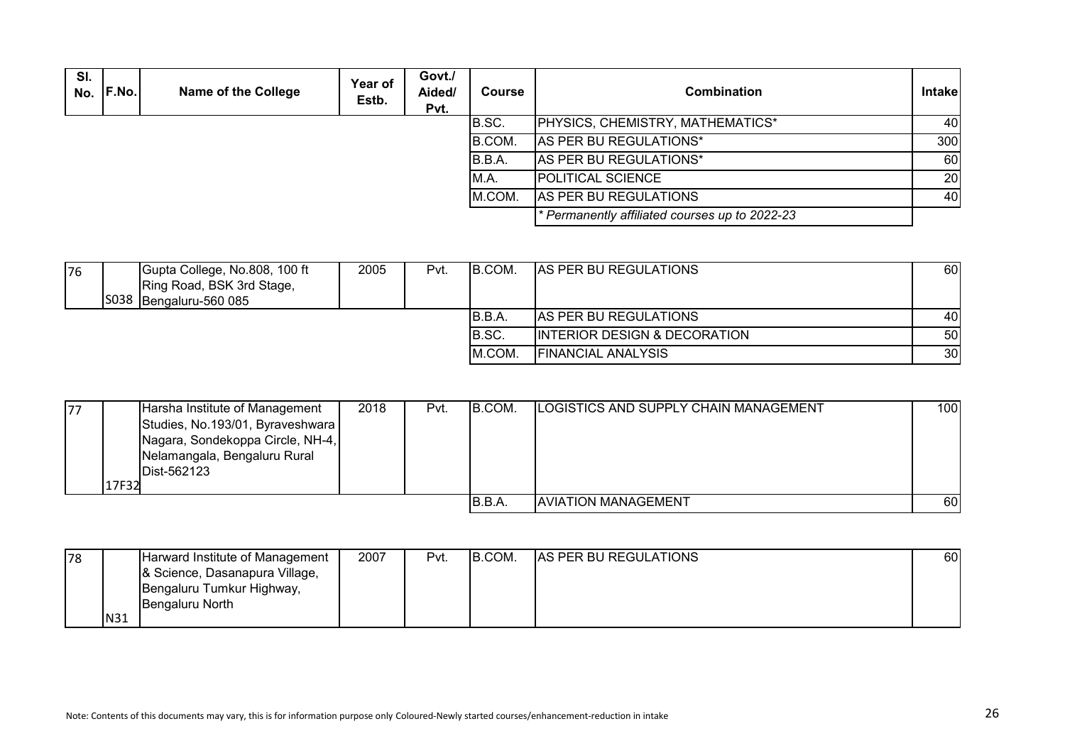| Sl. No. | F.No. | Name of the College | Year of Estb. | Govt./ Aided/ Pvt. | Course | Combination | Intake |
|---|---|---|---|---|---|---|---|
| | | | | | B.SC. | PHYSICS, CHEMISTRY, MATHEMATICS* | 40 |
| | | | | | B.COM. | AS PER BU REGULATIONS* | 300 |
| | | | | | B.B.A. | AS PER BU REGULATIONS* | 60 |
| | | | | | M.A. | POLITICAL SCIENCE | 20 |
| | | | | | M.COM. | AS PER BU REGULATIONS | 40 |
| | | | | | | * Permanently affiliated courses up to 2022-23 | |

| Sl. No. | F.No. | Name of the College | Year of Estb. | Govt./ Aided/ Pvt. | Course | Combination | Intake |
|---|---|---|---|---|---|---|---|
| 76 | S038 | Gupta College, No.808, 100 ft Ring Road, BSK 3rd Stage, Bengaluru-560 085 | 2005 | Pvt. | B.COM. | AS PER BU REGULATIONS | 60 |
| | | | | | B.B.A. | AS PER BU REGULATIONS | 40 |
| | | | | | B.SC. | INTERIOR DESIGN & DECORATION | 50 |
| | | | | | M.COM. | FINANCIAL ANALYSIS | 30 |

| Sl. No. | F.No. | Name of the College | Year of Estb. | Govt./ Aided/ Pvt. | Course | Combination | Intake |
|---|---|---|---|---|---|---|---|
| 77 | 17F32 | Harsha Institute of Management Studies, No.193/01, Byraveshwara Nagara, Sondekoppa Circle, NH-4, Nelamangala, Bengaluru Rural Dist-562123 | 2018 | Pvt. | B.COM. | LOGISTICS AND SUPPLY CHAIN MANAGEMENT | 100 |
| | | | | | B.B.A. | AVIATION MANAGEMENT | 60 |

| Sl. No. | F.No. | Name of the College | Year of Estb. | Govt./ Aided/ Pvt. | Course | Combination | Intake |
|---|---|---|---|---|---|---|---|
| 78 | N31 | Harward Institute of Management & Science, Dasanapura Village, Bengaluru Tumkur Highway, Bengaluru North | 2007 | Pvt. | B.COM. | AS PER BU REGULATIONS | 60 |

Note: Contents of this documents may vary, this is for information purpose only Coloured-Newly started courses/enhancement-reduction in intake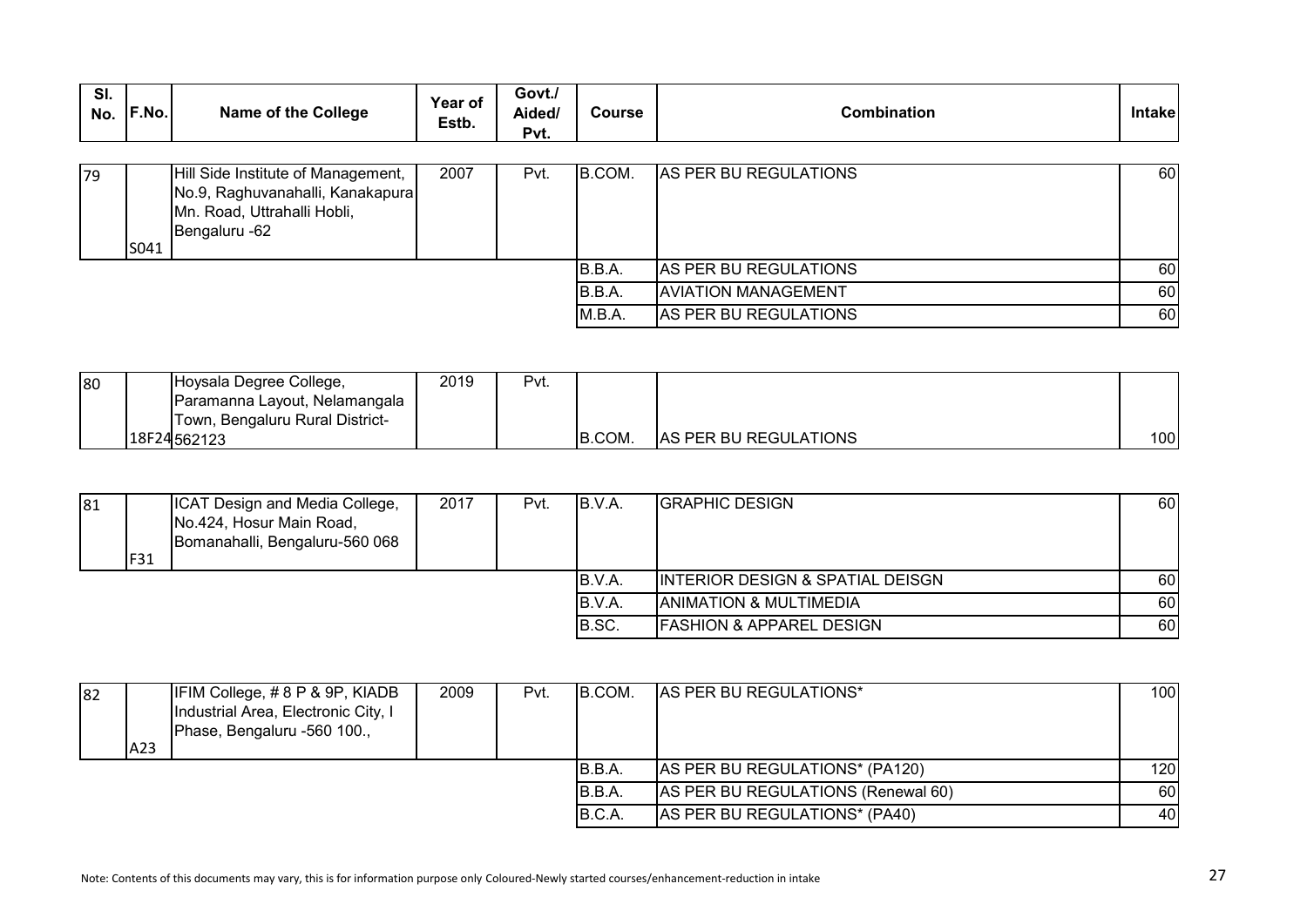| Sl. No. | F.No. | Name of the College | Year of Estb. | Govt./ Aided/ Pvt. | Course | Combination | Intake |
|---|---|---|---|---|---|---|---|
| 79 | S041 | Hill Side Institute of Management, No.9, Raghuvanahalli, Kanakapura Mn. Road, Uttrahalli Hobli, Bengaluru -62 | 2007 | Pvt. | B.COM. | AS PER BU REGULATIONS | 60 |
| | | | | | B.B.A. | AS PER BU REGULATIONS | 60 |
| | | | | | B.B.A. | AVIATION MANAGEMENT | 60 |
| | | | | | M.B.A. | AS PER BU REGULATIONS | 60 |
| 80 | 18F24 | Hoysala Degree College, Paramanna Layout, Nelamangala Town, Bengaluru Rural District-562123 | 2019 | Pvt. | B.COM. | AS PER BU REGULATIONS | 100 |
| 81 | F31 | ICAT Design and Media College, No.424, Hosur Main Road, Bomanahalli, Bengaluru-560 068 | 2017 | Pvt. | B.V.A. | GRAPHIC DESIGN | 60 |
| | | | | | B.V.A. | INTERIOR DESIGN & SPATIAL DEISGN | 60 |
| | | | | | B.V.A. | ANIMATION & MULTIMEDIA | 60 |
| | | | | | B.SC. | FASHION & APPAREL DESIGN | 60 |
| 82 | A23 | IFIM College, # 8 P & 9P, KIADB Industrial Area, Electronic City, I Phase, Bengaluru -560 100., | 2009 | Pvt. | B.COM. | AS PER BU REGULATIONS* | 100 |
| | | | | | B.B.A. | AS PER BU REGULATIONS* (PA120) | 120 |
| | | | | | B.B.A. | AS PER BU REGULATIONS (Renewal 60) | 60 |
| | | | | | B.C.A. | AS PER BU REGULATIONS* (PA40) | 40 |

Note: Contents of this documents may vary, this is for information purpose only Coloured-Newly started courses/enhancement-reduction in intake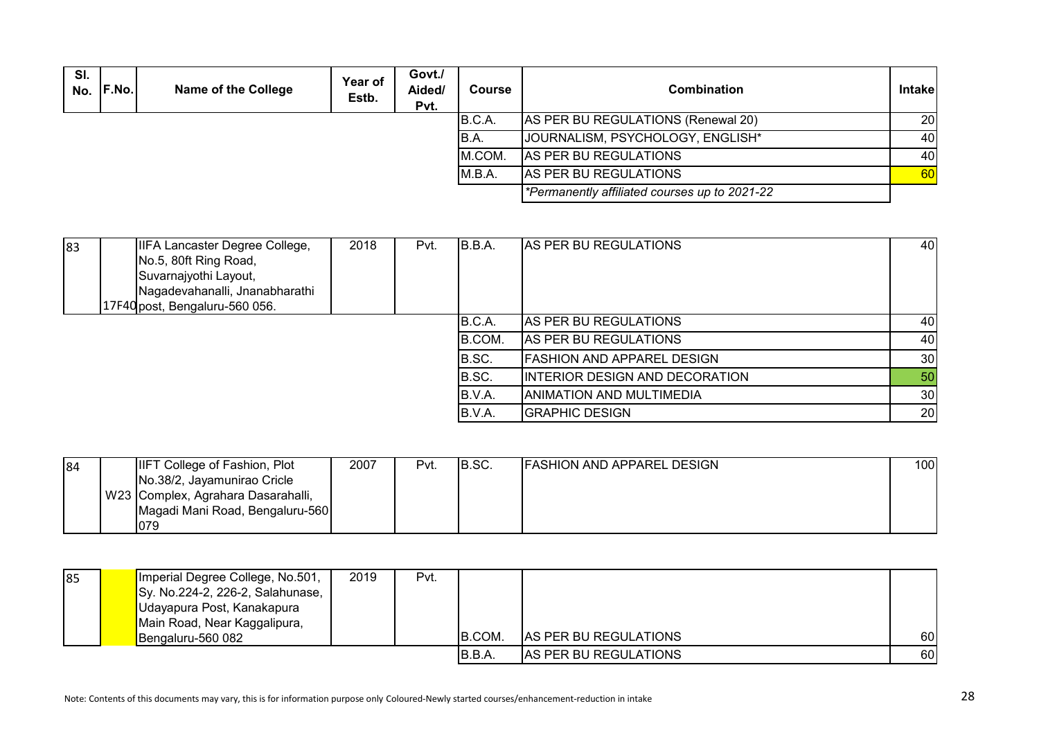| Sl. No. | F.No. | Name of the College | Year of Estb. | Govt./ Aided/ Pvt. | Course | Combination | Intake |
|---|---|---|---|---|---|---|---|
| | | | | | B.C.A. | AS PER BU REGULATIONS (Renewal 20) | 20 |
| | | | | | B.A. | JOURNALISM, PSYCHOLOGY, ENGLISH* | 40 |
| | | | | | M.COM. | AS PER BU REGULATIONS | 40 |
| | | | | | M.B.A. | AS PER BU REGULATIONS | 60 |
| | | | | | | *Permanently affiliated courses up to 2021-22 | |
| 83 | 17F40 | IIFA Lancaster Degree College, No.5, 80ft Ring Road, Suvarnajyothi Layout, Nagadevahanalli, Jnanabharathi post, Bengaluru-560 056. | 2018 | Pvt. | B.B.A. | AS PER BU REGULATIONS | 40 |
| | | | | | B.C.A. | AS PER BU REGULATIONS | 40 |
| | | | | | B.COM. | AS PER BU REGULATIONS | 40 |
| | | | | | B.SC. | FASHION AND APPAREL DESIGN | 30 |
| | | | | | B.SC. | INTERIOR DESIGN AND DECORATION | 50 |
| | | | | | B.V.A. | ANIMATION AND MULTIMEDIA | 30 |
| | | | | | B.V.A. | GRAPHIC DESIGN | 20 |
| 84 | W23 | IIFT College of Fashion, Plot No.38/2, Jayamunirao Cricle Complex, Agrahara Dasarahalli, Magadi Mani Road, Bengaluru-560 079 | 2007 | Pvt. | B.SC. | FASHION AND APPAREL DESIGN | 100 |
| 85 | | Imperial Degree College, No.501, Sy. No.224-2, 226-2, Salahunase, Udayapura Post, Kanakapura Main Road, Near Kaggalipura, Bengaluru-560 082 | 2019 | Pvt. | B.COM. | AS PER BU REGULATIONS | 60 |
| | | | | | B.B.A. | AS PER BU REGULATIONS | 60 |

Note: Contents of this documents may vary, this is for information purpose only Coloured-Newly started courses/enhancement-reduction in intake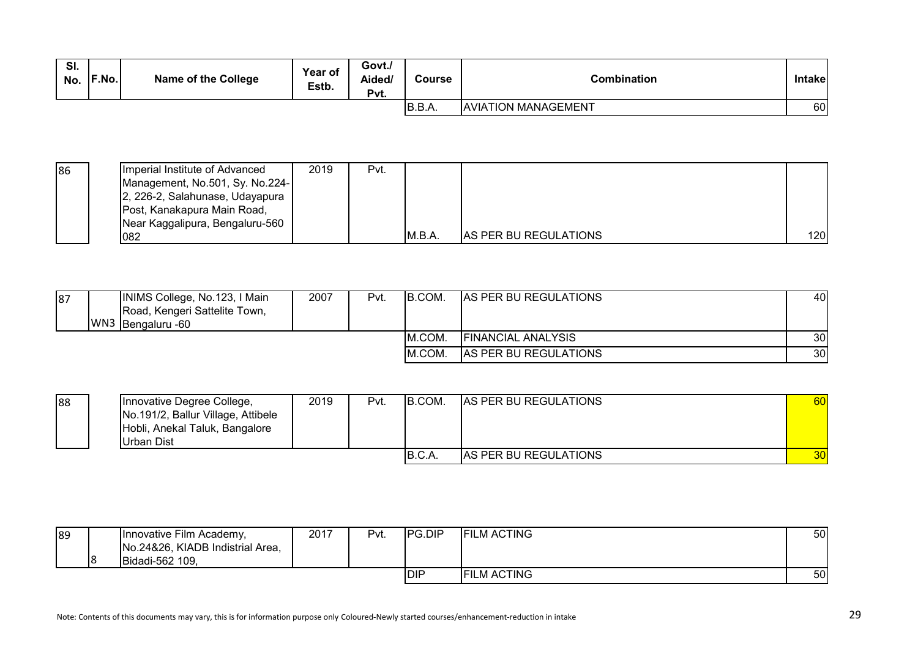| Sl. No. | F.No. | Name of the College | Year of Estb. | Govt./ Aided/ Pvt. | Course | Combination | Intake |
|---|---|---|---|---|---|---|---|
| | | | | | B.B.A. | AVIATION MANAGEMENT | 60 |
| 86 | | Imperial Institute of Advanced Management, No.501, Sy. No.224-2, 226-2, Salahunase, Udayapura Post, Kanakapura Main Road, Near Kaggalipura, Bengaluru-560 082 | 2019 | Pvt. | M.B.A. | AS PER BU REGULATIONS | 120 |
| 87 | WN3 | INIMS College, No.123, I Main Road, Kengeri Sattelite Town, Bengaluru -60 | 2007 | Pvt. | B.COM. | AS PER BU REGULATIONS | 40 |
| | | | | | M.COM. | FINANCIAL ANALYSIS | 30 |
| | | | | | M.COM. | AS PER BU REGULATIONS | 30 |
| 88 | | Innovative Degree College, No.191/2, Ballur Village, Attibele Hobli, Anekal Taluk, Bangalore Urban Dist | 2019 | Pvt. | B.COM. | AS PER BU REGULATIONS | 60 |
| | | | | | B.C.A. | AS PER BU REGULATIONS | 30 |
| 89 | 8 | Innovative Film Academy, No.24&26, KIADB Indistrial Area, Bidadi-562 109, | 2017 | Pvt. | PG.DIP | FILM ACTING | 50 |
| | | | | | DIP | FILM ACTING | 50 |

Note: Contents of this documents may vary, this is for information purpose only Coloured-Newly started courses/enhancement-reduction in intake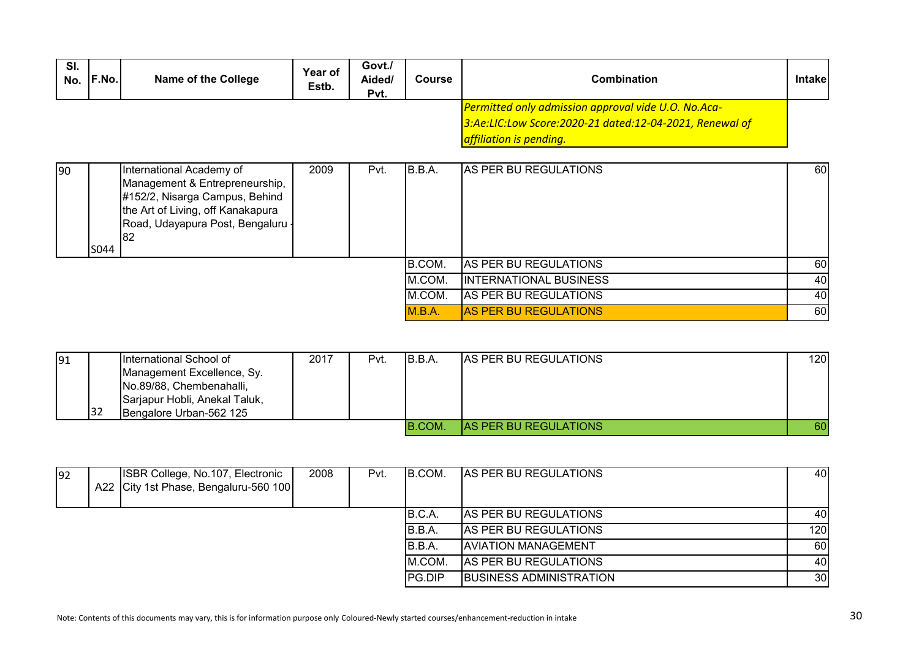| Sl. No. | F.No. | Name of the College | Year of Estb. | Govt./ Aided/ Pvt. | Course | Combination | Intake |
|---|---|---|---|---|---|---|---|
| | | | | | | *Permitted only admission approval vide U.O. No.Aca-3:Ae:LIC:Low Score:2020-21 dated:12-04-2021, Renewal of affiliation is pending.* | |
| 90 | S044 | International Academy of Management & Entrepreneurship, #152/2, Nisarga Campus, Behind the Art of Living, off Kanakapura Road, Udayapura Post, Bengaluru - 82 | 2009 | Pvt. | B.B.A. | AS PER BU REGULATIONS | 60 |
| | | | | | B.COM. | AS PER BU REGULATIONS | 60 |
| | | | | | M.COM. | INTERNATIONAL BUSINESS | 40 |
| | | | | | M.COM. | AS PER BU REGULATIONS | 40 |
| | | | | | M.B.A. | AS PER BU REGULATIONS | 60 |
| 91 | 32 | International School of Management Excellence, Sy. No.89/88, Chembenahalli, Sarjapur Hobli, Anekal Taluk, Bengalore Urban-562 125 | 2017 | Pvt. | B.B.A. | AS PER BU REGULATIONS | 120 |
| | | | | | B.COM. | AS PER BU REGULATIONS | 60 |
| 92 | A22 | ISBR College, No.107, Electronic City 1st Phase, Bengaluru-560 100 | 2008 | Pvt. | B.COM. | AS PER BU REGULATIONS | 40 |
| | | | | | B.C.A. | AS PER BU REGULATIONS | 40 |
| | | | | | B.B.A. | AS PER BU REGULATIONS | 120 |
| | | | | | B.B.A. | AVIATION MANAGEMENT | 60 |
| | | | | | M.COM. | AS PER BU REGULATIONS | 40 |
| | | | | | PG.DIP | BUSINESS ADMINISTRATION | 30 |

Note: Contents of this documents may vary, this is for information purpose only Coloured-Newly started courses/enhancement-reduction in intake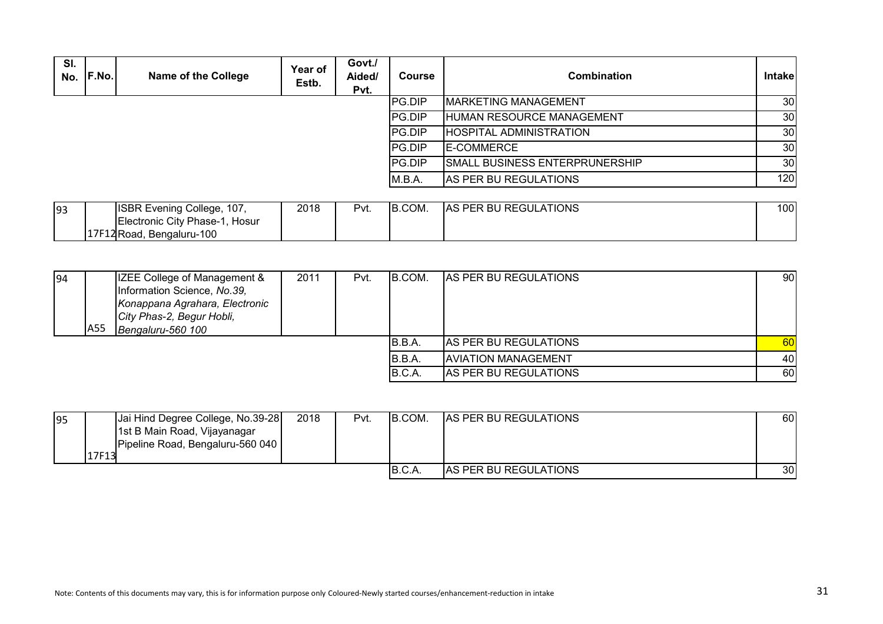| Sl. No. | F.No. | Name of the College | Year of Estb. | Govt./ Aided/ Pvt. | Course | Combination | Intake |
|---|---|---|---|---|---|---|---|
| | | | | | PG.DIP | MARKETING MANAGEMENT | 30 |
| | | | | | PG.DIP | HUMAN RESOURCE MANAGEMENT | 30 |
| | | | | | PG.DIP | HOSPITAL ADMINISTRATION | 30 |
| | | | | | PG.DIP | E-COMMERCE | 30 |
| | | | | | PG.DIP | SMALL BUSINESS ENTERPRUNERSHIP | 30 |
| | | | | | M.B.A. | AS PER BU REGULATIONS | 120 |
| 93 | 17F12 | ISBR Evening College, 107, Electronic City Phase-1, Hosur Road, Bengaluru-100 | 2018 | Pvt. | B.COM. | AS PER BU REGULATIONS | 100 |
| 94 | A55 | IZEE College of Management & Information Science, *No.39, Konappana Agrahara, Electronic City Phas-2, Begur Hobli, Bengaluru-560 100* | 2011 | Pvt. | B.COM. | AS PER BU REGULATIONS | 90 |
| | | | | | B.B.A. | AS PER BU REGULATIONS | 60 |
| | | | | | B.B.A. | AVIATION MANAGEMENT | 40 |
| | | | | | B.C.A. | AS PER BU REGULATIONS | 60 |
| 95 | 17F13 | Jai Hind Degree College, No.39-28 1st B Main Road, Vijayanagar Pipeline Road, Bengaluru-560 040 | 2018 | Pvt. | B.COM. | AS PER BU REGULATIONS | 60 |
| | | | | | B.C.A. | AS PER BU REGULATIONS | 30 |

Note: Contents of this documents may vary, this is for information purpose only Coloured-Newly started courses/enhancement-reduction in intake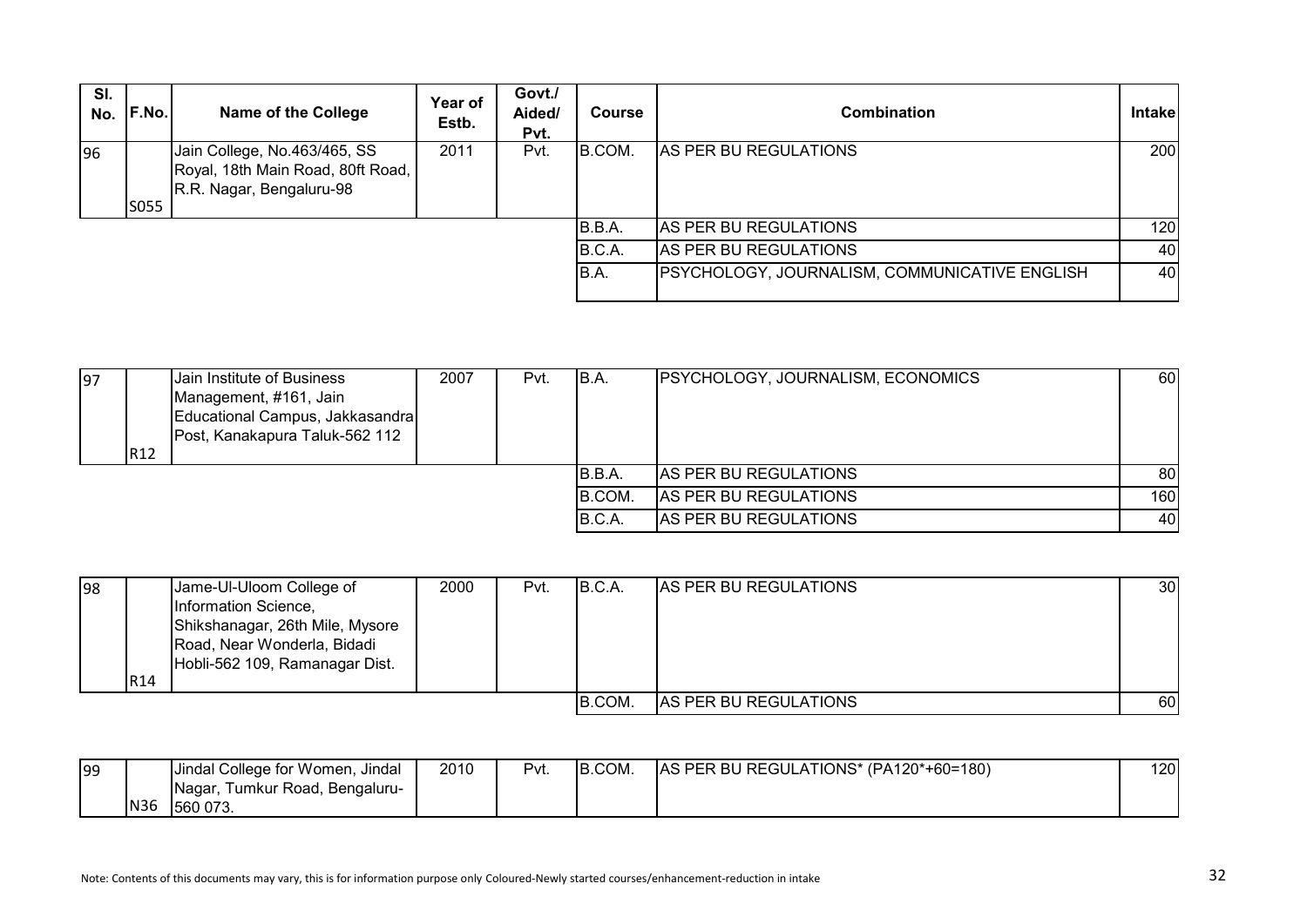| Sl. No. | F.No. | Name of the College | Year of Estb. | Govt./ Aided/ Pvt. | Course | Combination | Intake |
|---|---|---|---|---|---|---|---|
| 96 | S055 | Jain College, No.463/465, SS Royal, 18th Main Road, 80ft Road, R.R. Nagar, Bengaluru-98 | 2011 | Pvt. | B.COM. | AS PER BU REGULATIONS | 200 |
| | | | | | B.B.A. | AS PER BU REGULATIONS | 120 |
| | | | | | B.C.A. | AS PER BU REGULATIONS | 40 |
| | | | | | B.A. | PSYCHOLOGY, JOURNALISM, COMMUNICATIVE ENGLISH | 40 |
| 97 | R12 | Jain Institute of Business Management, #161, Jain Educational Campus, Jakkasandra Post, Kanakapura Taluk-562 112 | 2007 | Pvt. | B.A. | PSYCHOLOGY, JOURNALISM, ECONOMICS | 60 |
| | | | | | B.B.A. | AS PER BU REGULATIONS | 80 |
| | | | | | B.COM. | AS PER BU REGULATIONS | 160 |
| | | | | | B.C.A. | AS PER BU REGULATIONS | 40 |
| 98 | R14 | Jame-Ul-Uloom College of Information Science, Shikshanagar, 26th Mile, Mysore Road, Near Wonderla, Bidadi Hobli-562 109, Ramanagar Dist. | 2000 | Pvt. | B.C.A. | AS PER BU REGULATIONS | 30 |
| | | | | | B.COM. | AS PER BU REGULATIONS | 60 |
| 99 | N36 | Jindal College for Women, Jindal Nagar, Tumkur Road, Bengaluru-560 073. | 2010 | Pvt. | B.COM. | AS PER BU REGULATIONS* (PA120*+60=180) | 120 |

Note: Contents of this documents may vary, this is for information purpose only Coloured-Newly started courses/enhancement-reduction in intake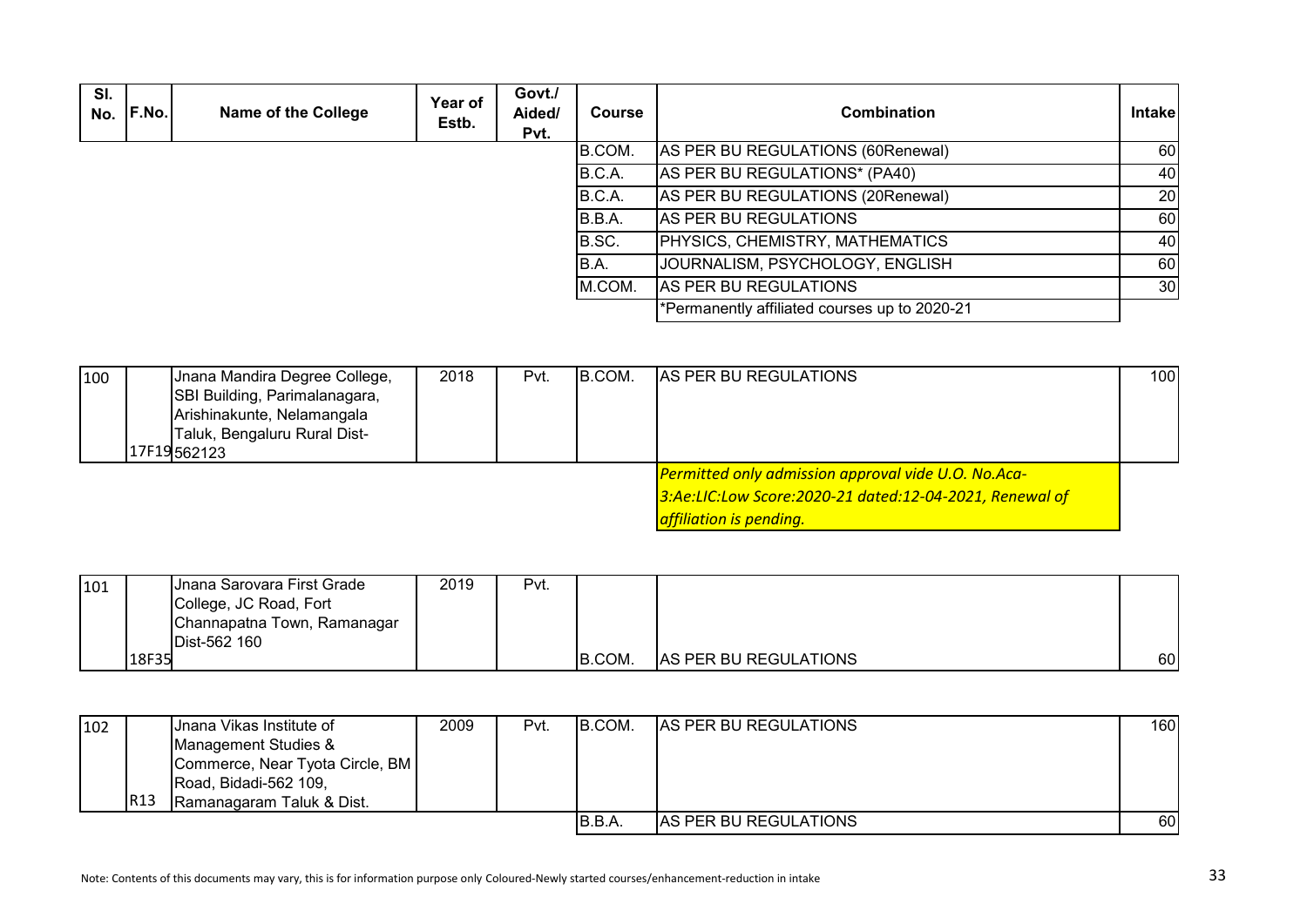| Sl. No. | F.No. | Name of the College | Year of Estb. | Govt./ Aided/ Pvt. | Course | Combination | Intake |
|---|---|---|---|---|---|---|---|
| | | | | | B.COM. | AS PER BU REGULATIONS (60Renewal) | 60 |
| | | | | | B.C.A. | AS PER BU REGULATIONS* (PA40) | 40 |
| | | | | | B.C.A. | AS PER BU REGULATIONS (20Renewal) | 20 |
| | | | | | B.B.A. | AS PER BU REGULATIONS | 60 |
| | | | | | B.SC. | PHYSICS, CHEMISTRY, MATHEMATICS | 40 |
| | | | | | B.A. | JOURNALISM, PSYCHOLOGY, ENGLISH | 60 |
| | | | | | M.COM. | AS PER BU REGULATIONS | 30 |
| | | | | | | *Permanently affiliated courses up to 2020-21 | |
| 100 | 17F19 | Jnana Mandira Degree College, SBI Building, Parimalanagara, Arishinakunte, Nelamangala Taluk, Bengaluru Rural Dist-562123 | 2018 | Pvt. | B.COM. | AS PER BU REGULATIONS | 100 |
| | | | | | | *Permitted only admission approval vide U.O. No.Aca-3:Ae:LIC:Low Score:2020-21 dated:12-04-2021, Renewal of affiliation is pending.* | |
| 101 | 18F35 | Jnana Sarovara First Grade College, JC Road, Fort Channapatna Town, Ramanagar Dist-562 160 | 2019 | Pvt. | B.COM. | AS PER BU REGULATIONS | 60 |
| 102 | R13 | Jnana Vikas Institute of Management Studies & Commerce, Near Tyota Circle, BM Road, Bidadi-562 109, Ramanagaram Taluk & Dist. | 2009 | Pvt. | B.COM. | AS PER BU REGULATIONS | 160 |
| | | | | | B.B.A. | AS PER BU REGULATIONS | 60 |

Note: Contents of this documents may vary, this is for information purpose only Coloured-Newly started courses/enhancement-reduction in intake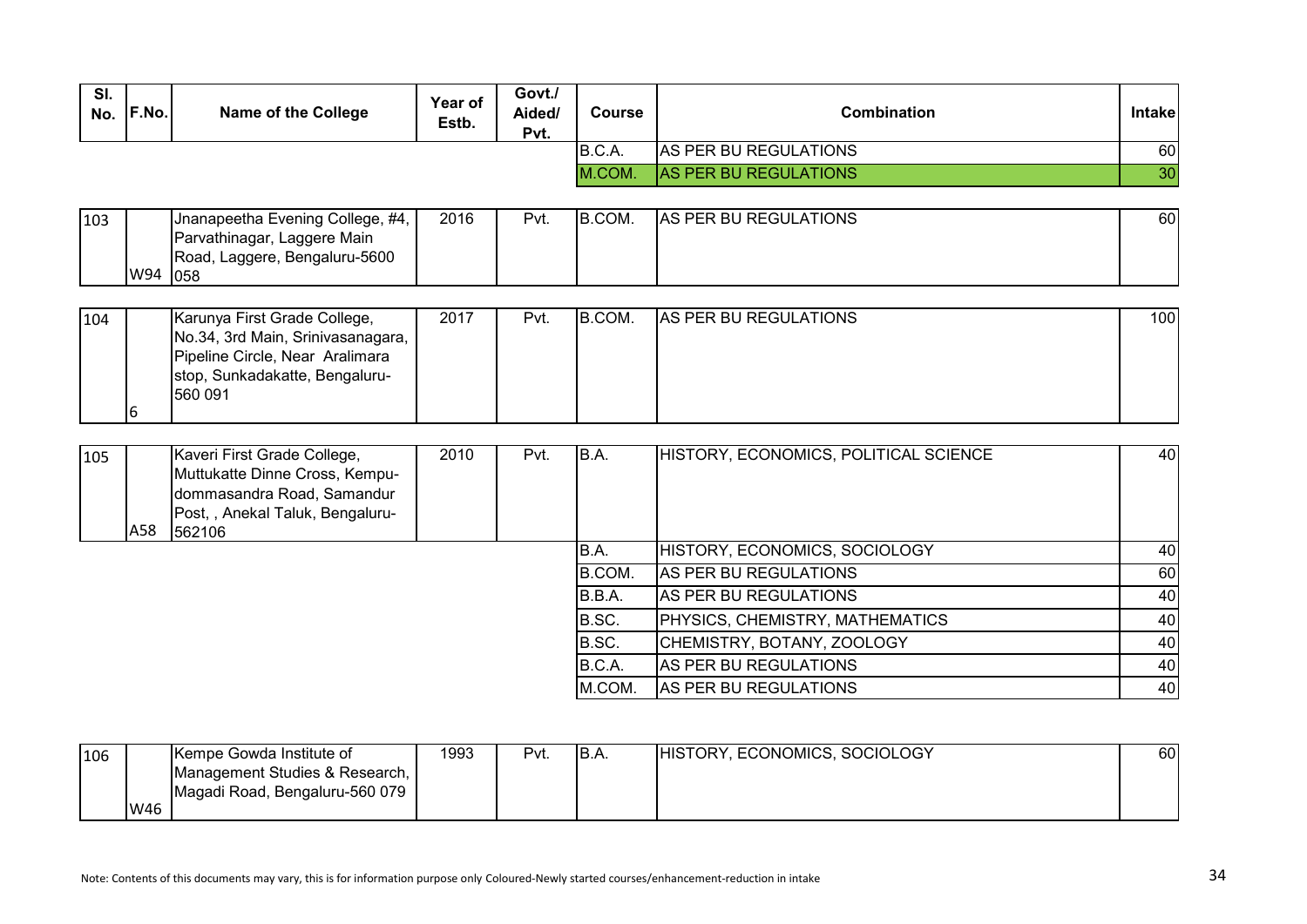| Sl. No. | F.No. | Name of the College | Year of Estb. | Govt./ Aided/ Pvt. | Course | Combination | Intake |
|---|---|---|---|---|---|---|---|
| | | | | | B.C.A. | AS PER BU REGULATIONS | 60 |
| | | | | | M.COM. | AS PER BU REGULATIONS | 30 |
| 103 | W94 | Jnanapeetha Evening College, #4, Parvathinagar, Laggere Main Road, Laggere, Bengaluru-5600 058 | 2016 | Pvt. | B.COM. | AS PER BU REGULATIONS | 60 |
| 104 | 6 | Karunya First Grade College, No.34, 3rd Main, Srinivasanagara, Pipeline Circle, Near Aralimara stop, Sunkadakatte, Bengaluru-560 091 | 2017 | Pvt. | B.COM. | AS PER BU REGULATIONS | 100 |
| 105 | A58 | Kaveri First Grade College, Muttukatte Dinne Cross, Kempu-dommasandra Road, Samandur Post, , Anekal Taluk, Bengaluru-562106 | 2010 | Pvt. | B.A. | HISTORY, ECONOMICS, POLITICAL SCIENCE | 40 |
| | | | | | B.A. | HISTORY, ECONOMICS, SOCIOLOGY | 40 |
| | | | | | B.COM. | AS PER BU REGULATIONS | 60 |
| | | | | | B.B.A. | AS PER BU REGULATIONS | 40 |
| | | | | | B.SC. | PHYSICS, CHEMISTRY, MATHEMATICS | 40 |
| | | | | | B.SC. | CHEMISTRY, BOTANY, ZOOLOGY | 40 |
| | | | | | B.C.A. | AS PER BU REGULATIONS | 40 |
| | | | | | M.COM. | AS PER BU REGULATIONS | 40 |
| 106 | W46 | Kempe Gowda Institute of Management Studies & Research, Magadi Road, Bengaluru-560 079 | 1993 | Pvt. | B.A. | HISTORY, ECONOMICS, SOCIOLOGY | 60 |

Note: Contents of this documents may vary, this is for information purpose only Coloured-Newly started courses/enhancement-reduction in intake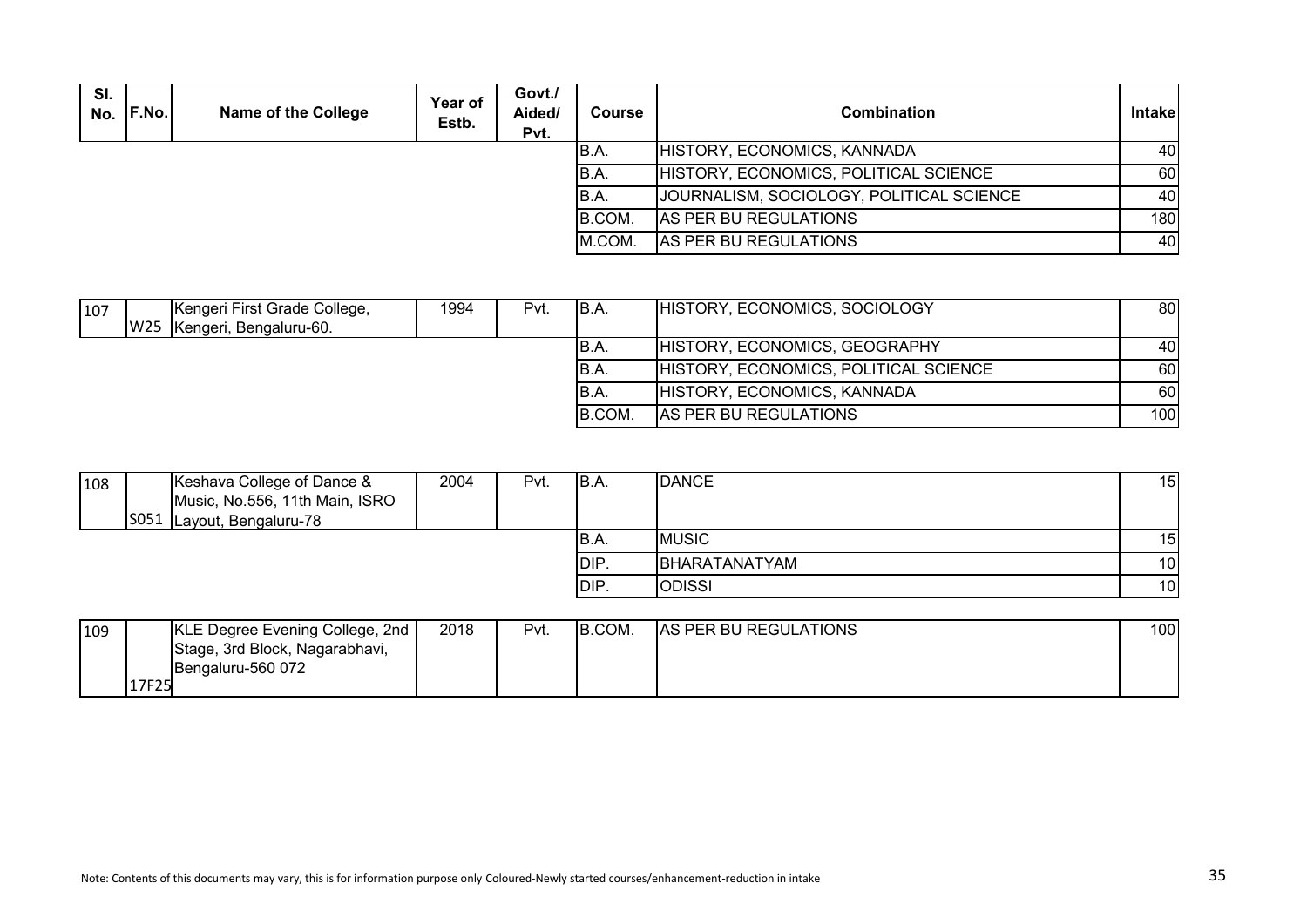| Sl. No. | F.No. | Name of the College | Year of Estb. | Govt./ Aided/ Pvt. | Course | Combination | Intake |
|---|---|---|---|---|---|---|---|
| | | | | | B.A. | HISTORY, ECONOMICS, KANNADA | 40 |
| | | | | | B.A. | HISTORY, ECONOMICS, POLITICAL SCIENCE | 60 |
| | | | | | B.A. | JOURNALISM, SOCIOLOGY, POLITICAL SCIENCE | 40 |
| | | | | | B.COM. | AS PER BU REGULATIONS | 180 |
| | | | | | M.COM. | AS PER BU REGULATIONS | 40 |
| 107 | W25 | Kengeri First Grade College, Kengeri, Bengaluru-60. | 1994 | Pvt. | B.A. | HISTORY, ECONOMICS, SOCIOLOGY | 80 |
| | | | | | B.A. | HISTORY, ECONOMICS, GEOGRAPHY | 40 |
| | | | | | B.A. | HISTORY, ECONOMICS, POLITICAL SCIENCE | 60 |
| | | | | | B.A. | HISTORY, ECONOMICS, KANNADA | 60 |
| | | | | | B.COM. | AS PER BU REGULATIONS | 100 |
| 108 | S051 | Keshava College of Dance & Music, No.556, 11th Main, ISRO Layout, Bengaluru-78 | 2004 | Pvt. | B.A. | DANCE | 15 |
| | | | | | B.A. | MUSIC | 15 |
| | | | | | DIP. | BHARATANATYAM | 10 |
| | | | | | DIP. | ODISSI | 10 |
| 109 | 17F25 | KLE Degree Evening College, 2nd Stage, 3rd Block, Nagarabhavi, Bengaluru-560 072 | 2018 | Pvt. | B.COM. | AS PER BU REGULATIONS | 100 |

Note: Contents of this documents may vary, this is for information purpose only Coloured-Newly started courses/enhancement-reduction in intake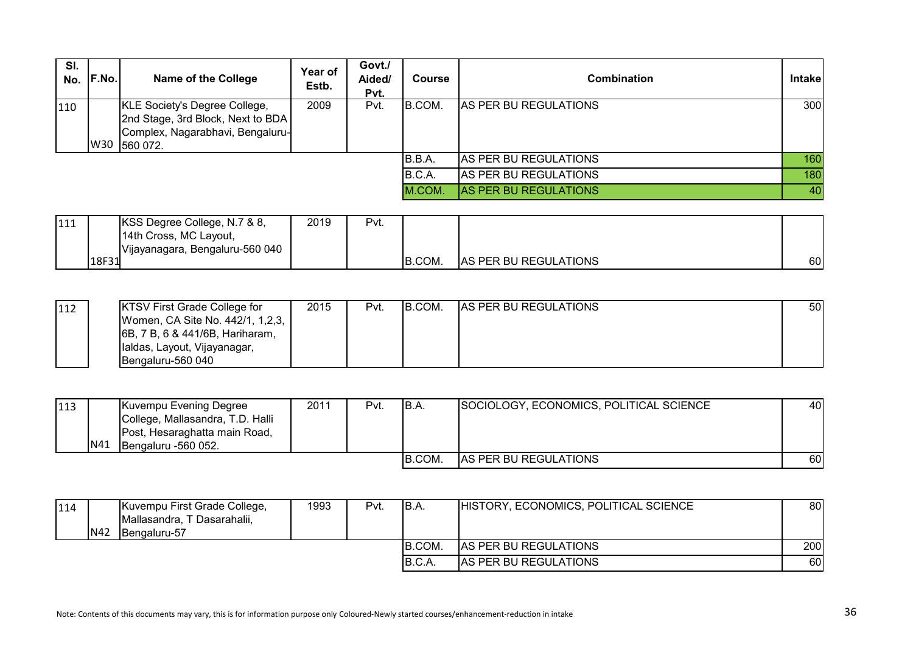| Sl. No. | F.No. | Name of the College | Year of Estb. | Govt./ Aided/ Pvt. | Course | Combination | Intake |
|---|---|---|---|---|---|---|---|
| 110 | W30 | KLE Society's Degree College, 2nd Stage, 3rd Block, Next to BDA Complex, Nagarabhavi, Bengaluru-560 072. | 2009 | Pvt. | B.COM. | AS PER BU REGULATIONS | 300 |
| | | | | | B.B.A. | AS PER BU REGULATIONS | 160 |
| | | | | | B.C.A. | AS PER BU REGULATIONS | 180 |
| | | | | | M.COM. | AS PER BU REGULATIONS | 40 |
| 111 | 18F31 | KSS Degree College, N.7 & 8, 14th Cross, MC Layout, Vijayanagara, Bengaluru-560 040 | 2019 | Pvt. | B.COM. | AS PER BU REGULATIONS | 60 |
| 112 | | KTSV First Grade College for Women, CA Site No. 442/1, 1,2,3, 6B, 7 B, 6 & 441/6B, Hariharam, laldas, Layout, Vijayanagar, Bengaluru-560 040 | 2015 | Pvt. | B.COM. | AS PER BU REGULATIONS | 50 |
| 113 | N41 | Kuvempu Evening Degree College, Mallasandra, T.D. Halli Post, Hesaraghatta main Road, Bengaluru -560 052. | 2011 | Pvt. | B.A. | SOCIOLOGY, ECONOMICS, POLITICAL SCIENCE | 40 |
| | | | | | B.COM. | AS PER BU REGULATIONS | 60 |
| 114 | N42 | Kuvempu First Grade College, Mallasandra, T Dasarahalii, Bengaluru-57 | 1993 | Pvt. | B.A. | HISTORY, ECONOMICS, POLITICAL SCIENCE | 80 |
| | | | | | B.COM. | AS PER BU REGULATIONS | 200 |
| | | | | | B.C.A. | AS PER BU REGULATIONS | 60 |

Note: Contents of this documents may vary, this is for information purpose only Coloured-Newly started courses/enhancement-reduction in intake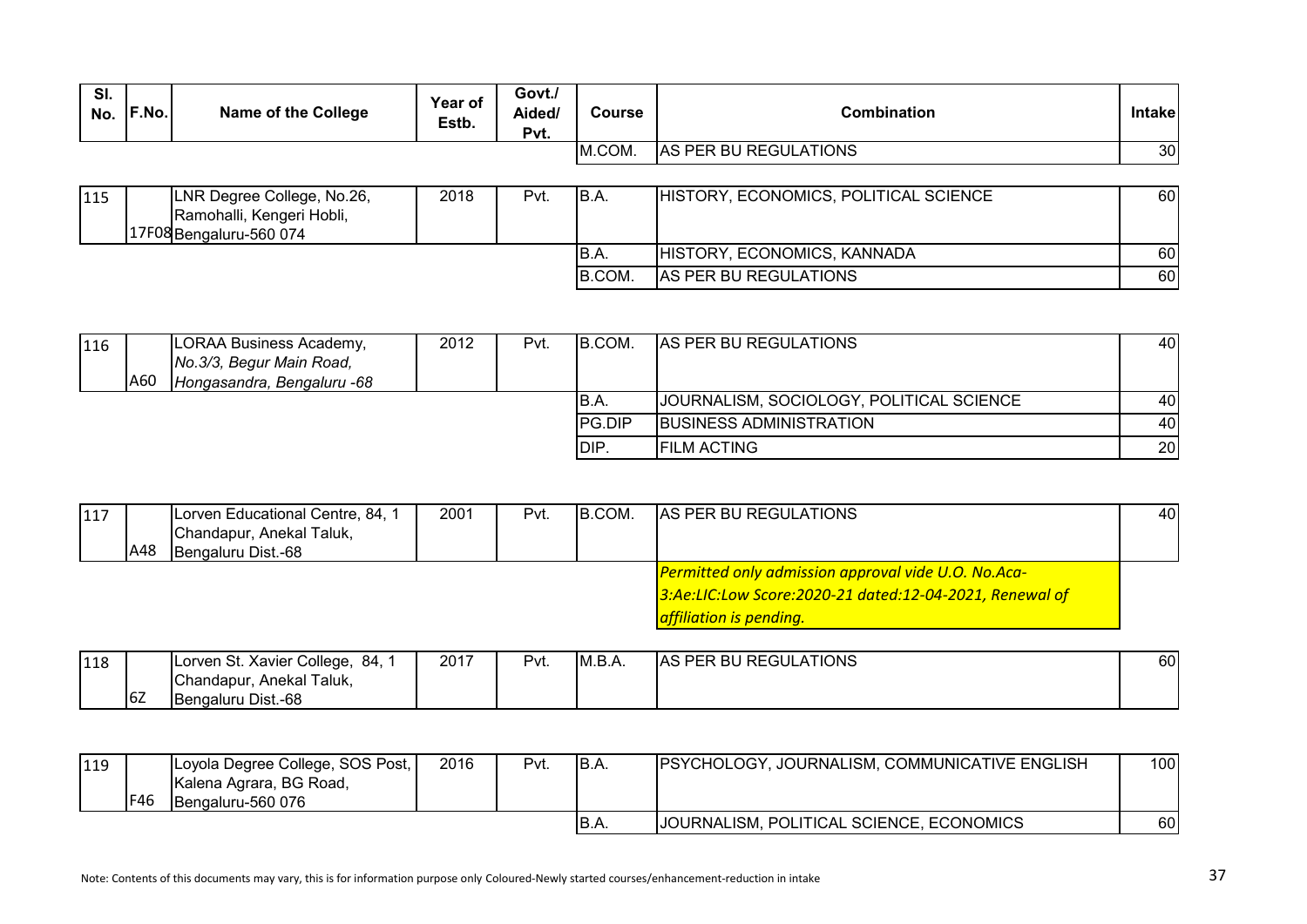| Sl. No. | F.No. | Name of the College | Year of Estb. | Govt./ Aided/ Pvt. | Course | Combination | Intake |
|---|---|---|---|---|---|---|---|
| | | | | | M.COM. | AS PER BU REGULATIONS | 30 |
| 115 | 17F08 | LNR Degree College, No.26, Ramohalli, Kengeri Hobli, Bengaluru-560 074 | 2018 | Pvt. | B.A. | HISTORY, ECONOMICS, POLITICAL SCIENCE | 60 |
| | | | | | B.A. | HISTORY, ECONOMICS, KANNADA | 60 |
| | | | | | B.COM. | AS PER BU REGULATIONS | 60 |
| 116 | A60 | LORAA Business Academy, *No.3/3, Begur Main Road, Hongasandra, Bengaluru -68* | 2012 | Pvt. | B.COM. | AS PER BU REGULATIONS | 40 |
| | | | | | B.A. | JOURNALISM, SOCIOLOGY, POLITICAL SCIENCE | 40 |
| | | | | | PG.DIP | BUSINESS ADMINISTRATION | 40 |
| | | | | | DIP. | FILM ACTING | 20 |
| 117 | A48 | Lorven Educational Centre, 84, 1 Chandapur, Anekal Taluk, Bengaluru Dist.-68 | 2001 | Pvt. | B.COM. | AS PER BU REGULATIONS | 40 |
| | | | | | | *Permitted only admission approval vide U.O. No.Aca-3:Ae:LIC:Low Score:2020-21 dated:12-04-2021, Renewal of affiliation is pending.* | |
| 118 | 6Z | Lorven St. Xavier College, 84, 1 Chandapur, Anekal Taluk, Bengaluru Dist.-68 | 2017 | Pvt. | M.B.A. | AS PER BU REGULATIONS | 60 |
| 119 | F46 | Loyola Degree College, SOS Post, Kalena Agrara, BG Road, Bengaluru-560 076 | 2016 | Pvt. | B.A. | PSYCHOLOGY, JOURNALISM, COMMUNICATIVE ENGLISH | 100 |
| | | | | | B.A. | JOURNALISM, POLITICAL SCIENCE, ECONOMICS | 60 |

Note: Contents of this documents may vary, this is for information purpose only Coloured-Newly started courses/enhancement-reduction in intake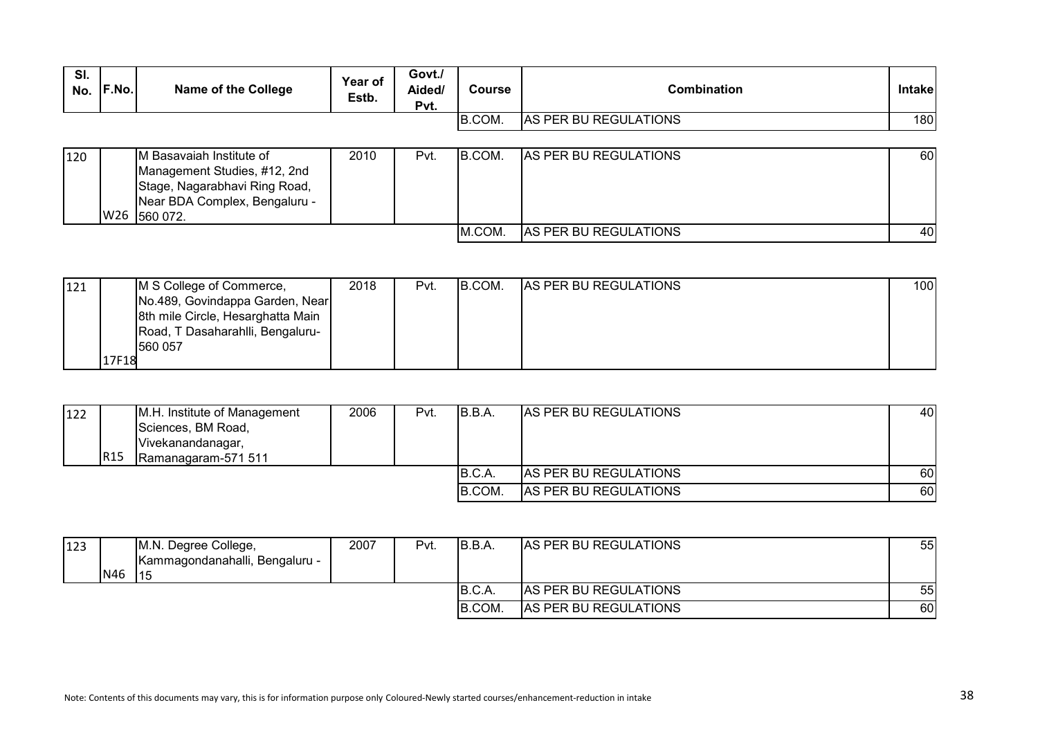| Sl. No. | F.No. | Name of the College | Year of Estb. | Govt./ Aided/ Pvt. | Course | Combination | Intake |
|---|---|---|---|---|---|---|---|
| | | | | | B.COM. | AS PER BU REGULATIONS | 180 |
| 120 | W26 | M Basavaiah Institute of Management Studies, #12, 2nd Stage, Nagarabhavi Ring Road, Near BDA Complex, Bengaluru - 560 072. | 2010 | Pvt. | B.COM. | AS PER BU REGULATIONS | 60 |
| | | | | | M.COM. | AS PER BU REGULATIONS | 40 |
| 121 | 17F18 | M S College of Commerce, No.489, Govindappa Garden, Near 8th mile Circle, Hesarghatta Main Road, T Dasaharahlli, Bengaluru- 560 057 | 2018 | Pvt. | B.COM. | AS PER BU REGULATIONS | 100 |
| 122 | R15 | M.H. Institute of Management Sciences, BM Road, Vivekanandanagar, Ramanagaram-571 511 | 2006 | Pvt. | B.B.A. | AS PER BU REGULATIONS | 40 |
| | | | | | B.C.A. | AS PER BU REGULATIONS | 60 |
| | | | | | B.COM. | AS PER BU REGULATIONS | 60 |
| 123 | N46 | M.N. Degree College, Kammagondanahalli, Bengaluru - 15 | 2007 | Pvt. | B.B.A. | AS PER BU REGULATIONS | 55 |
| | | | | | B.C.A. | AS PER BU REGULATIONS | 55 |
| | | | | | B.COM. | AS PER BU REGULATIONS | 60 |

Note: Contents of this documents may vary, this is for information purpose only Coloured-Newly started courses/enhancement-reduction in intake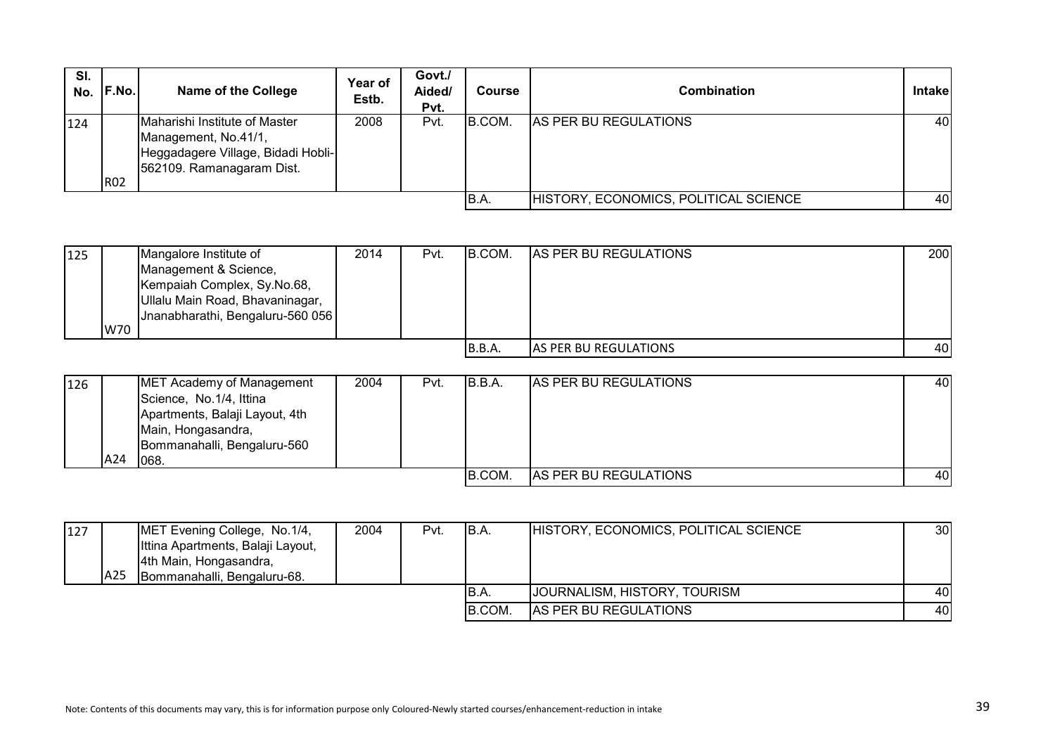| Sl. No. | F.No. | Name of the College | Year of Estb. | Govt./ Aided/ Pvt. | Course | Combination | Intake |
|---|---|---|---|---|---|---|---|
| 124 | R02 | Maharishi Institute of Master Management, No.41/1, Heggadagere Village, Bidadi Hobli-562109. Ramanagaram Dist. | 2008 | Pvt. | B.COM. | AS PER BU REGULATIONS | 40 |
| | | | | | B.A. | HISTORY, ECONOMICS, POLITICAL SCIENCE | 40 |
| 125 | W70 | Mangalore Institute of Management & Science, Kempaiah Complex, Sy.No.68, Ullalu Main Road, Bhavaninagar, Jnanabharathi, Bengaluru-560 056 | 2014 | Pvt. | B.COM. | AS PER BU REGULATIONS | 200 |
| | | | | | B.B.A. | AS PER BU REGULATIONS | 40 |
| 126 | A24 | MET Academy of Management Science, No.1/4, Ittina Apartments, Balaji Layout, 4th Main, Hongasandra, Bommanahalli, Bengaluru-560 068. | 2004 | Pvt. | B.B.A. | AS PER BU REGULATIONS | 40 |
| | | | | | B.COM. | AS PER BU REGULATIONS | 40 |
| 127 | A25 | MET Evening College, No.1/4, Ittina Apartments, Balaji Layout, 4th Main, Hongasandra, Bommanahalli, Bengaluru-68. | 2004 | Pvt. | B.A. | HISTORY, ECONOMICS, POLITICAL SCIENCE | 30 |
| | | | | | B.A. | JOURNALISM, HISTORY, TOURISM | 40 |
| | | | | | B.COM. | AS PER BU REGULATIONS | 40 |

Note: Contents of this documents may vary, this is for information purpose only Coloured-Newly started courses/enhancement-reduction in intake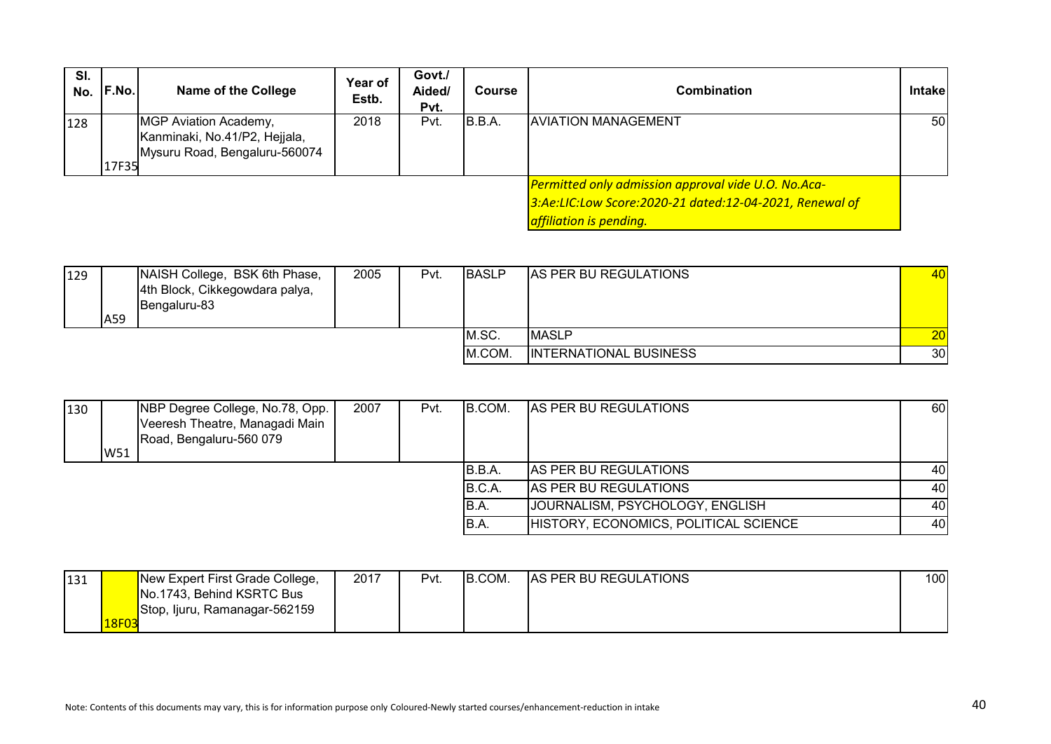| Sl. No. | F.No. | Name of the College | Year of Estb. | Govt./ Aided/ Pvt. | Course | Combination | Intake |
|---|---|---|---|---|---|---|---|
| 128 | 17F35 | MGP Aviation Academy, Kanminaki, No.41/P2, Hejjala, Mysuru Road, Bengaluru-560074 | 2018 | Pvt. | B.B.A. | AVIATION MANAGEMENT | 50 |
| | | | | | | *Permitted only admission approval vide U.O. No.Aca-3:Ae:LIC:Low Score:2020-21 dated:12-04-2021, Renewal of affiliation is pending.* | |
| 129 | A59 | NAISH College, BSK 6th Phase, 4th Block, Cikkegowdara palya, Bengaluru-83 | 2005 | Pvt. | BASLP | AS PER BU REGULATIONS | 40 |
| | | | | | M.SC. | MASLP | 20 |
| | | | | | M.COM. | INTERNATIONAL BUSINESS | 30 |
| 130 | W51 | NBP Degree College, No.78, Opp. Veeresh Theatre, Managadi Main Road, Bengaluru-560 079 | 2007 | Pvt. | B.COM. | AS PER BU REGULATIONS | 60 |
| | | | | | B.B.A. | AS PER BU REGULATIONS | 40 |
| | | | | | B.C.A. | AS PER BU REGULATIONS | 40 |
| | | | | | B.A. | JOURNALISM, PSYCHOLOGY, ENGLISH | 40 |
| | | | | | B.A. | HISTORY, ECONOMICS, POLITICAL SCIENCE | 40 |
| 131 | 18F03 | New Expert First Grade College, No.1743, Behind KSRTC Bus Stop, Ijuru, Ramanagar-562159 | 2017 | Pvt. | B.COM. | AS PER BU REGULATIONS | 100 |

Note: Contents of this documents may vary, this is for information purpose only Coloured-Newly started courses/enhancement-reduction in intake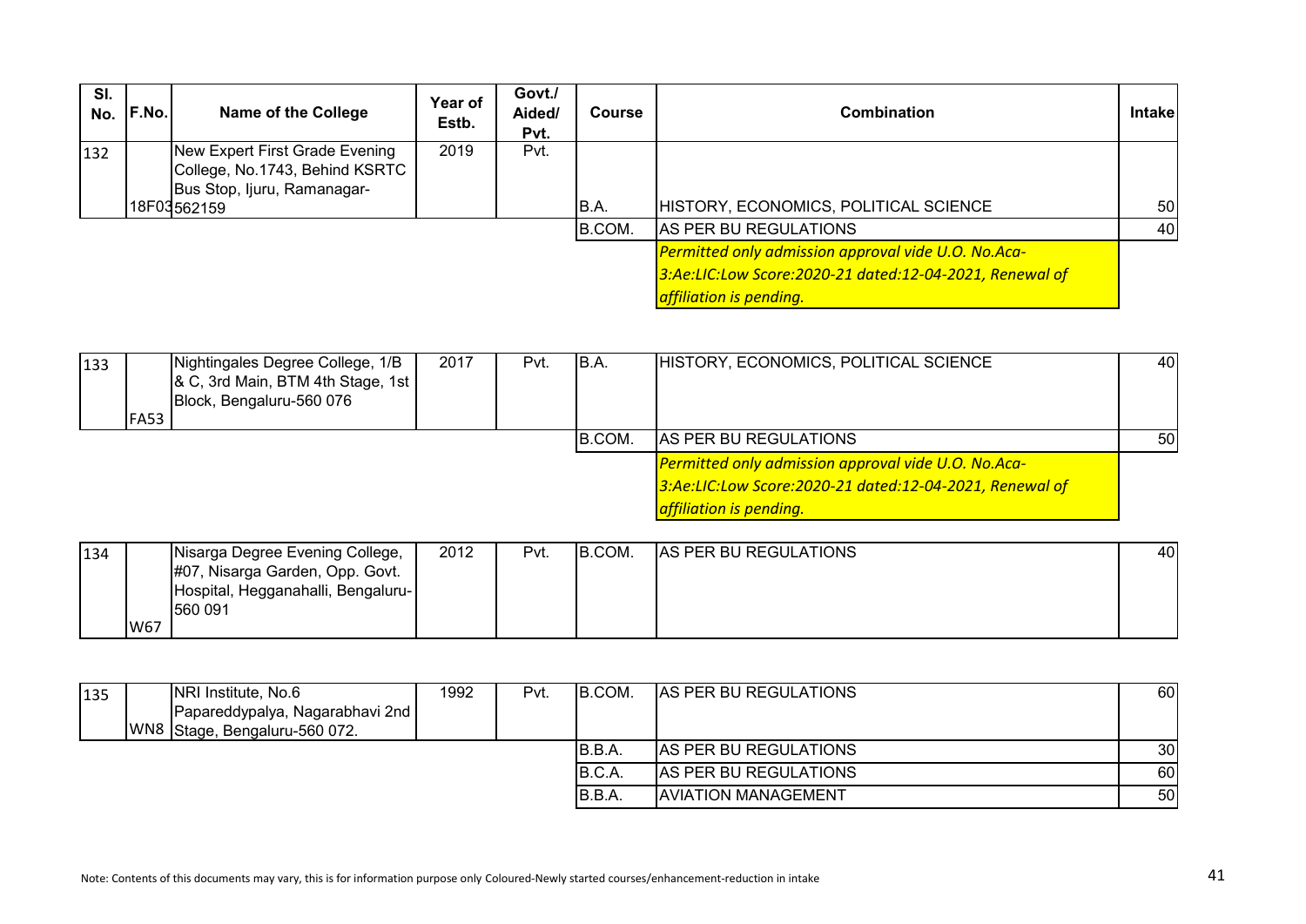| Sl. No. | F.No. | Name of the College | Year of Estb. | Govt./ Aided/ Pvt. | Course | Combination | Intake |
|---|---|---|---|---|---|---|---|
| 132 | 18F03 | New Expert First Grade Evening College, No.1743, Behind KSRTC Bus Stop, Ijuru, Ramanagar-562159 | 2019 | Pvt. | B.A. | HISTORY, ECONOMICS, POLITICAL SCIENCE | 50 |
| | | | | | B.COM. | AS PER BU REGULATIONS | 40 |
| | | | | | | *Permitted only admission approval vide U.O. No.Aca-3:Ae:LIC:Low Score:2020-21 dated:12-04-2021, Renewal of affiliation is pending.* | |
| 133 | FA53 | Nightingales Degree College, 1/B & C, 3rd Main, BTM 4th Stage, 1st Block, Bengaluru-560 076 | 2017 | Pvt. | B.A. | HISTORY, ECONOMICS, POLITICAL SCIENCE | 40 |
| | | | | | B.COM. | AS PER BU REGULATIONS | 50 |
| | | | | | | *Permitted only admission approval vide U.O. No.Aca-3:Ae:LIC:Low Score:2020-21 dated:12-04-2021, Renewal of affiliation is pending.* | |
| 134 | W67 | Nisarga Degree Evening College, #07, Nisarga Garden, Opp. Govt. Hospital, Hegganahalli, Bengaluru-560 091 | 2012 | Pvt. | B.COM. | AS PER BU REGULATIONS | 40 |
| 135 | WN8 | NRI Institute, No.6 Papareddypalya, Nagarabhavi 2nd Stage, Bengaluru-560 072. | 1992 | Pvt. | B.COM. | AS PER BU REGULATIONS | 60 |
| | | | | | B.B.A. | AS PER BU REGULATIONS | 30 |
| | | | | | B.C.A. | AS PER BU REGULATIONS | 60 |
| | | | | | B.B.A. | AVIATION MANAGEMENT | 50 |

Note: Contents of this documents may vary, this is for information purpose only Coloured-Newly started courses/enhancement-reduction in intake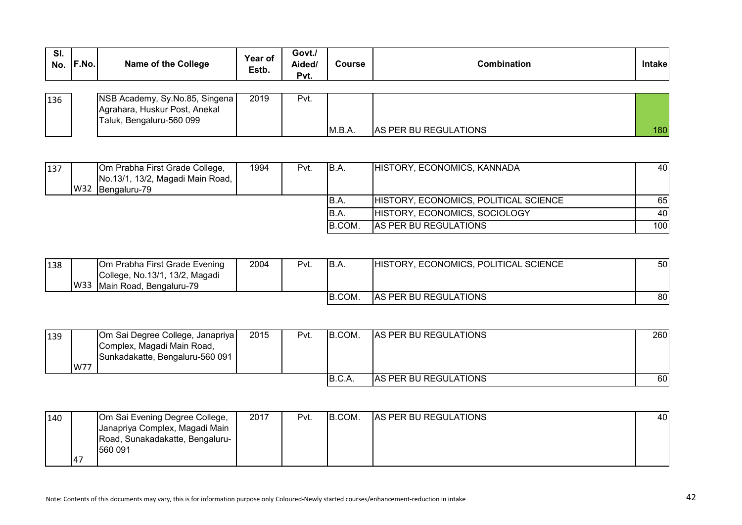| Sl. No. | F.No. | Name of the College | Year of Estb. | Govt./ Aided/ Pvt. | Course | Combination | Intake |
|---|---|---|---|---|---|---|---|
| 136 | | NSB Academy, Sy.No.85, Singena Agrahara, Huskur Post, Anekal Taluk, Bengaluru-560 099 | 2019 | Pvt. | M.B.A. | AS PER BU REGULATIONS | 180 |
| 137 | W32 | Om Prabha First Grade College, No.13/1, 13/2, Magadi Main Road, Bengaluru-79 | 1994 | Pvt. | B.A. | HISTORY, ECONOMICS, KANNADA | 40 |
| | | | | | B.A. | HISTORY, ECONOMICS, POLITICAL SCIENCE | 65 |
| | | | | | B.A. | HISTORY, ECONOMICS, SOCIOLOGY | 40 |
| | | | | | B.COM. | AS PER BU REGULATIONS | 100 |
| 138 | W33 | Om Prabha First Grade Evening College, No.13/1, 13/2, Magadi Main Road, Bengaluru-79 | 2004 | Pvt. | B.A. | HISTORY, ECONOMICS, POLITICAL SCIENCE | 50 |
| | | | | | B.COM. | AS PER BU REGULATIONS | 80 |
| 139 | W77 | Om Sai Degree College, Janapriya Complex, Magadi Main Road, Sunkadakatte, Bengaluru-560 091 | 2015 | Pvt. | B.COM. | AS PER BU REGULATIONS | 260 |
| | | | | | B.C.A. | AS PER BU REGULATIONS | 60 |
| 140 | 47 | Om Sai Evening Degree College, Janapriya Complex, Magadi Main Road, Sunakadakatte, Bengaluru-560 091 | 2017 | Pvt. | B.COM. | AS PER BU REGULATIONS | 40 |

Note: Contents of this documents may vary, this is for information purpose only Coloured-Newly started courses/enhancement-reduction in intake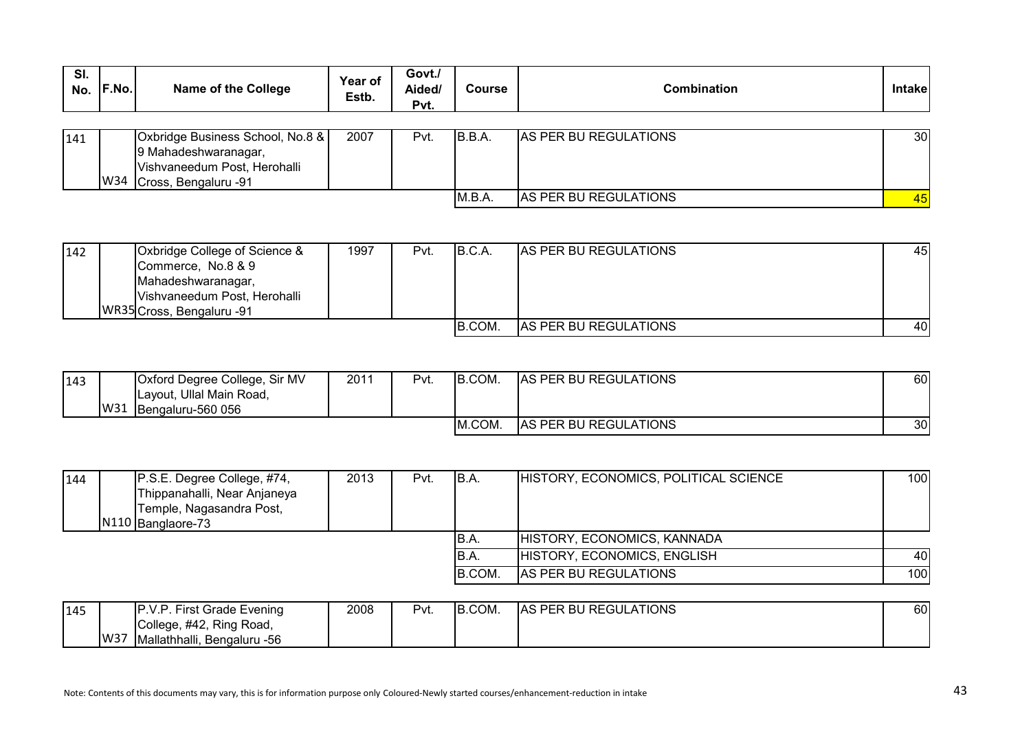| Sl. No. | F.No. | Name of the College | Year of Estb. | Govt./ Aided/ Pvt. | Course | Combination | Intake |
|---|---|---|---|---|---|---|---|
| 141 | W34 | Oxbridge Business School, No.8 & 9 Mahadeshwaranagar, Vishvaneedum Post, Herohalli Cross, Bengaluru -91 | 2007 | Pvt. | B.B.A. | AS PER BU REGULATIONS | 30 |
| | | | | | M.B.A. | AS PER BU REGULATIONS | 45 |
| 142 | WR35 | Oxbridge College of Science & Commerce, No.8 & 9 Mahadeshwaranagar, Vishvaneedum Post, Herohalli Cross, Bengaluru -91 | 1997 | Pvt. | B.C.A. | AS PER BU REGULATIONS | 45 |
| | | | | | B.COM. | AS PER BU REGULATIONS | 40 |
| 143 | W31 | Oxford Degree College, Sir MV Layout, Ullal Main Road, Bengaluru-560 056 | 2011 | Pvt. | B.COM. | AS PER BU REGULATIONS | 60 |
| | | | | | M.COM. | AS PER BU REGULATIONS | 30 |
| 144 | N110 | P.S.E. Degree College, #74, Thippanahalli, Near Anjaneya Temple, Nagasandra Post, Banglaore-73 | 2013 | Pvt. | B.A. | HISTORY, ECONOMICS, POLITICAL SCIENCE | 100 |
| | | | | | B.A. | HISTORY, ECONOMICS, KANNADA | |
| | | | | | B.A. | HISTORY, ECONOMICS, ENGLISH | 40 |
| | | | | | B.COM. | AS PER BU REGULATIONS | 100 |
| 145 | W37 | P.V.P. First Grade Evening College, #42, Ring Road, Mallathhalli, Bengaluru -56 | 2008 | Pvt. | B.COM. | AS PER BU REGULATIONS | 60 |

Note: Contents of this documents may vary, this is for information purpose only Coloured-Newly started courses/enhancement-reduction in intake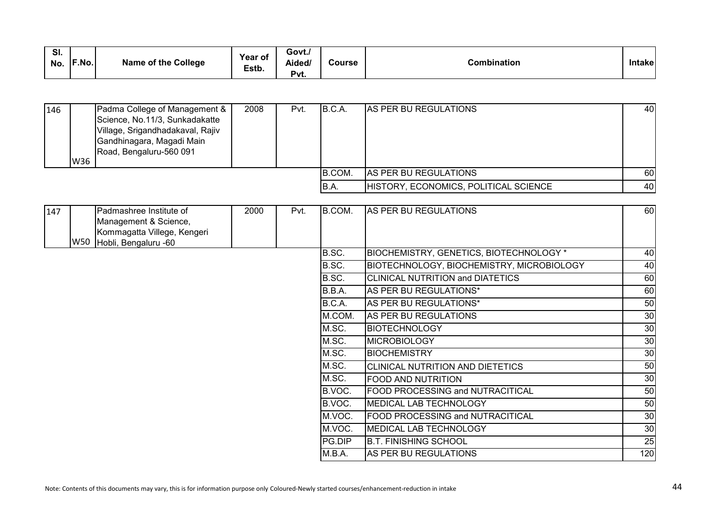| Sl. No. | F.No. | Name of the College | Year of Estb. | Govt./ Aided/ Pvt. | Course | Combination | Intake |
|---|---|---|---|---|---|---|---|
| 146 | W36 | Padma College of Management & Science, No.11/3, Sunkadakatte Village, Srigandhadakaval, Rajiv Gandhinagara, Magadi Main Road, Bengaluru-560 091 | 2008 | Pvt. | B.C.A. | AS PER BU REGULATIONS | 40 |
| | | | | | B.COM. | AS PER BU REGULATIONS | 60 |
| | | | | | B.A. | HISTORY, ECONOMICS, POLITICAL SCIENCE | 40 |
| 147 | W50 | Padmashree Institute of Management & Science, Kommagatta Villege, Kengeri Hobli, Bengaluru -60 | 2000 | Pvt. | B.COM. | AS PER BU REGULATIONS | 60 |
| | | | | | B.SC. | BIOCHEMISTRY, GENETICS, BIOTECHNOLOGY * | 40 |
| | | | | | B.SC. | BIOTECHNOLOGY, BIOCHEMISTRY, MICROBIOLOGY | 40 |
| | | | | | B.SC. | CLINICAL NUTRITION and DIATETICS | 60 |
| | | | | | B.B.A. | AS PER BU REGULATIONS* | 60 |
| | | | | | B.C.A. | AS PER BU REGULATIONS* | 50 |
| | | | | | M.COM. | AS PER BU REGULATIONS | 30 |
| | | | | | M.SC. | BIOTECHNOLOGY | 30 |
| | | | | | M.SC. | MICROBIOLOGY | 30 |
| | | | | | M.SC. | BIOCHEMISTRY | 30 |
| | | | | | M.SC. | CLINICAL NUTRITION AND DIETETICS | 50 |
| | | | | | M.SC. | FOOD AND NUTRITION | 30 |
| | | | | | B.VOC. | FOOD PROCESSING and NUTRACITICAL | 50 |
| | | | | | B.VOC. | MEDICAL LAB TECHNOLOGY | 50 |
| | | | | | M.VOC. | FOOD PROCESSING and NUTRACITICAL | 30 |
| | | | | | M.VOC. | MEDICAL LAB TECHNOLOGY | 30 |
| | | | | | PG.DIP | B.T. FINISHING SCHOOL | 25 |
| | | | | | M.B.A. | AS PER BU REGULATIONS | 120 |

Note: Contents of this documents may vary, this is for information purpose only Coloured-Newly started courses/enhancement-reduction in intake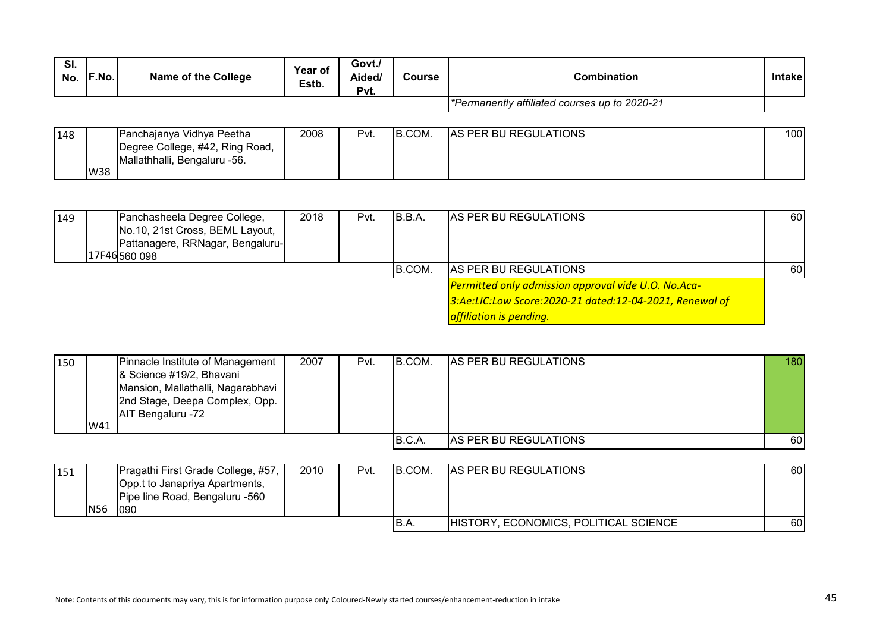| Sl. No. | F.No. | Name of the College | Year of Estb. | Govt./ Aided/ Pvt. | Course | Combination | Intake |
|---|---|---|---|---|---|---|---|
| | | | | | | *\*Permanently affiliated courses up to 2020-21* | |
| 148 | W38 | Panchajanya Vidhya Peetha Degree College, #42, Ring Road, Mallathhalli, Bengaluru -56. | 2008 | Pvt. | B.COM. | AS PER BU REGULATIONS | 100 |
| 149 | 17F46 | Panchasheela Degree College, No.10, 21st Cross, BEML Layout, Pattanagere, RRNagar, Bengaluru-560 098 | 2018 | Pvt. | B.B.A. | AS PER BU REGULATIONS | 60 |
| | | | | | B.COM. | AS PER BU REGULATIONS | 60 |
| | | | | | | *Permitted only admission approval vide U.O. No.Aca-3:Ae:LIC:Low Score:2020-21 dated:12-04-2021, Renewal of affiliation is pending.* | |
| 150 | W41 | Pinnacle Institute of Management & Science #19/2, Bhavani Mansion, Mallathalli, Nagarabhavi 2nd Stage, Deepa Complex, Opp. AIT Bengaluru -72 | 2007 | Pvt. | B.COM. | AS PER BU REGULATIONS | 180 |
| | | | | | B.C.A. | AS PER BU REGULATIONS | 60 |
| 151 | N56 | Pragathi First Grade College, #57, Opp.t to Janapriya Apartments, Pipe line Road, Bengaluru -560 090 | 2010 | Pvt. | B.COM. | AS PER BU REGULATIONS | 60 |
| | | | | | B.A. | HISTORY, ECONOMICS, POLITICAL SCIENCE | 60 |

Note: Contents of this documents may vary, this is for information purpose only Coloured-Newly started courses/enhancement-reduction in intake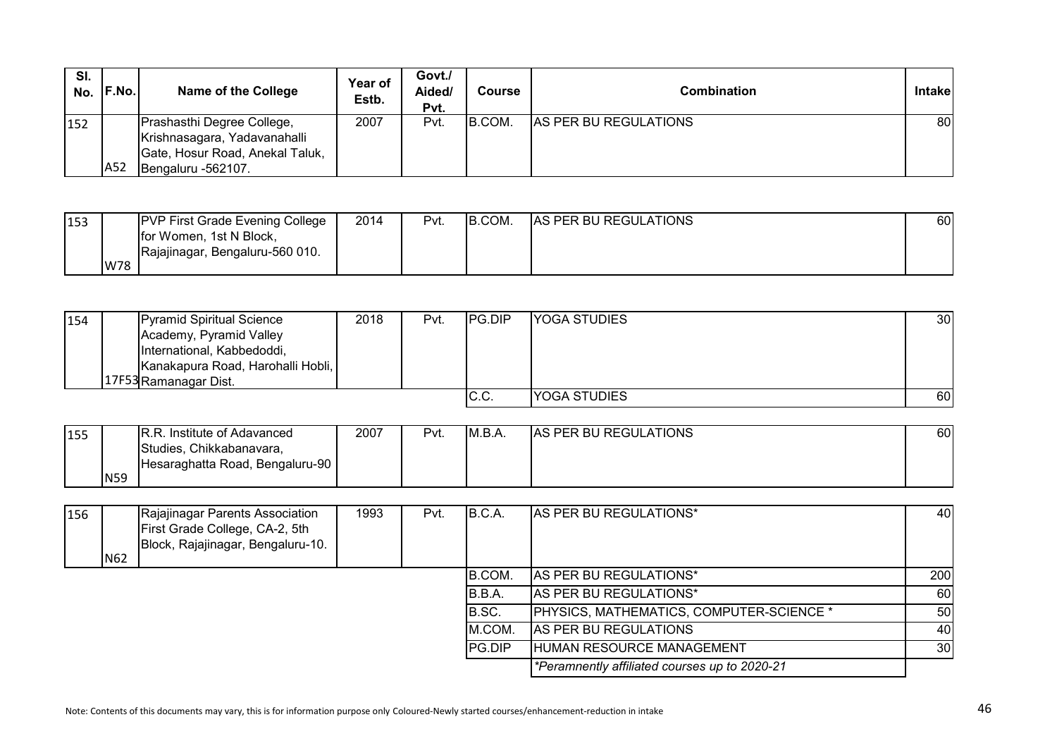| Sl. No. | F.No. | Name of the College | Year of Estb. | Govt./ Aided/ Pvt. | Course | Combination | Intake |
|---|---|---|---|---|---|---|---|
| 152 | A52 | Prashasthi Degree College, Krishnasagara, Yadavanahalli Gate, Hosur Road, Anekal Taluk, Bengaluru -562107. | 2007 | Pvt. | B.COM. | AS PER BU REGULATIONS | 80 |
| 153 | W78 | PVP First Grade Evening College for Women, 1st N Block, Rajajinagar, Bengaluru-560 010. | 2014 | Pvt. | B.COM. | AS PER BU REGULATIONS | 60 |
| 154 | 17F53 | Pyramid Spiritual Science Academy, Pyramid Valley International, Kabbedoddi, Kanakapura Road, Harohalli Hobli, Ramanagar Dist. | 2018 | Pvt. | PG.DIP | YOGA STUDIES | 30 |
| | | | | | C.C. | YOGA STUDIES | 60 |
| 155 | N59 | R.R. Institute of Adavanced Studies, Chikkabanavara, Hesaraghatta Road, Bengaluru-90 | 2007 | Pvt. | M.B.A. | AS PER BU REGULATIONS | 60 |
| 156 | N62 | Rajajinagar Parents Association First Grade College, CA-2, 5th Block, Rajajinagar, Bengaluru-10. | 1993 | Pvt. | B.C.A. | AS PER BU REGULATIONS* | 40 |
| | | | | | B.COM. | AS PER BU REGULATIONS* | 200 |
| | | | | | B.B.A. | AS PER BU REGULATIONS* | 60 |
| | | | | | B.SC. | PHYSICS, MATHEMATICS, COMPUTER-SCIENCE * | 50 |
| | | | | | M.COM. | AS PER BU REGULATIONS | 40 |
| | | | | | PG.DIP | HUMAN RESOURCE MANAGEMENT | 30 |
| | | | | | | *Peramnently affiliated courses up to 2020-21 | |

Note: Contents of this documents may vary, this is for information purpose only Coloured-Newly started courses/enhancement-reduction in intake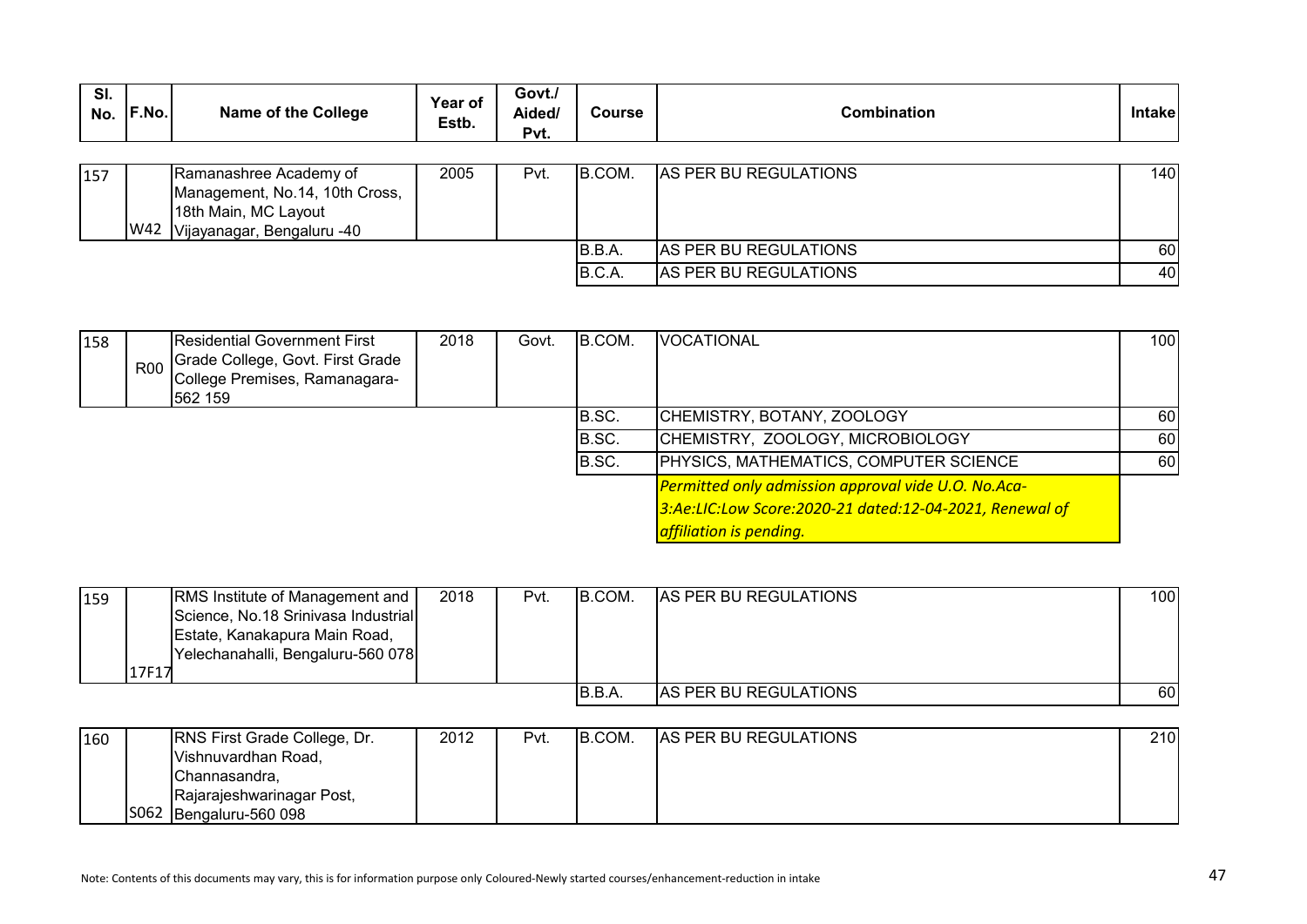| Sl. No. | F.No. | Name of the College | Year of Estb. | Govt./ Aided/ Pvt. | Course | Combination | Intake |
|---|---|---|---|---|---|---|---|
| 157 | W42 | Ramanashree Academy of Management, No.14, 10th Cross, 18th Main, MC Layout Vijayanagar, Bengaluru -40 | 2005 | Pvt. | B.COM. | AS PER BU REGULATIONS | 140 |
| | | | | | B.B.A. | AS PER BU REGULATIONS | 60 |
| | | | | | B.C.A. | AS PER BU REGULATIONS | 40 |
| 158 | R00 | Residential Government First Grade College, Govt. First Grade College Premises, Ramanagara-562 159 | 2018 | Govt. | B.COM. | VOCATIONAL | 100 |
| | | | | | B.SC. | CHEMISTRY, BOTANY, ZOOLOGY | 60 |
| | | | | | B.SC. | CHEMISTRY, ZOOLOGY, MICROBIOLOGY | 60 |
| | | | | | B.SC. | PHYSICS, MATHEMATICS, COMPUTER SCIENCE | 60 |
| | | | | | | *Permitted only admission approval vide U.O. No.Aca-3:Ae:LIC:Low Score:2020-21 dated:12-04-2021, Renewal of affiliation is pending.* | |
| 159 | 17F17 | RMS Institute of Management and Science, No.18 Srinivasa Industrial Estate, Kanakapura Main Road, Yelechanahalli, Bengaluru-560 078 | 2018 | Pvt. | B.COM. | AS PER BU REGULATIONS | 100 |
| | | | | | B.B.A. | AS PER BU REGULATIONS | 60 |
| 160 | S062 | RNS First Grade College, Dr. Vishnuvardhan Road, Channasandra, Rajarajeshwarinagar Post, Bengaluru-560 098 | 2012 | Pvt. | B.COM. | AS PER BU REGULATIONS | 210 |

Note: Contents of this documents may vary, this is for information purpose only Coloured-Newly started courses/enhancement-reduction in intake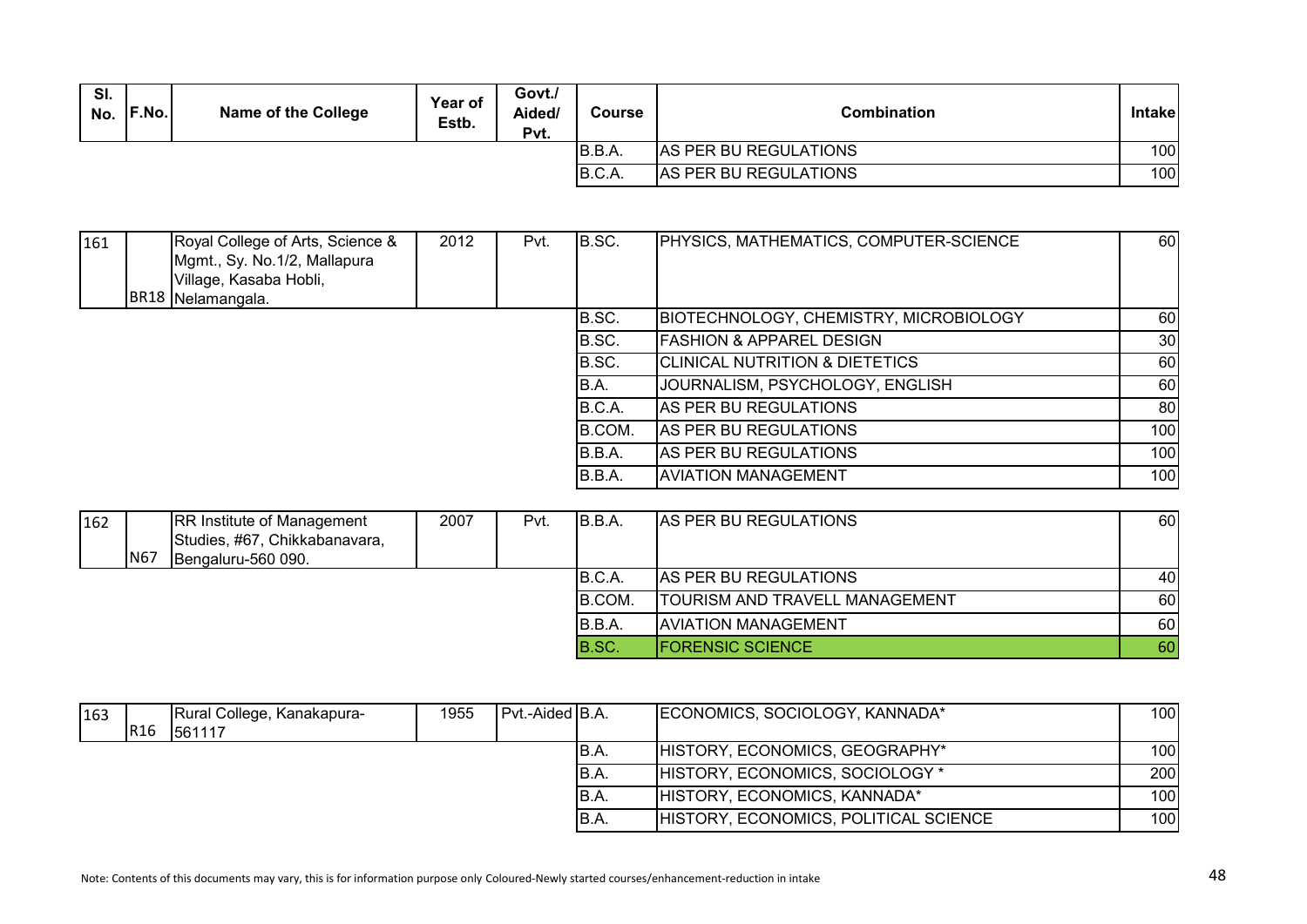| Sl. No. | F.No. | Name of the College | Year of Estb. | Govt./ Aided/ Pvt. | Course | Combination | Intake |
|---|---|---|---|---|---|---|---|
| | | | | | B.B.A. | AS PER BU REGULATIONS | 100 |
| | | | | | B.C.A. | AS PER BU REGULATIONS | 100 |
| 161 | BR18 | Royal College of Arts, Science & Mgmt., Sy. No.1/2, Mallapura Village, Kasaba Hobli, Nelamangala. | 2012 | Pvt. | B.SC. | PHYSICS, MATHEMATICS, COMPUTER-SCIENCE | 60 |
| | | | | | B.SC. | BIOTECHNOLOGY, CHEMISTRY, MICROBIOLOGY | 60 |
| | | | | | B.SC. | FASHION & APPAREL DESIGN | 30 |
| | | | | | B.SC. | CLINICAL NUTRITION & DIETETICS | 60 |
| | | | | | B.A. | JOURNALISM, PSYCHOLOGY, ENGLISH | 60 |
| | | | | | B.C.A. | AS PER BU REGULATIONS | 80 |
| | | | | | B.COM. | AS PER BU REGULATIONS | 100 |
| | | | | | B.B.A. | AS PER BU REGULATIONS | 100 |
| | | | | | B.B.A. | AVIATION MANAGEMENT | 100 |
| 162 | N67 | RR Institute of Management Studies, #67, Chikkabanavara, Bengaluru-560 090. | 2007 | Pvt. | B.B.A. | AS PER BU REGULATIONS | 60 |
| | | | | | B.C.A. | AS PER BU REGULATIONS | 40 |
| | | | | | B.COM. | TOURISM AND TRAVELL MANAGEMENT | 60 |
| | | | | | B.B.A. | AVIATION MANAGEMENT | 60 |
| | | | | | B.SC. | FORENSIC SCIENCE | 60 |
| 163 | R16 | Rural College, Kanakapura-561117 | 1955 | Pvt.-Aided | B.A. | ECONOMICS, SOCIOLOGY, KANNADA* | 100 |
| | | | | | B.A. | HISTORY, ECONOMICS, GEOGRAPHY* | 100 |
| | | | | | B.A. | HISTORY, ECONOMICS, SOCIOLOGY * | 200 |
| | | | | | B.A. | HISTORY, ECONOMICS, KANNADA* | 100 |
| | | | | | B.A. | HISTORY, ECONOMICS, POLITICAL SCIENCE | 100 |

Note: Contents of this documents may vary, this is for information purpose only Coloured-Newly started courses/enhancement-reduction in intake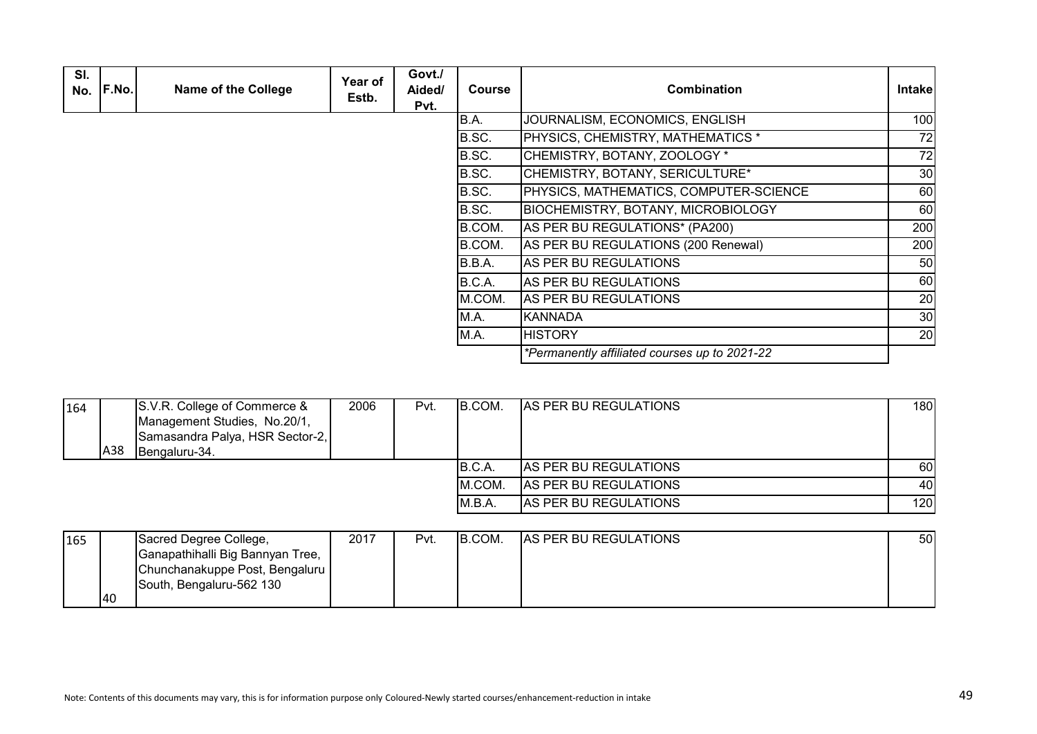| Sl. No. | F.No. | Name of the College | Year of Estb. | Govt./ Aided/ Pvt. | Course | Combination | Intake |
|---|---|---|---|---|---|---|---|
| | | | | | B.A. | JOURNALISM, ECONOMICS, ENGLISH | 100 |
| | | | | | B.SC. | PHYSICS, CHEMISTRY, MATHEMATICS * | 72 |
| | | | | | B.SC. | CHEMISTRY, BOTANY, ZOOLOGY * | 72 |
| | | | | | B.SC. | CHEMISTRY, BOTANY, SERICULTURE* | 30 |
| | | | | | B.SC. | PHYSICS, MATHEMATICS, COMPUTER-SCIENCE | 60 |
| | | | | | B.SC. | BIOCHEMISTRY, BOTANY, MICROBIOLOGY | 60 |
| | | | | | B.COM. | AS PER BU REGULATIONS* (PA200) | 200 |
| | | | | | B.COM. | AS PER BU REGULATIONS (200 Renewal) | 200 |
| | | | | | B.B.A. | AS PER BU REGULATIONS | 50 |
| | | | | | B.C.A. | AS PER BU REGULATIONS | 60 |
| | | | | | M.COM. | AS PER BU REGULATIONS | 20 |
| | | | | | M.A. | KANNADA | 30 |
| | | | | | M.A. | HISTORY | 20 |
| | | | | | | *Permanently affiliated courses up to 2021-22 | |
| 164 | A38 | S.V.R. College of Commerce & Management Studies, No.20/1, Samasandra Palya, HSR Sector-2, Bengaluru-34. | 2006 | Pvt. | B.COM. | AS PER BU REGULATIONS | 180 |
| | | | | | B.C.A. | AS PER BU REGULATIONS | 60 |
| | | | | | M.COM. | AS PER BU REGULATIONS | 40 |
| | | | | | M.B.A. | AS PER BU REGULATIONS | 120 |
| 165 | 40 | Sacred Degree College, Ganapathihalli Big Bannyan Tree, Chunchanakuppe Post, Bengaluru South, Bengaluru-562 130 | 2017 | Pvt. | B.COM. | AS PER BU REGULATIONS | 50 |

Note: Contents of this documents may vary, this is for information purpose only Coloured-Newly started courses/enhancement-reduction in intake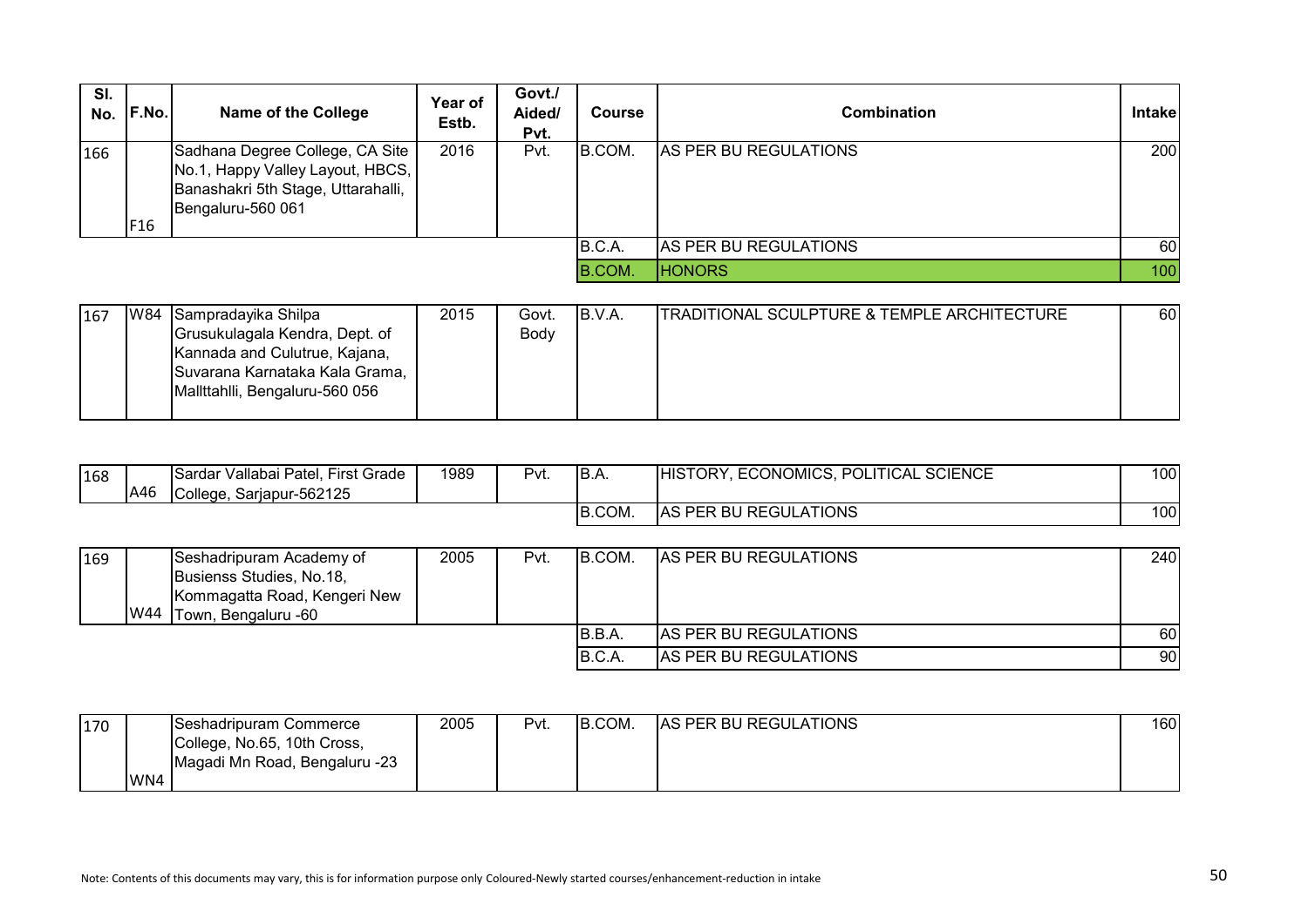| Sl. No. | F.No. | Name of the College | Year of Estb. | Govt./ Aided/ Pvt. | Course | Combination | Intake |
|---|---|---|---|---|---|---|---|
| 166 | F16 | Sadhana Degree College, CA Site No.1, Happy Valley Layout, HBCS, Banashakri 5th Stage, Uttarahalli, Bengaluru-560 061 | 2016 | Pvt. | B.COM. | AS PER BU REGULATIONS | 200 |
| | | | | | B.C.A. | AS PER BU REGULATIONS | 60 |
| | | | | | B.COM. | HONORS | 100 |
| 167 | W84 | Sampradayika Shilpa Grusukulagala Kendra, Dept. of Kannada and Culutrue, Kajana, Suvarana Karnataka Kala Grama, Mallttahlli, Bengaluru-560 056 | 2015 | Govt. Body | B.V.A. | TRADITIONAL SCULPTURE & TEMPLE ARCHITECTURE | 60 |
| 168 | A46 | Sardar Vallabai Patel, First Grade College, Sarjapur-562125 | 1989 | Pvt. | B.A. | HISTORY, ECONOMICS, POLITICAL SCIENCE | 100 |
| | | | | | B.COM. | AS PER BU REGULATIONS | 100 |
| 169 | W44 | Seshadripuram Academy of Busienss Studies, No.18, Kommagatta Road, Kengeri New Town, Bengaluru -60 | 2005 | Pvt. | B.COM. | AS PER BU REGULATIONS | 240 |
| | | | | | B.B.A. | AS PER BU REGULATIONS | 60 |
| | | | | | B.C.A. | AS PER BU REGULATIONS | 90 |
| 170 | WN4 | Seshadripuram Commerce College, No.65, 10th Cross, Magadi Mn Road, Bengaluru -23 | 2005 | Pvt. | B.COM. | AS PER BU REGULATIONS | 160 |

Note: Contents of this documents may vary, this is for information purpose only Coloured-Newly started courses/enhancement-reduction in intake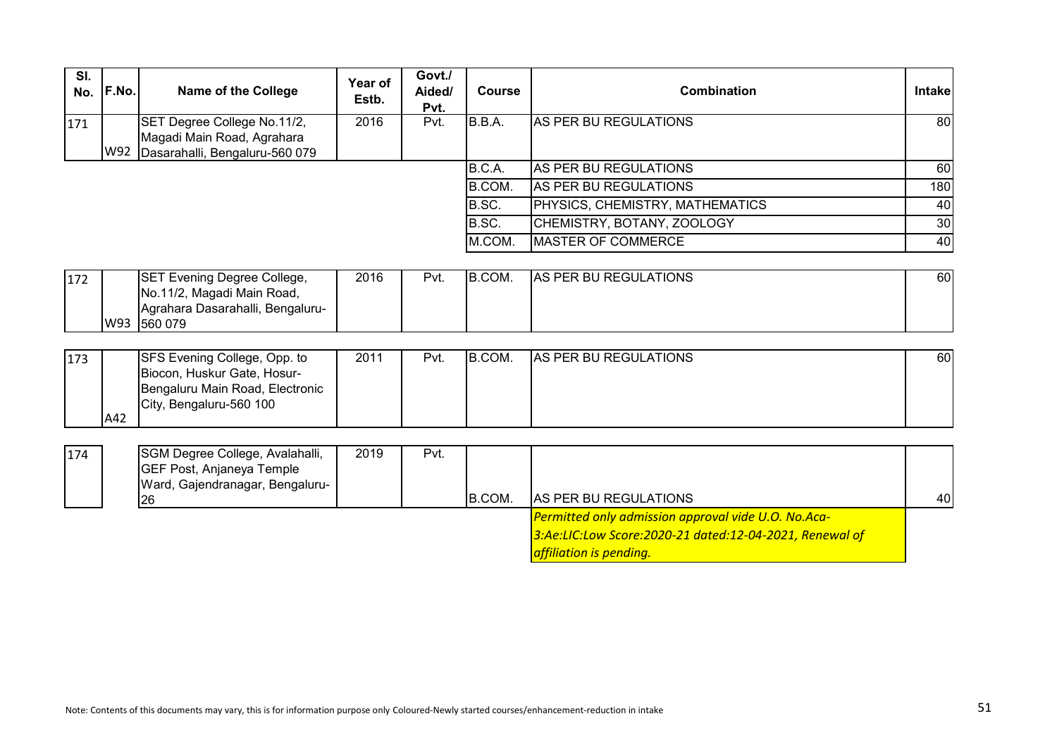| Sl. No. | F.No. | Name of the College | Year of Estb. | Govt./ Aided/ Pvt. | Course | Combination | Intake |
|---|---|---|---|---|---|---|---|
| 171 | W92 | SET Degree College No.11/2, Magadi Main Road, Agrahara Dasarahalli, Bengaluru-560 079 | 2016 | Pvt. | B.B.A. | AS PER BU REGULATIONS | 80 |
| | | | | | B.C.A. | AS PER BU REGULATIONS | 60 |
| | | | | | B.COM. | AS PER BU REGULATIONS | 180 |
| | | | | | B.SC. | PHYSICS, CHEMISTRY, MATHEMATICS | 40 |
| | | | | | B.SC. | CHEMISTRY, BOTANY, ZOOLOGY | 30 |
| | | | | | M.COM. | MASTER OF COMMERCE | 40 |
| 172 | W93 | SET Evening Degree College, No.11/2, Magadi Main Road, Agrahara Dasarahalli, Bengaluru-560 079 | 2016 | Pvt. | B.COM. | AS PER BU REGULATIONS | 60 |
| 173 | A42 | SFS Evening College, Opp. to Biocon, Huskur Gate, Hosur-Bengaluru Main Road, Electronic City, Bengaluru-560 100 | 2011 | Pvt. | B.COM. | AS PER BU REGULATIONS | 60 |
| 174 | | SGM Degree College, Avalahalli, GEF Post, Anjaneya Temple Ward, Gajendranagar, Bengaluru-26 | 2019 | Pvt. | B.COM. | AS PER BU REGULATIONS | 40 |
| | | | | | | *Permitted only admission approval vide U.O. No.Aca-3:Ae:LIC:Low Score:2020-21 dated:12-04-2021, Renewal of affiliation is pending.* | |

Note: Contents of this documents may vary, this is for information purpose only Coloured-Newly started courses/enhancement-reduction in intake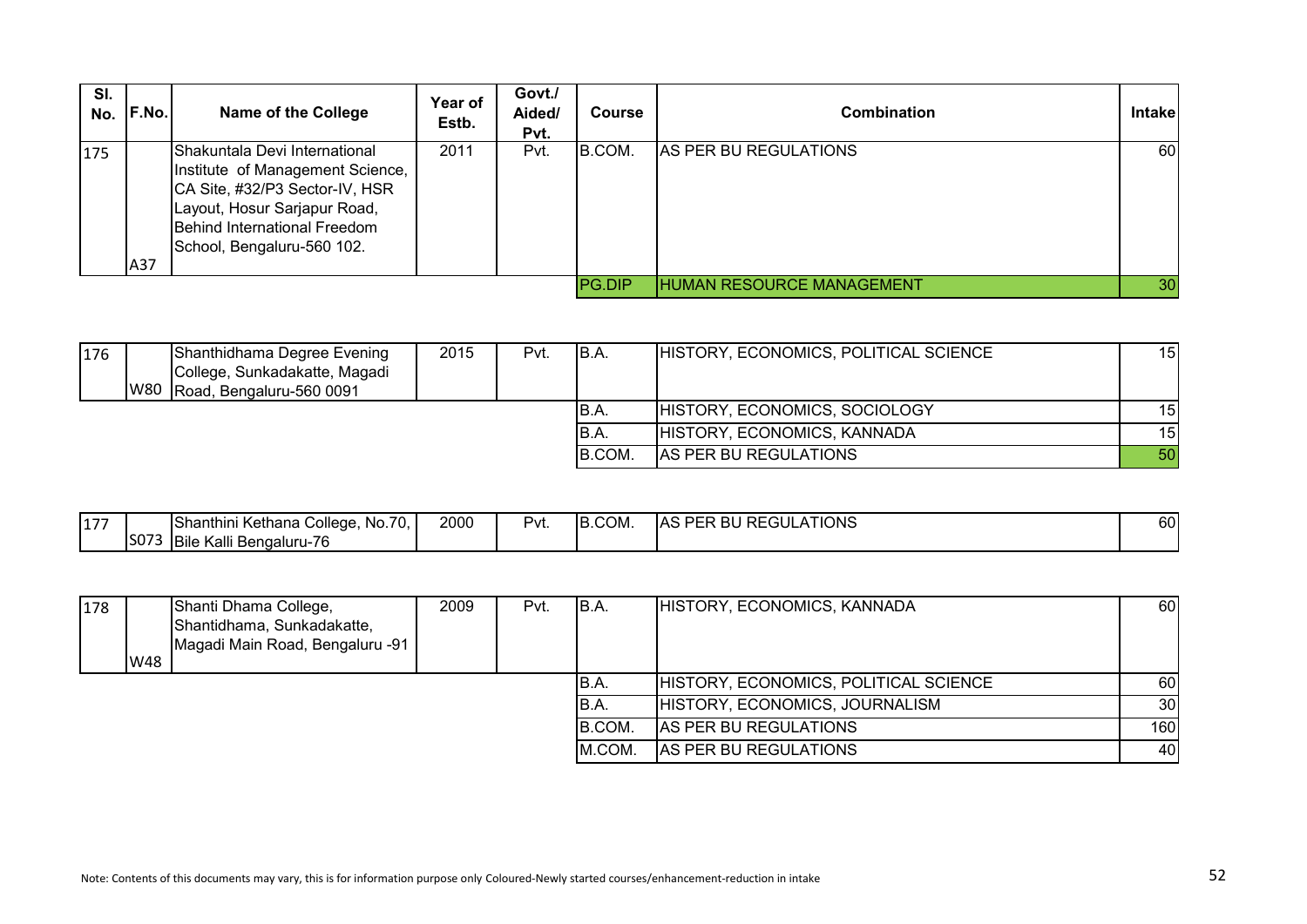| Sl. No. | F.No. | Name of the College | Year of Estb. | Govt./ Aided/ Pvt. | Course | Combination | Intake |
|---|---|---|---|---|---|---|---|
| 175 | A37 | Shakuntala Devi International Institute of Management Science, CA Site, #32/P3 Sector-IV, HSR Layout, Hosur Sarjapur Road, Behind International Freedom School, Bengaluru-560 102. | 2011 | Pvt. | B.COM. | AS PER BU REGULATIONS | 60 |
| | | | | | PG.DIP | HUMAN RESOURCE MANAGEMENT | 30 |
| 176 | W80 | Shanthidhama Degree Evening College, Sunkadakatte, Magadi Road, Bengaluru-560 0091 | 2015 | Pvt. | B.A. | HISTORY, ECONOMICS, POLITICAL SCIENCE | 15 |
| | | | | | B.A. | HISTORY, ECONOMICS, SOCIOLOGY | 15 |
| | | | | | B.A. | HISTORY, ECONOMICS, KANNADA | 15 |
| | | | | | B.COM. | AS PER BU REGULATIONS | 50 |
| 177 | S073 | Shanthini Kethana College, No.70, Bile Kalli Bengaluru-76 | 2000 | Pvt. | B.COM. | AS PER BU REGULATIONS | 60 |
| 178 | W48 | Shanti Dhama College, Shantidhama, Sunkadakatte, Magadi Main Road, Bengaluru -91 | 2009 | Pvt. | B.A. | HISTORY, ECONOMICS, KANNADA | 60 |
| | | | | | B.A. | HISTORY, ECONOMICS, POLITICAL SCIENCE | 60 |
| | | | | | B.A. | HISTORY, ECONOMICS, JOURNALISM | 30 |
| | | | | | B.COM. | AS PER BU REGULATIONS | 160 |
| | | | | | M.COM. | AS PER BU REGULATIONS | 40 |

Note: Contents of this documents may vary, this is for information purpose only Coloured-Newly started courses/enhancement-reduction in intake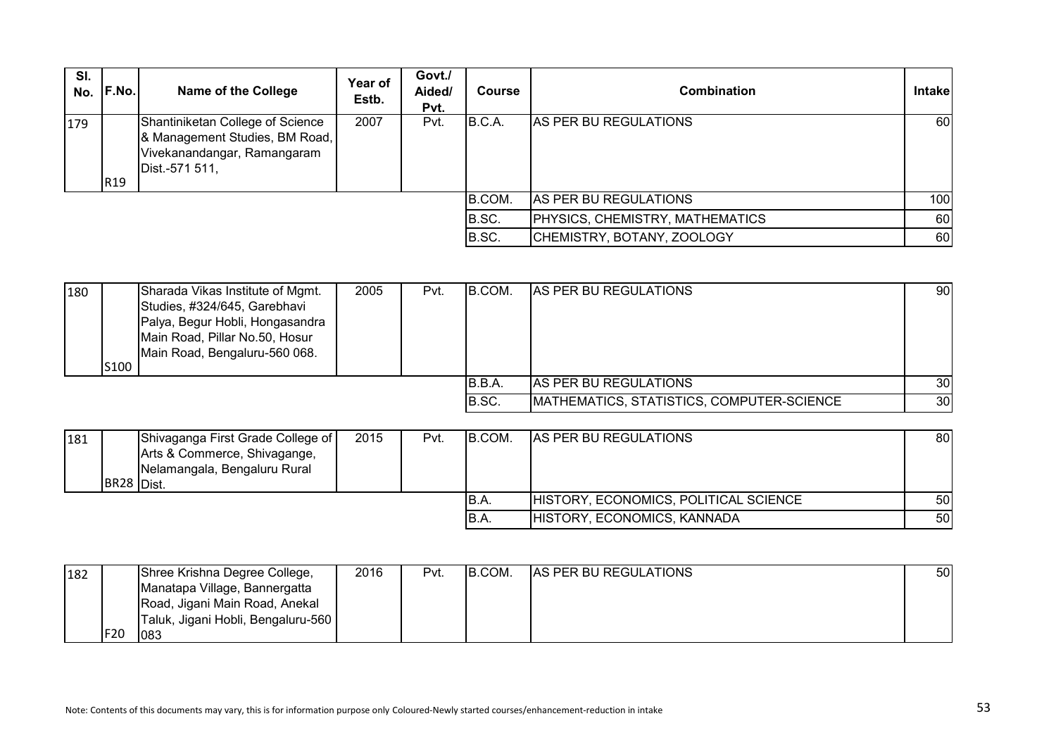| Sl. No. | F.No. | Name of the College | Year of Estb. | Govt./ Aided/ Pvt. | Course | Combination | Intake |
|---|---|---|---|---|---|---|---|
| 179 | R19 | Shantiniketan College of Science & Management Studies, BM Road, Vivekanandangar, Ramangaram Dist.-571 511, | 2007 | Pvt. | B.C.A. | AS PER BU REGULATIONS | 60 |
| | | | | | B.COM. | AS PER BU REGULATIONS | 100 |
| | | | | | B.SC. | PHYSICS, CHEMISTRY, MATHEMATICS | 60 |
| | | | | | B.SC. | CHEMISTRY, BOTANY, ZOOLOGY | 60 |
| 180 | S100 | Sharada Vikas Institute of Mgmt. Studies, #324/645, Garebhavi Palya, Begur Hobli, Hongasandra Main Road, Pillar No.50, Hosur Main Road, Bengaluru-560 068. | 2005 | Pvt. | B.COM. | AS PER BU REGULATIONS | 90 |
| | | | | | B.B.A. | AS PER BU REGULATIONS | 30 |
| | | | | | B.SC. | MATHEMATICS, STATISTICS, COMPUTER-SCIENCE | 30 |
| 181 | BR28 | Shivaganga First Grade College of Arts & Commerce, Shivagange, Nelamangala, Bengaluru Rural Dist. | 2015 | Pvt. | B.COM. | AS PER BU REGULATIONS | 80 |
| | | | | | B.A. | HISTORY, ECONOMICS, POLITICAL SCIENCE | 50 |
| | | | | | B.A. | HISTORY, ECONOMICS, KANNADA | 50 |
| 182 | F20 | Shree Krishna Degree College, Manatapa Village, Bannergatta Road, Jigani Main Road, Anekal Taluk, Jigani Hobli, Bengaluru-560 083 | 2016 | Pvt. | B.COM. | AS PER BU REGULATIONS | 50 |

Note: Contents of this documents may vary, this is for information purpose only Coloured-Newly started courses/enhancement-reduction in intake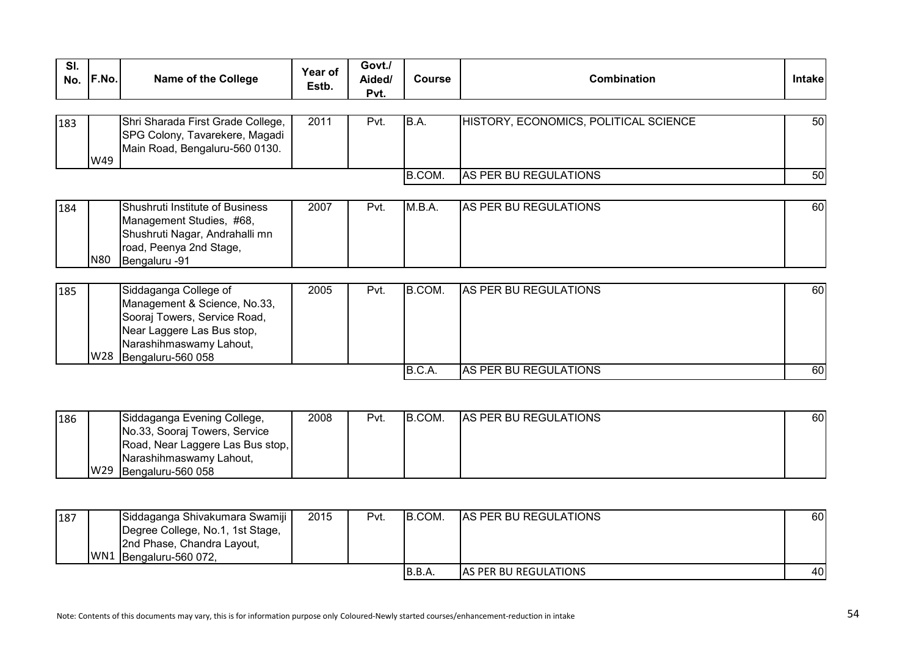| Sl. No. | F.No. | Name of the College | Year of Estb. | Govt./ Aided/ Pvt. | Course | Combination | Intake |
|---|---|---|---|---|---|---|---|
| 183 | W49 | Shri Sharada First Grade College, SPG Colony, Tavarekere, Magadi Main Road, Bengaluru-560 0130. | 2011 | Pvt. | B.A. | HISTORY, ECONOMICS, POLITICAL SCIENCE | 50 |
| | | | | | B.COM. | AS PER BU REGULATIONS | 50 |
| 184 | N80 | Shushruti Institute of Business Management Studies, #68, Shushruti Nagar, Andrahalli mn road, Peenya 2nd Stage, Bengaluru -91 | 2007 | Pvt. | M.B.A. | AS PER BU REGULATIONS | 60 |
| 185 | W28 | Siddaganga College of Management & Science, No.33, Sooraj Towers, Service Road, Near Laggere Las Bus stop, Narashihmaswamy Lahout, Bengaluru-560 058 | 2005 | Pvt. | B.COM. | AS PER BU REGULATIONS | 60 |
| | | | | | B.C.A. | AS PER BU REGULATIONS | 60 |
| 186 | W29 | Siddaganga Evening College, No.33, Sooraj Towers, Service Road, Near Laggere Las Bus stop, Narashihmaswamy Lahout, Bengaluru-560 058 | 2008 | Pvt. | B.COM. | AS PER BU REGULATIONS | 60 |
| 187 | WN1 | Siddaganga Shivakumara Swamiji Degree College, No.1, 1st Stage, 2nd Phase, Chandra Layout, Bengaluru-560 072, | 2015 | Pvt. | B.COM. | AS PER BU REGULATIONS | 60 |
| | | | | | B.B.A. | AS PER BU REGULATIONS | 40 |

Note: Contents of this documents may vary, this is for information purpose only Coloured-Newly started courses/enhancement-reduction in intake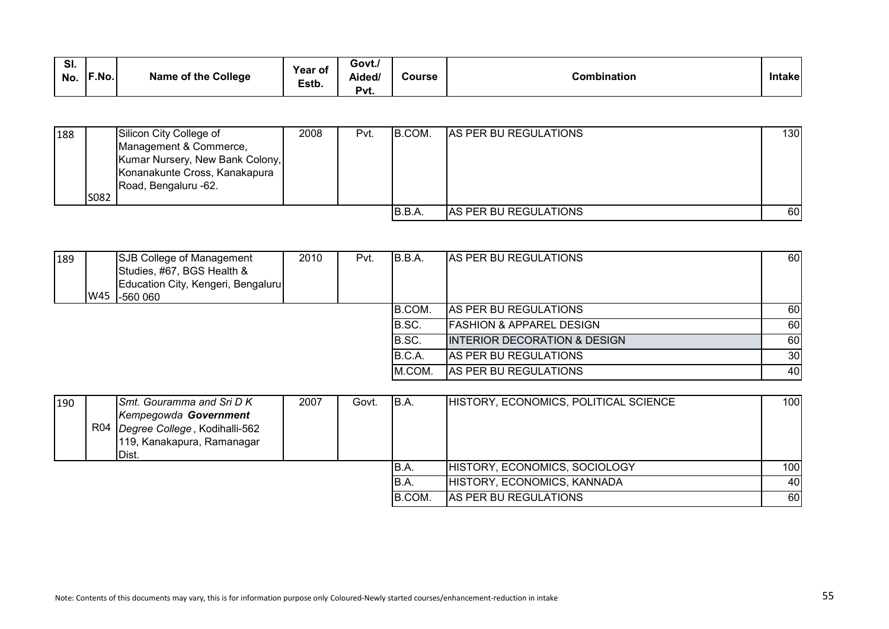| Sl. No. | F.No. | Name of the College | Year of Estb. | Govt./ Aided/ Pvt. | Course | Combination | Intake |
|---|---|---|---|---|---|---|---|
| 188 | S082 | Silicon City College of Management & Commerce, Kumar Nursery, New Bank Colony, Konanakunte Cross, Kanakapura Road, Bengaluru -62. | 2008 | Pvt. | B.COM. | AS PER BU REGULATIONS | 130 |
| | | | | | B.B.A. | AS PER BU REGULATIONS | 60 |
| 189 | W45 | SJB College of Management Studies, #67, BGS Health & Education City, Kengeri, Bengaluru -560 060 | 2010 | Pvt. | B.B.A. | AS PER BU REGULATIONS | 60 |
| | | | | | B.COM. | AS PER BU REGULATIONS | 60 |
| | | | | | B.SC. | FASHION & APPAREL DESIGN | 60 |
| | | | | | B.SC. | INTERIOR DECORATION & DESIGN | 60 |
| | | | | | B.C.A. | AS PER BU REGULATIONS | 30 |
| | | | | | M.COM. | AS PER BU REGULATIONS | 40 |
| 190 | R04 | *Smt. Gouramma and Sri D K Kempegowda **Government** Degree College*, Kodihalli-562 119, Kanakapura, Ramanagar Dist. | 2007 | Govt. | B.A. | HISTORY, ECONOMICS, POLITICAL SCIENCE | 100 |
| | | | | | B.A. | HISTORY, ECONOMICS, SOCIOLOGY | 100 |
| | | | | | B.A. | HISTORY, ECONOMICS, KANNADA | 40 |
| | | | | | B.COM. | AS PER BU REGULATIONS | 60 |

Note: Contents of this documents may vary, this is for information purpose only Coloured-Newly started courses/enhancement-reduction in intake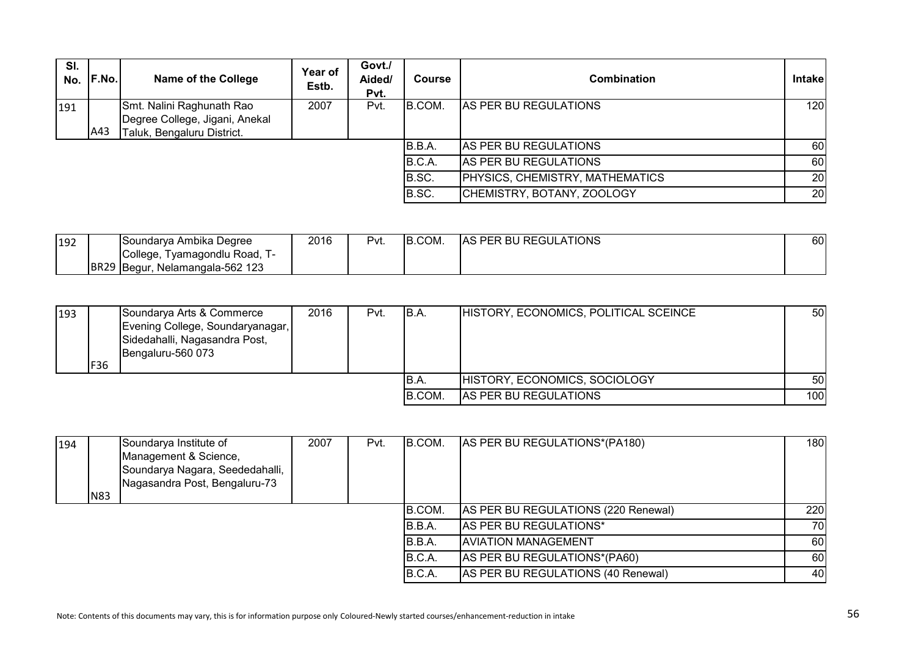| Sl. No. | F.No. | Name of the College | Year of Estb. | Govt./ Aided/ Pvt. | Course | Combination | Intake |
|---|---|---|---|---|---|---|---|
| 191 | A43 | Smt. Nalini Raghunath Rao Degree College, Jigani, Anekal Taluk, Bengaluru District. | 2007 | Pvt. | B.COM. | AS PER BU REGULATIONS | 120 |
| | | | | | B.B.A. | AS PER BU REGULATIONS | 60 |
| | | | | | B.C.A. | AS PER BU REGULATIONS | 60 |
| | | | | | B.SC. | PHYSICS, CHEMISTRY, MATHEMATICS | 20 |
| | | | | | B.SC. | CHEMISTRY, BOTANY, ZOOLOGY | 20 |
| 192 | BR29 | Soundarya Ambika Degree College, Tyamagondlu Road, T-Begur, Nelamangala-562 123 | 2016 | Pvt. | B.COM. | AS PER BU REGULATIONS | 60 |
| 193 | F36 | Soundarya Arts & Commerce Evening College, Soundaryanagar, Sidedahalli, Nagasandra Post, Bengaluru-560 073 | 2016 | Pvt. | B.A. | HISTORY, ECONOMICS, POLITICAL SCEINCE | 50 |
| | | | | | B.A. | HISTORY, ECONOMICS, SOCIOLOGY | 50 |
| | | | | | B.COM. | AS PER BU REGULATIONS | 100 |
| 194 | N83 | Soundarya Institute of Management & Science, Soundarya Nagara, Seededahalli, Nagasandra Post, Bengaluru-73 | 2007 | Pvt. | B.COM. | AS PER BU REGULATIONS*(PA180) | 180 |
| | | | | | B.COM. | AS PER BU REGULATIONS (220 Renewal) | 220 |
| | | | | | B.B.A. | AS PER BU REGULATIONS* | 70 |
| | | | | | B.B.A. | AVIATION MANAGEMENT | 60 |
| | | | | | B.C.A. | AS PER BU REGULATIONS*(PA60) | 60 |
| | | | | | B.C.A. | AS PER BU REGULATIONS (40 Renewal) | 40 |

Note: Contents of this documents may vary, this is for information purpose only Coloured-Newly started courses/enhancement-reduction in intake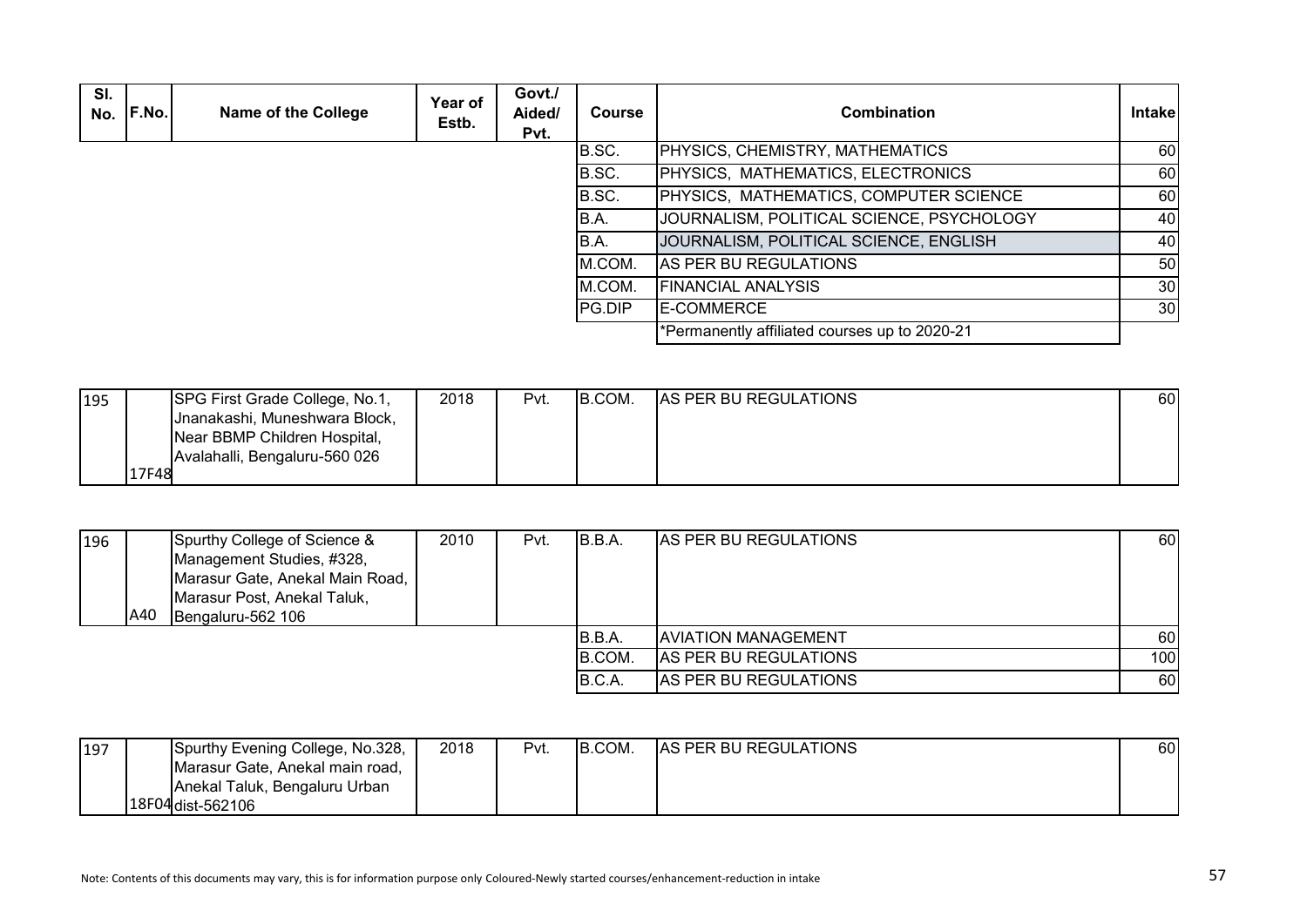| Sl. No. | F.No. | Name of the College | Year of Estb. | Govt./ Aided/ Pvt. | Course | Combination | Intake |
|---|---|---|---|---|---|---|---|
| | | | | | B.SC. | PHYSICS, CHEMISTRY, MATHEMATICS | 60 |
| | | | | | B.SC. | PHYSICS, MATHEMATICS, ELECTRONICS | 60 |
| | | | | | B.SC. | PHYSICS, MATHEMATICS, COMPUTER SCIENCE | 60 |
| | | | | | B.A. | JOURNALISM, POLITICAL SCIENCE, PSYCHOLOGY | 40 |
| | | | | | B.A. | JOURNALISM, POLITICAL SCIENCE, ENGLISH | 40 |
| | | | | | M.COM. | AS PER BU REGULATIONS | 50 |
| | | | | | M.COM. | FINANCIAL ANALYSIS | 30 |
| | | | | | PG.DIP | E-COMMERCE | 30 |
| | | | | | | *Permanently affiliated courses up to 2020-21 | |

| Sl. No. | F.No. | Name of the College | Year of Estb. | Govt./ Aided/ Pvt. | Course | Combination | Intake |
|---|---|---|---|---|---|---|---|
| 195 | 17F48 | SPG First Grade College, No.1, Jnanakashi, Muneshwara Block, Near BBMP Children Hospital, Avalahalli, Bengaluru-560 026 | 2018 | Pvt. | B.COM. | AS PER BU REGULATIONS | 60 |

| Sl. No. | F.No. | Name of the College | Year of Estb. | Govt./ Aided/ Pvt. | Course | Combination | Intake |
|---|---|---|---|---|---|---|---|
| 196 | A40 | Spurthy College of Science & Management Studies, #328, Marasur Gate, Anekal Main Road, Marasur Post, Anekal Taluk, Bengaluru-562 106 | 2010 | Pvt. | B.B.A. | AS PER BU REGULATIONS | 60 |
| | | | | | B.B.A. | AVIATION MANAGEMENT | 60 |
| | | | | | B.COM. | AS PER BU REGULATIONS | 100 |
| | | | | | B.C.A. | AS PER BU REGULATIONS | 60 |

| Sl. No. | F.No. | Name of the College | Year of Estb. | Govt./ Aided/ Pvt. | Course | Combination | Intake |
|---|---|---|---|---|---|---|---|
| 197 | 18F04 | Spurthy Evening College, No.328, Marasur Gate, Anekal main road, Anekal Taluk, Bengaluru Urban dist-562106 | 2018 | Pvt. | B.COM. | AS PER BU REGULATIONS | 60 |

Note: Contents of this documents may vary, this is for information purpose only Coloured-Newly started courses/enhancement-reduction in intake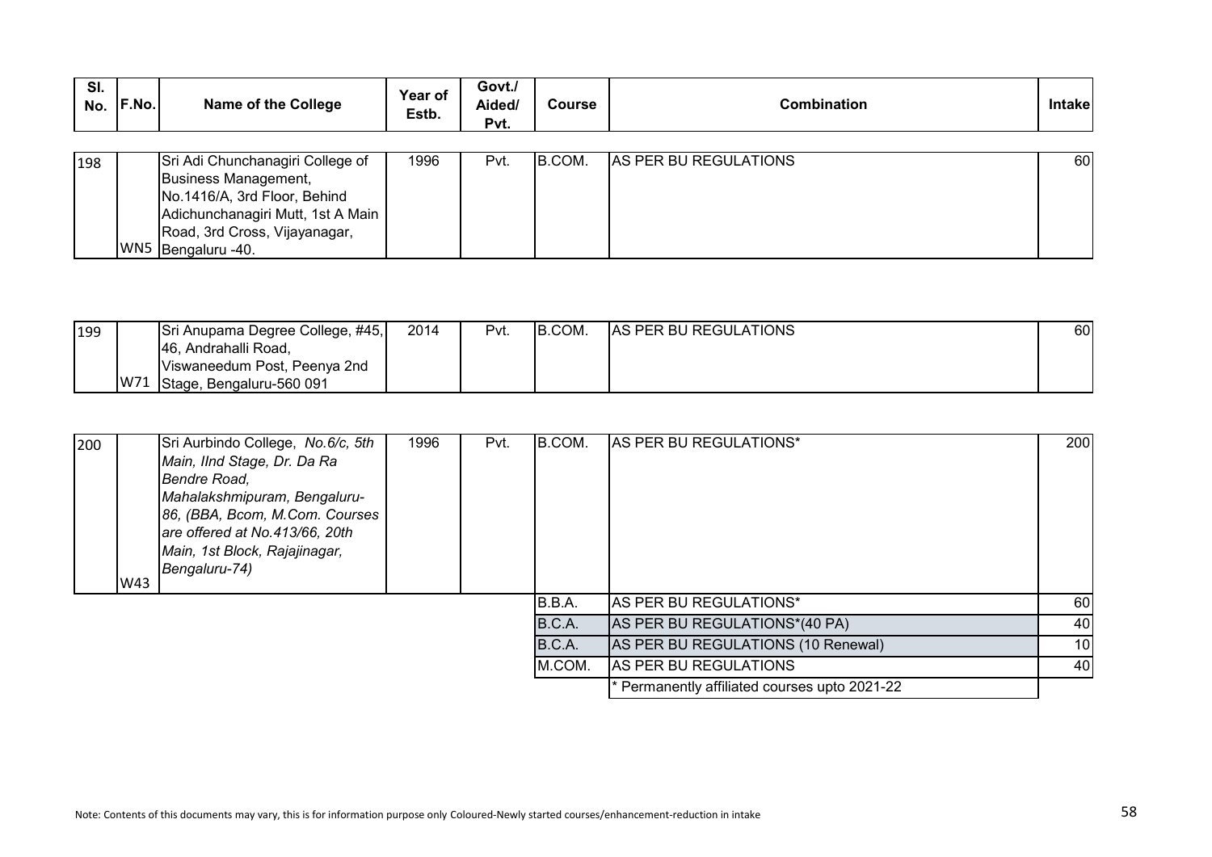| Sl. No. | F.No. | Name of the College | Year of Estb. | Govt./ Aided/ Pvt. | Course | Combination | Intake |
|---|---|---|---|---|---|---|---|
| 198 | WN5 | Sri Adi Chunchanagiri College of Business Management, No.1416/A, 3rd Floor, Behind Adichunchanagiri Mutt, 1st A Main Road, 3rd Cross, Vijayanagar, Bengaluru -40. | 1996 | Pvt. | B.COM. | AS PER BU REGULATIONS | 60 |
| 199 | W71 | Sri Anupama Degree College, #45, 46, Andrahalli Road, Viswaneedum Post, Peenya 2nd Stage, Bengaluru-560 091 | 2014 | Pvt. | B.COM. | AS PER BU REGULATIONS | 60 |
| 200 | W43 | Sri Aurbindo College, *No.6/c, 5th Main, IInd Stage, Dr. Da Ra Bendre Road, Mahalakshmipuram, Bengaluru-86, (BBA, Bcom, M.Com. Courses are offered at No.413/66, 20th Main, 1st Block, Rajajinagar, Bengaluru-74)* | 1996 | Pvt. | B.COM. | AS PER BU REGULATIONS* | 200 |
| | | | | | B.B.A. | AS PER BU REGULATIONS* | 60 |
| | | | | | B.C.A. | AS PER BU REGULATIONS*(40 PA) | 40 |
| | | | | | B.C.A. | AS PER BU REGULATIONS (10 Renewal) | 10 |
| | | | | | M.COM. | AS PER BU REGULATIONS | 40 |
| | | | | | | * Permanently affiliated courses upto 2021-22 | |

Note: Contents of this documents may vary, this is for information purpose only Coloured-Newly started courses/enhancement-reduction in intake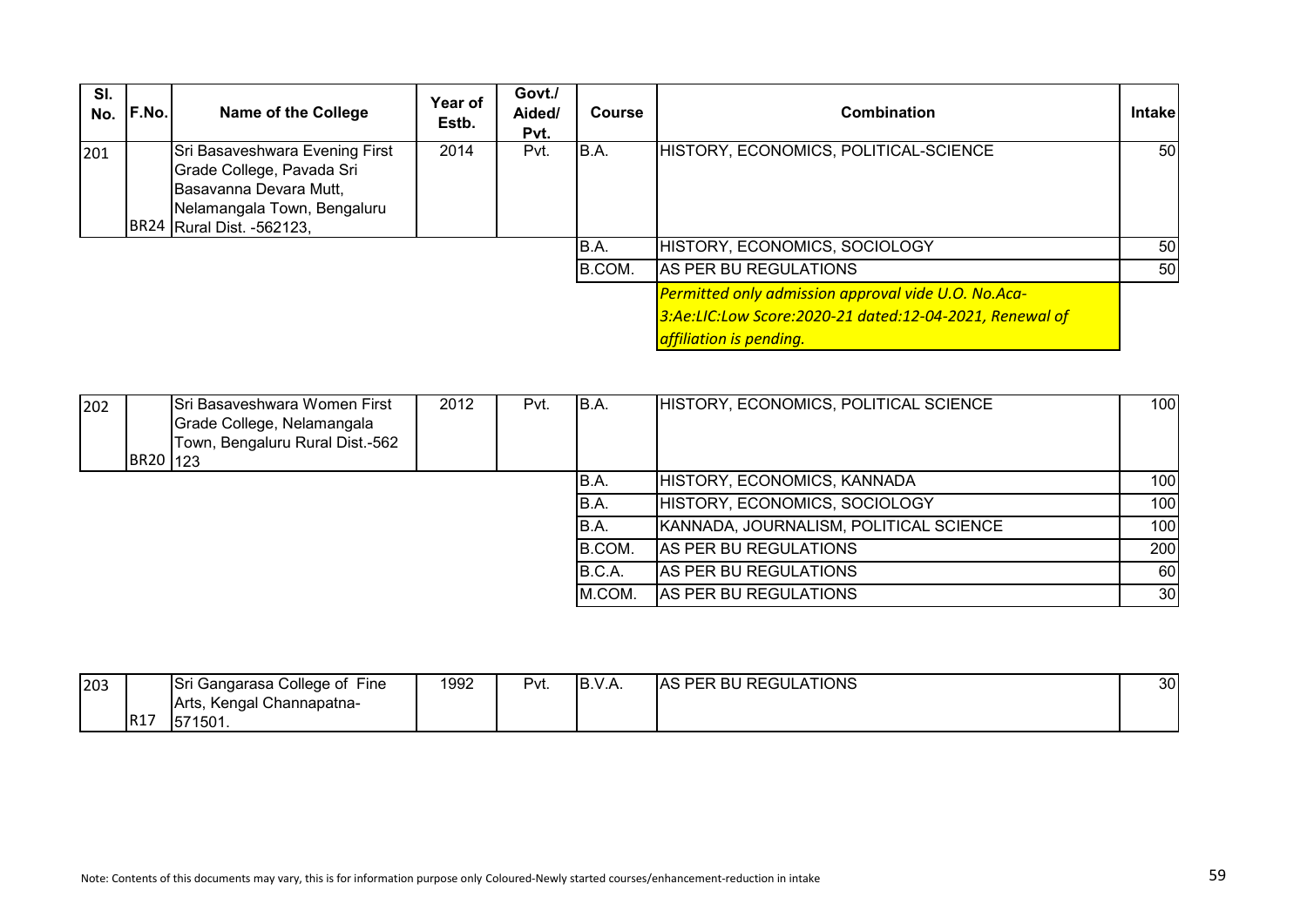| Sl. No. | F.No. | Name of the College | Year of Estb. | Govt./ Aided/ Pvt. | Course | Combination | Intake |
|---|---|---|---|---|---|---|---|
| 201 | BR24 | Sri Basaveshwara Evening First Grade College, Pavada Sri Basavanna Devara Mutt, Nelamangala Town, Bengaluru Rural Dist. -562123, | 2014 | Pvt. | B.A. | HISTORY, ECONOMICS, POLITICAL-SCIENCE | 50 |
| | | | | | B.A. | HISTORY, ECONOMICS, SOCIOLOGY | 50 |
| | | | | | B.COM. | AS PER BU REGULATIONS | 50 |
| | | | | | | *Permitted only admission approval vide U.O. No.Aca-3:Ae:LIC:Low Score:2020-21 dated:12-04-2021, Renewal of affiliation is pending.* | |
| 202 | BR20 | Sri Basaveshwara Women First Grade College, Nelamangala Town, Bengaluru Rural Dist.-562 123 | 2012 | Pvt. | B.A. | HISTORY, ECONOMICS, POLITICAL SCIENCE | 100 |
| | | | | | B.A. | HISTORY, ECONOMICS, KANNADA | 100 |
| | | | | | B.A. | HISTORY, ECONOMICS, SOCIOLOGY | 100 |
| | | | | | B.A. | KANNADA, JOURNALISM, POLITICAL SCIENCE | 100 |
| | | | | | B.COM. | AS PER BU REGULATIONS | 200 |
| | | | | | B.C.A. | AS PER BU REGULATIONS | 60 |
| | | | | | M.COM. | AS PER BU REGULATIONS | 30 |
| 203 | R17 | Sri Gangarasa College of Fine Arts, Kengal Channapatna-571501. | 1992 | Pvt. | B.V.A. | AS PER BU REGULATIONS | 30 |

Note: Contents of this documents may vary, this is for information purpose only Coloured-Newly started courses/enhancement-reduction in intake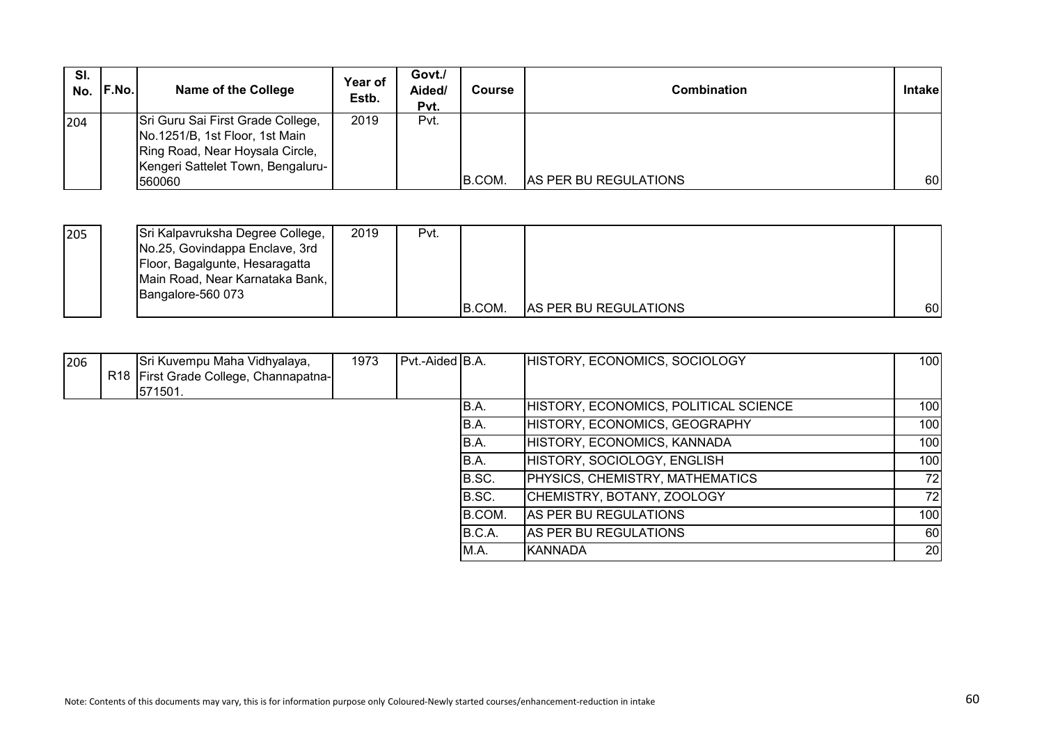| Sl. No. | F.No. | Name of the College | Year of Estb. | Govt./ Aided/ Pvt. | Course | Combination | Intake |
|---|---|---|---|---|---|---|---|
| 204 | | Sri Guru Sai First Grade College, No.1251/B, 1st Floor, 1st Main Ring Road, Near Hoysala Circle, Kengeri Sattelet Town, Bengaluru-560060 | 2019 | Pvt. | B.COM. | AS PER BU REGULATIONS | 60 |
| 205 | | Sri Kalpavruksha Degree College, No.25, Govindappa Enclave, 3rd Floor, Bagalgunte, Hesaragatta Main Road, Near Karnataka Bank, Bangalore-560 073 | 2019 | Pvt. | B.COM. | AS PER BU REGULATIONS | 60 |
| 206 | R18 | Sri Kuvempu Maha Vidhyalaya, First Grade College, Channapatna-571501. | 1973 | Pvt.-Aided | B.A. | HISTORY, ECONOMICS, SOCIOLOGY | 100 |
| | | | | | B.A. | HISTORY, ECONOMICS, POLITICAL SCIENCE | 100 |
| | | | | | B.A. | HISTORY, ECONOMICS, GEOGRAPHY | 100 |
| | | | | | B.A. | HISTORY, ECONOMICS, KANNADA | 100 |
| | | | | | B.A. | HISTORY, SOCIOLOGY, ENGLISH | 100 |
| | | | | | B.SC. | PHYSICS, CHEMISTRY, MATHEMATICS | 72 |
| | | | | | B.SC. | CHEMISTRY, BOTANY, ZOOLOGY | 72 |
| | | | | | B.COM. | AS PER BU REGULATIONS | 100 |
| | | | | | B.C.A. | AS PER BU REGULATIONS | 60 |
| | | | | | M.A. | KANNADA | 20 |

Note: Contents of this documents may vary, this is for information purpose only Coloured-Newly started courses/enhancement-reduction in intake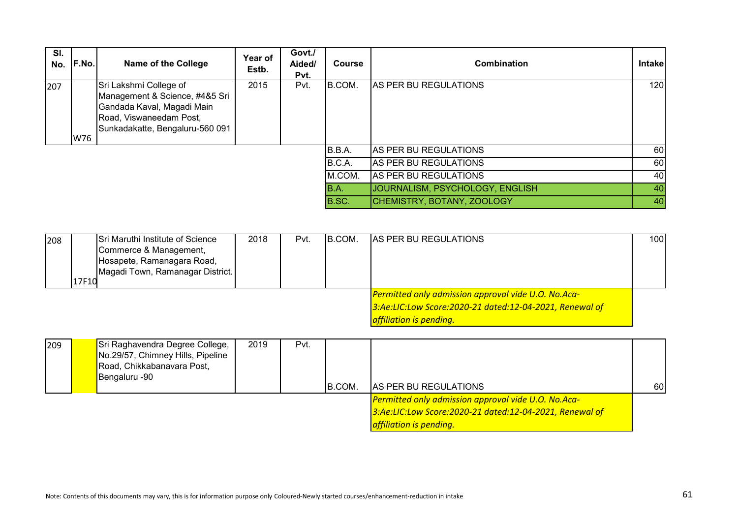| Sl. No. | F.No. | Name of the College | Year of Estb. | Govt./ Aided/ Pvt. | Course | Combination | Intake |
|---|---|---|---|---|---|---|---|
| 207 | W76 | Sri Lakshmi College of Management & Science, #4&5 Sri Gandada Kaval, Magadi Main Road, Viswaneedam Post, Sunkadakatte, Bengaluru-560 091 | 2015 | Pvt. | B.COM. | AS PER BU REGULATIONS | 120 |
| | | | | | B.B.A. | AS PER BU REGULATIONS | 60 |
| | | | | | B.C.A. | AS PER BU REGULATIONS | 60 |
| | | | | | M.COM. | AS PER BU REGULATIONS | 40 |
| | | | | | B.A. | JOURNALISM, PSYCHOLOGY, ENGLISH | 40 |
| | | | | | B.SC. | CHEMISTRY, BOTANY, ZOOLOGY | 40 |
| 208 | 17F10 | Sri Maruthi Institute of Science Commerce & Management, Hosapete, Ramanagara Road, Magadi Town, Ramanagar District. | 2018 | Pvt. | B.COM. | AS PER BU REGULATIONS | 100 |
| | | | | | | *Permitted only admission approval vide U.O. No.Aca-3:Ae:LIC:Low Score:2020-21 dated:12-04-2021, Renewal of affiliation is pending.* | |
| 209 | | Sri Raghavendra Degree College, No.29/57, Chimney Hills, Pipeline Road, Chikkabanavara Post, Bengaluru -90 | 2019 | Pvt. | B.COM. | AS PER BU REGULATIONS | 60 |
| | | | | | | *Permitted only admission approval vide U.O. No.Aca-3:Ae:LIC:Low Score:2020-21 dated:12-04-2021, Renewal of affiliation is pending.* | |

Note: Contents of this documents may vary, this is for information purpose only Coloured-Newly started courses/enhancement-reduction in intake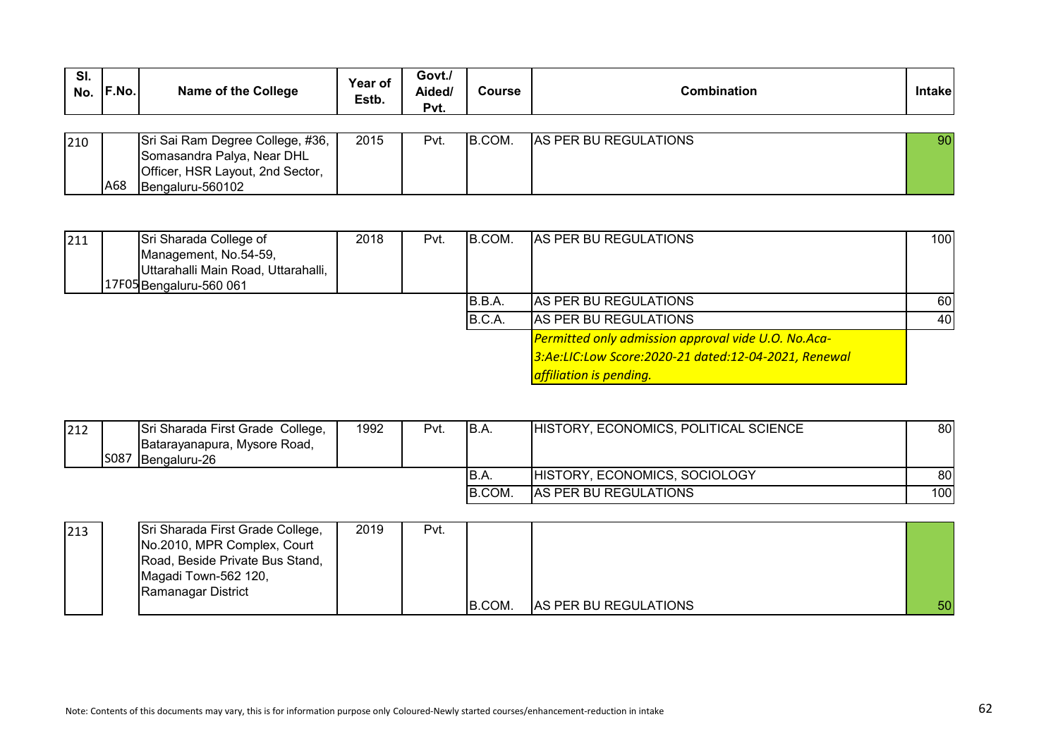| Sl. No. | F.No. | Name of the College | Year of Estb. | Govt./ Aided/ Pvt. | Course | Combination | Intake |
|---|---|---|---|---|---|---|---|
| 210 | A68 | Sri Sai Ram Degree College, #36, Somasandra Palya, Near DHL Officer, HSR Layout, 2nd Sector, Bengaluru-560102 | 2015 | Pvt. | B.COM. | AS PER BU REGULATIONS | 90 |
| 211 | 17F05 | Sri Sharada College of Management, No.54-59, Uttarahalli Main Road, Uttarahalli, Bengaluru-560 061 | 2018 | Pvt. | B.COM. | AS PER BU REGULATIONS | 100 |
| | | | | | B.B.A. | AS PER BU REGULATIONS | 60 |
| | | | | | B.C.A. | AS PER BU REGULATIONS | 40 |
| | | | | | | *Permitted only admission approval vide U.O. No.Aca-3:Ae:LIC:Low Score:2020-21 dated:12-04-2021, Renewal affiliation is pending.* | |
| 212 | S087 | Sri Sharada First Grade College, Batarayanapura, Mysore Road, Bengaluru-26 | 1992 | Pvt. | B.A. | HISTORY, ECONOMICS, POLITICAL SCIENCE | 80 |
| | | | | | B.A. | HISTORY, ECONOMICS, SOCIOLOGY | 80 |
| | | | | | B.COM. | AS PER BU REGULATIONS | 100 |
| 213 | | Sri Sharada First Grade College, No.2010, MPR Complex, Court Road, Beside Private Bus Stand, Magadi Town-562 120, Ramanagar District | 2019 | Pvt. | B.COM. | AS PER BU REGULATIONS | 50 |

Note: Contents of this documents may vary, this is for information purpose only Coloured-Newly started courses/enhancement-reduction in intake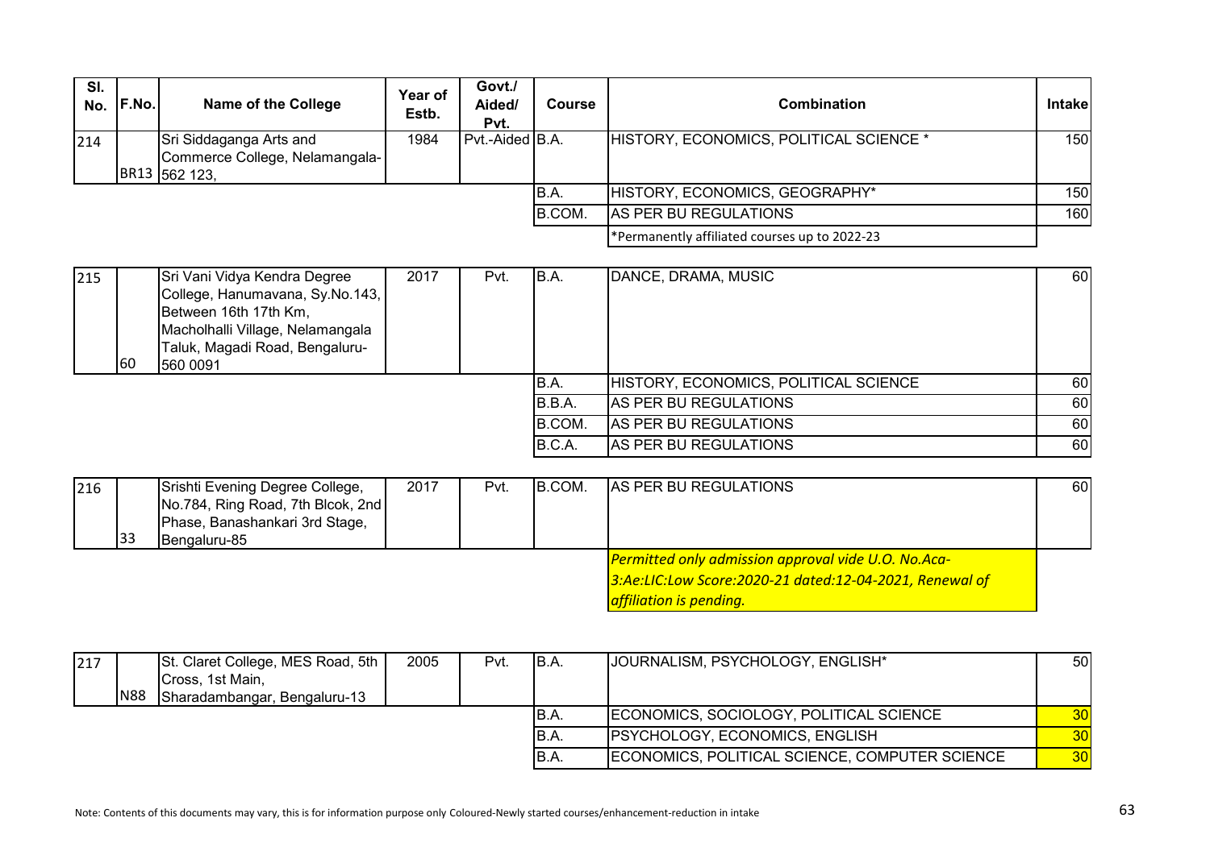| Sl. No. | F.No. | Name of the College | Year of Estb. | Govt./ Aided/ Pvt. | Course | Combination | Intake |
|---|---|---|---|---|---|---|---|
| 214 | BR13 | Sri Siddaganga Arts and Commerce College, Nelamangala-562 123, | 1984 | Pvt.-Aided | B.A. | HISTORY, ECONOMICS, POLITICAL SCIENCE * | 150 |
| | | | | | B.A. | HISTORY, ECONOMICS, GEOGRAPHY* | 150 |
| | | | | | B.COM. | AS PER BU REGULATIONS | 160 |
| | | | | | | *Permanently affiliated courses up to 2022-23 | |
| 215 | 60 | Sri Vani Vidya Kendra Degree College, Hanumavana, Sy.No.143, Between 16th 17th Km, Macholhalli Village, Nelamangala Taluk, Magadi Road, Bengaluru-560 0091 | 2017 | Pvt. | B.A. | DANCE, DRAMA, MUSIC | 60 |
| | | | | | B.A. | HISTORY, ECONOMICS, POLITICAL SCIENCE | 60 |
| | | | | | B.B.A. | AS PER BU REGULATIONS | 60 |
| | | | | | B.COM. | AS PER BU REGULATIONS | 60 |
| | | | | | B.C.A. | AS PER BU REGULATIONS | 60 |
| 216 | 33 | Srishti Evening Degree College, No.784, Ring Road, 7th Blcok, 2nd Phase, Banashankari 3rd Stage, Bengaluru-85 | 2017 | Pvt. | B.COM. | AS PER BU REGULATIONS | 60 |
| | | | | | | *Permitted only admission approval vide U.O. No.Aca-3:Ae:LIC:Low Score:2020-21 dated:12-04-2021, Renewal of affiliation is pending.* | |
| 217 | N88 | St. Claret College, MES Road, 5th Cross, 1st Main, Sharadambangar, Bengaluru-13 | 2005 | Pvt. | B.A. | JOURNALISM, PSYCHOLOGY, ENGLISH* | 50 |
| | | | | | B.A. | ECONOMICS, SOCIOLOGY, POLITICAL SCIENCE | 30 |
| | | | | | B.A. | PSYCHOLOGY, ECONOMICS, ENGLISH | 30 |
| | | | | | B.A. | ECONOMICS, POLITICAL SCIENCE, COMPUTER SCIENCE | 30 |

Note: Contents of this documents may vary, this is for information purpose only Coloured-Newly started courses/enhancement-reduction in intake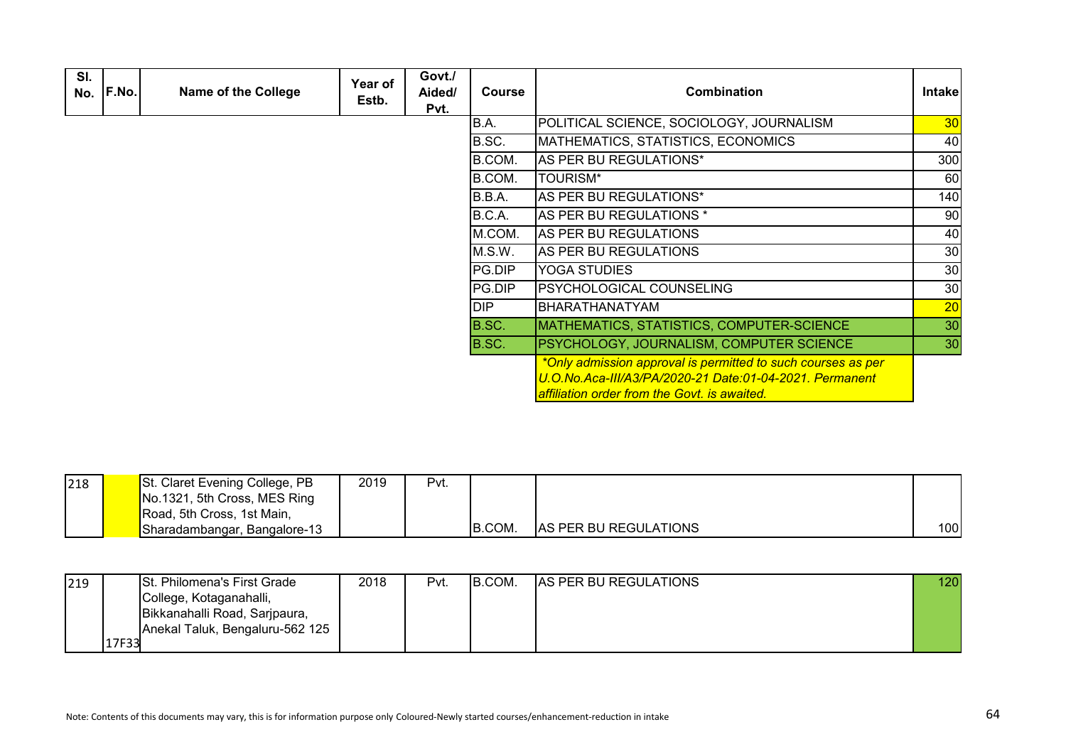| Sl. No. | F.No. | Name of the College | Year of Estb. | Govt./ Aided/ Pvt. | Course | Combination | Intake |
|---|---|---|---|---|---|---|---|
| | | | | | B.A. | POLITICAL SCIENCE, SOCIOLOGY, JOURNALISM | 30 |
| | | | | | B.SC. | MATHEMATICS, STATISTICS, ECONOMICS | 40 |
| | | | | | B.COM. | AS PER BU REGULATIONS* | 300 |
| | | | | | B.COM. | TOURISM* | 60 |
| | | | | | B.B.A. | AS PER BU REGULATIONS* | 140 |
| | | | | | B.C.A. | AS PER BU REGULATIONS * | 90 |
| | | | | | M.COM. | AS PER BU REGULATIONS | 40 |
| | | | | | M.S.W. | AS PER BU REGULATIONS | 30 |
| | | | | | PG.DIP | YOGA STUDIES | 30 |
| | | | | | PG.DIP | PSYCHOLOGICAL COUNSELING | 30 |
| | | | | | DIP | BHARATHANATYAM | 20 |
| | | | | | B.SC. | MATHEMATICS, STATISTICS, COMPUTER-SCIENCE | 30 |
| | | | | | B.SC. | PSYCHOLOGY, JOURNALISM, COMPUTER SCIENCE | 30 |
| | | | | | | *\*Only admission approval is permitted to such courses as per U.O.No.Aca-III/A3/PA/2020-21 Date:01-04-2021. Permanent affiliation order from the Govt. is awaited.* | |
| 218 | | St. Claret Evening College, PB No.1321, 5th Cross, MES Ring Road, 5th Cross, 1st Main, Sharadambangar, Bangalore-13 | 2019 | Pvt. | B.COM. | AS PER BU REGULATIONS | 100 |
| 219 | 17F33 | St. Philomena's First Grade College, Kotaganahalli, Bikkanahalli Road, Sarjpaura, Anekal Taluk, Bengaluru-562 125 | 2018 | Pvt. | B.COM. | AS PER BU REGULATIONS | 120 |

Note: Contents of this documents may vary, this is for information purpose only Coloured-Newly started courses/enhancement-reduction in intake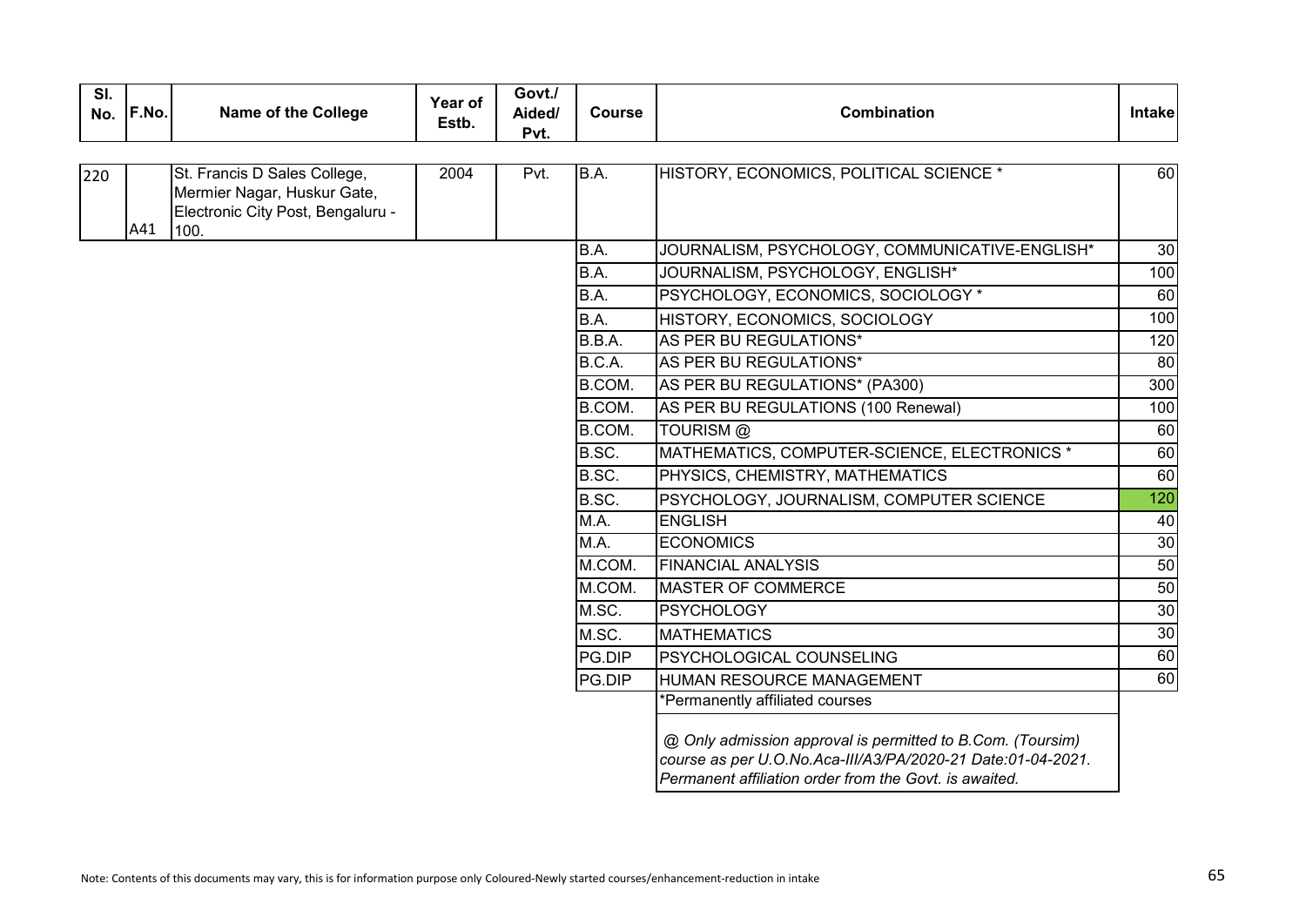| Sl. No. | F.No. | Name of the College | Year of Estb. | Govt./ Aided/ Pvt. | Course | Combination | Intake |
|---|---|---|---|---|---|---|---|
| 220 | A41 | St. Francis D Sales College, Mermier Nagar, Huskur Gate, Electronic City Post, Bengaluru - 100. | 2004 | Pvt. | B.A. | HISTORY, ECONOMICS, POLITICAL SCIENCE * | 60 |
| | | | | | B.A. | JOURNALISM, PSYCHOLOGY, COMMUNICATIVE-ENGLISH* | 30 |
| | | | | | B.A. | JOURNALISM, PSYCHOLOGY, ENGLISH* | 100 |
| | | | | | B.A. | PSYCHOLOGY, ECONOMICS, SOCIOLOGY * | 60 |
| | | | | | B.A. | HISTORY, ECONOMICS, SOCIOLOGY | 100 |
| | | | | | B.B.A. | AS PER BU REGULATIONS* | 120 |
| | | | | | B.C.A. | AS PER BU REGULATIONS* | 80 |
| | | | | | B.COM. | AS PER BU REGULATIONS* (PA300) | 300 |
| | | | | | B.COM. | AS PER BU REGULATIONS (100 Renewal) | 100 |
| | | | | | B.COM. | TOURISM @ | 60 |
| | | | | | B.SC. | MATHEMATICS, COMPUTER-SCIENCE, ELECTRONICS * | 60 |
| | | | | | B.SC. | PHYSICS, CHEMISTRY, MATHEMATICS | 60 |
| | | | | | B.SC. | PSYCHOLOGY, JOURNALISM, COMPUTER SCIENCE | 120 |
| | | | | | M.A. | ENGLISH | 40 |
| | | | | | M.A. | ECONOMICS | 30 |
| | | | | | M.COM. | FINANCIAL ANALYSIS | 50 |
| | | | | | M.COM. | MASTER OF COMMERCE | 50 |
| | | | | | M.SC. | PSYCHOLOGY | 30 |
| | | | | | M.SC. | MATHEMATICS | 30 |
| | | | | | PG.DIP | PSYCHOLOGICAL COUNSELING | 60 |
| | | | | | PG.DIP | HUMAN RESOURCE MANAGEMENT | 60 |
| | | | | | | *Permanently affiliated courses | |
| | | | | | | *@ Only admission approval is permitted to B.Com. (Toursim) course as per U.O.No.Aca-III/A3/PA/2020-21 Date:01-04-2021. Permanent affiliation order from the Govt. is awaited.* | |

Note: Contents of this documents may vary, this is for information purpose only Coloured-Newly started courses/enhancement-reduction in intake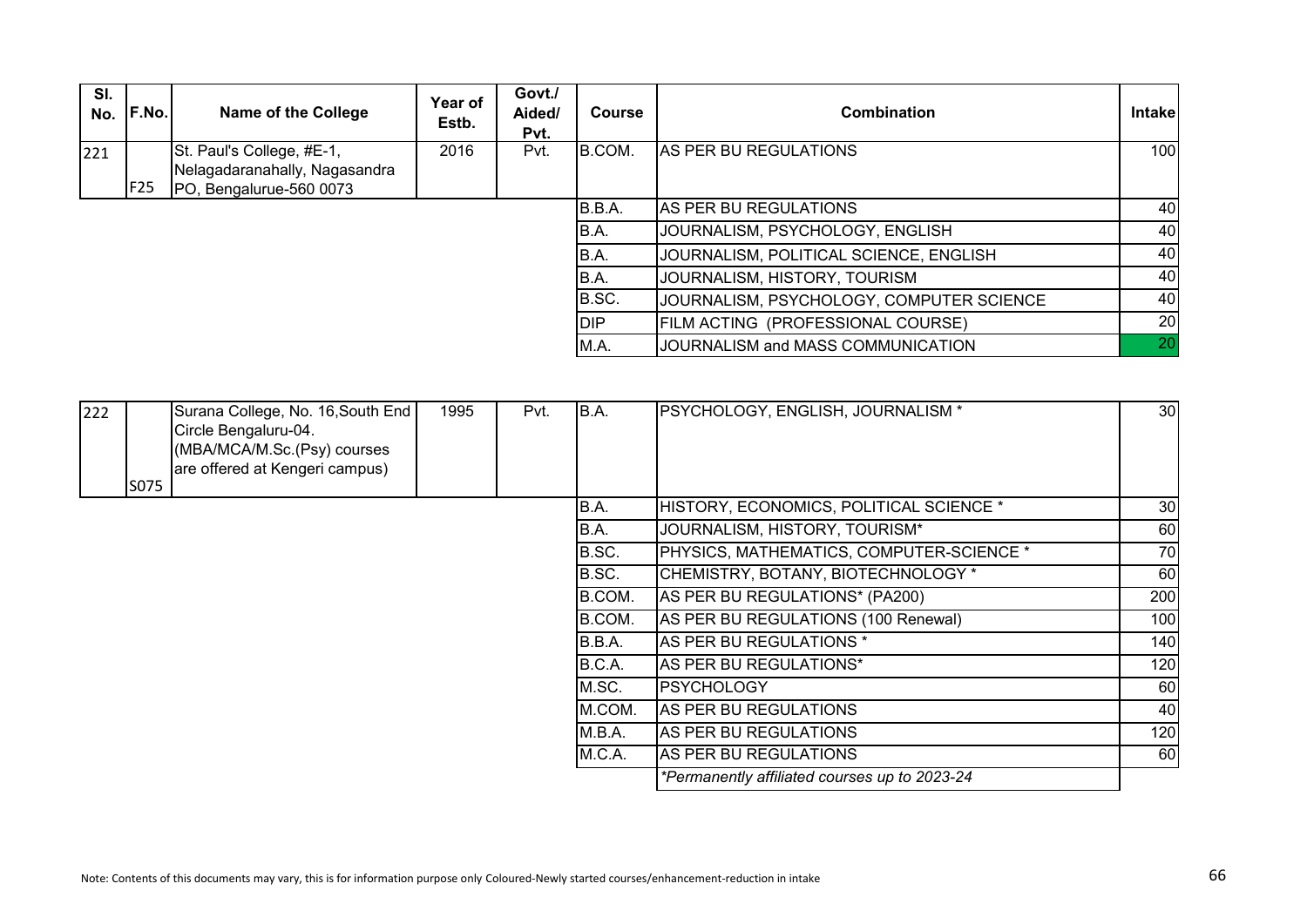| Sl. No. | F.No. | Name of the College | Year of Estb. | Govt./ Aided/ Pvt. | Course | Combination | Intake |
|---|---|---|---|---|---|---|---|
| 221 | F25 | St. Paul's College, #E-1, Nelagadaranahally, Nagasandra PO, Bengalurue-560 0073 | 2016 | Pvt. | B.COM. | AS PER BU REGULATIONS | 100 |
| | | | | | B.B.A. | AS PER BU REGULATIONS | 40 |
| | | | | | B.A. | JOURNALISM, PSYCHOLOGY, ENGLISH | 40 |
| | | | | | B.A. | JOURNALISM, POLITICAL SCIENCE, ENGLISH | 40 |
| | | | | | B.A. | JOURNALISM, HISTORY, TOURISM | 40 |
| | | | | | B.SC. | JOURNALISM, PSYCHOLOGY, COMPUTER SCIENCE | 40 |
| | | | | | DIP | FILM ACTING (PROFESSIONAL COURSE) | 20 |
| | | | | | M.A. | JOURNALISM and MASS COMMUNICATION | 20 |

| Sl. No. | F.No. | Name of the College | Year of Estb. | Govt./ Aided/ Pvt. | Course | Combination | Intake |
|---|---|---|---|---|---|---|---|
| 222 | S075 | Surana College, No. 16,South End Circle Bengaluru-04. (MBA/MCA/M.Sc.(Psy) courses are offered at Kengeri campus) | 1995 | Pvt. | B.A. | PSYCHOLOGY, ENGLISH, JOURNALISM * | 30 |
| | | | | | B.A. | HISTORY, ECONOMICS, POLITICAL SCIENCE * | 30 |
| | | | | | B.A. | JOURNALISM, HISTORY, TOURISM* | 60 |
| | | | | | B.SC. | PHYSICS, MATHEMATICS, COMPUTER-SCIENCE * | 70 |
| | | | | | B.SC. | CHEMISTRY, BOTANY, BIOTECHNOLOGY * | 60 |
| | | | | | B.COM. | AS PER BU REGULATIONS* (PA200) | 200 |
| | | | | | B.COM. | AS PER BU REGULATIONS (100 Renewal) | 100 |
| | | | | | B.B.A. | AS PER BU REGULATIONS * | 140 |
| | | | | | B.C.A. | AS PER BU REGULATIONS* | 120 |
| | | | | | M.SC. | PSYCHOLOGY | 60 |
| | | | | | M.COM. | AS PER BU REGULATIONS | 40 |
| | | | | | M.B.A. | AS PER BU REGULATIONS | 120 |
| | | | | | M.C.A. | AS PER BU REGULATIONS | 60 |
| | | | | | | *Permanently affiliated courses up to 2023-24* | |

Note: Contents of this documents may vary, this is for information purpose only Coloured-Newly started courses/enhancement-reduction in intake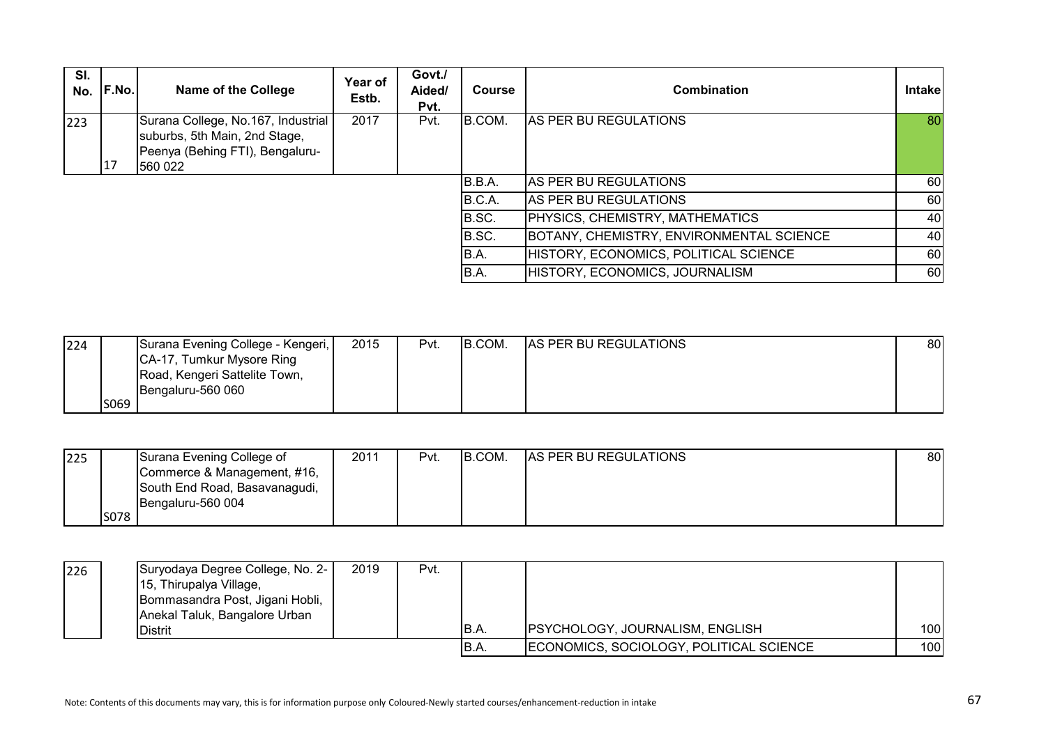| Sl. No. | F.No. | Name of the College | Year of Estb. | Govt./ Aided/ Pvt. | Course | Combination | Intake |
|---|---|---|---|---|---|---|---|
| 223 | 17 | Surana College, No.167, Industrial suburbs, 5th Main, 2nd Stage, Peenya (Behing FTI), Bengaluru-560 022 | 2017 | Pvt. | B.COM. | AS PER BU REGULATIONS | 80 |
| | | | | | B.B.A. | AS PER BU REGULATIONS | 60 |
| | | | | | B.C.A. | AS PER BU REGULATIONS | 60 |
| | | | | | B.SC. | PHYSICS, CHEMISTRY, MATHEMATICS | 40 |
| | | | | | B.SC. | BOTANY, CHEMISTRY, ENVIRONMENTAL SCIENCE | 40 |
| | | | | | B.A. | HISTORY, ECONOMICS, POLITICAL SCIENCE | 60 |
| | | | | | B.A. | HISTORY, ECONOMICS, JOURNALISM | 60 |
| 224 | S069 | Surana Evening College - Kengeri, CA-17, Tumkur Mysore Ring Road, Kengeri Sattelite Town, Bengaluru-560 060 | 2015 | Pvt. | B.COM. | AS PER BU REGULATIONS | 80 |
| 225 | S078 | Surana Evening College of Commerce & Management, #16, South End Road, Basavanagudi, Bengaluru-560 004 | 2011 | Pvt. | B.COM. | AS PER BU REGULATIONS | 80 |
| 226 | | Suryodaya Degree College, No. 2-15, Thirupalya Village, Bommasandra Post, Jigani Hobli, Anekal Taluk, Bangalore Urban Distrit | 2019 | Pvt. | B.A. | PSYCHOLOGY, JOURNALISM, ENGLISH | 100 |
| | | | | | B.A. | ECONOMICS, SOCIOLOGY, POLITICAL SCIENCE | 100 |

Note: Contents of this documents may vary, this is for information purpose only Coloured-Newly started courses/enhancement-reduction in intake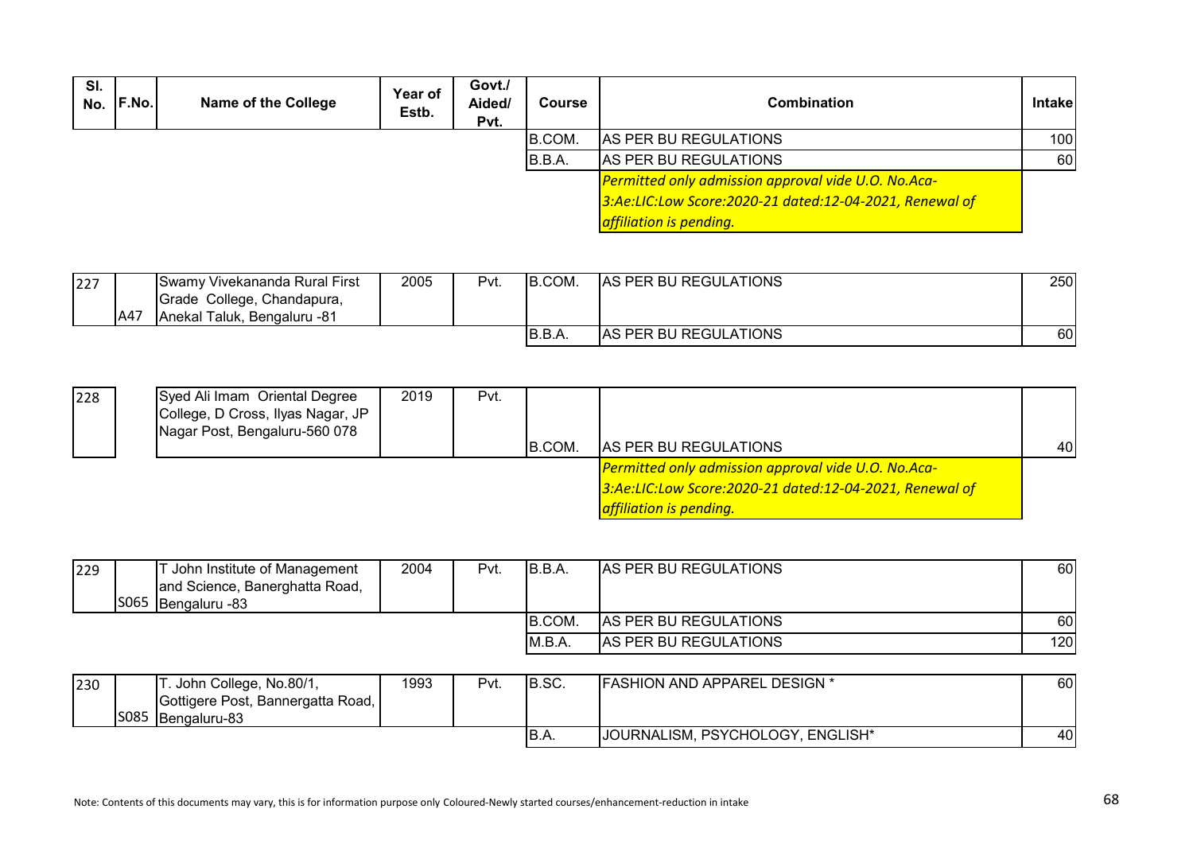| Sl. No. | F.No. | Name of the College | Year of Estb. | Govt./ Aided/ Pvt. | Course | Combination | Intake |
|---|---|---|---|---|---|---|---|
| | | | | | B.COM. | AS PER BU REGULATIONS | 100 |
| | | | | | B.B.A. | AS PER BU REGULATIONS | 60 |
| | | | | | | *Permitted only admission approval vide U.O. No.Aca-3:Ae:LIC:Low Score:2020-21 dated:12-04-2021, Renewal of affiliation is pending.* | |
| 227 | A47 | Swamy Vivekananda Rural First Grade College, Chandapura, Anekal Taluk, Bengaluru -81 | 2005 | Pvt. | B.COM. | AS PER BU REGULATIONS | 250 |
| | | | | | B.B.A. | AS PER BU REGULATIONS | 60 |
| 228 | | Syed Ali Imam Oriental Degree College, D Cross, Ilyas Nagar, JP Nagar Post, Bengaluru-560 078 | 2019 | Pvt. | B.COM. | AS PER BU REGULATIONS | 40 |
| | | | | | | *Permitted only admission approval vide U.O. No.Aca-3:Ae:LIC:Low Score:2020-21 dated:12-04-2021, Renewal of affiliation is pending.* | |
| 229 | S065 | T John Institute of Management and Science, Banerghatta Road, Bengaluru -83 | 2004 | Pvt. | B.B.A. | AS PER BU REGULATIONS | 60 |
| | | | | | B.COM. | AS PER BU REGULATIONS | 60 |
| | | | | | M.B.A. | AS PER BU REGULATIONS | 120 |
| 230 | S085 | T. John College, No.80/1, Gottigere Post, Bannergatta Road, Bengaluru-83 | 1993 | Pvt. | B.SC. | FASHION AND APPAREL DESIGN * | 60 |
| | | | | | B.A. | JOURNALISM, PSYCHOLOGY, ENGLISH* | 40 |

Note: Contents of this documents may vary, this is for information purpose only Coloured-Newly started courses/enhancement-reduction in intake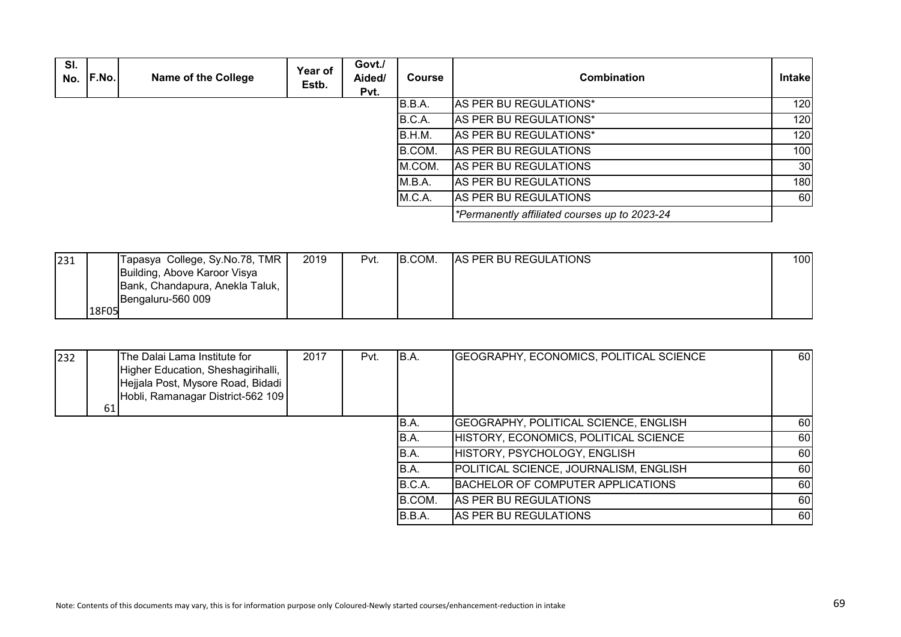| Sl. No. | F.No. | Name of the College | Year of Estb. | Govt./ Aided/ Pvt. | Course | Combination | Intake |
|---|---|---|---|---|---|---|---|
| | | | | | B.B.A. | AS PER BU REGULATIONS* | 120 |
| | | | | | B.C.A. | AS PER BU REGULATIONS* | 120 |
| | | | | | B.H.M. | AS PER BU REGULATIONS* | 120 |
| | | | | | B.COM. | AS PER BU REGULATIONS | 100 |
| | | | | | M.COM. | AS PER BU REGULATIONS | 30 |
| | | | | | M.B.A. | AS PER BU REGULATIONS | 180 |
| | | | | | M.C.A. | AS PER BU REGULATIONS | 60 |
| | | | | | | *Permanently affiliated courses up to 2023-24 | |

| | | | | | | | |
|---|---|---|---|---|---|---|---|
| 231 | 18F05 | Tapasya College, Sy.No.78, TMR Building, Above Karoor Visya Bank, Chandapura, Anekla Taluk, Bengaluru-560 009 | 2019 | Pvt. | B.COM. | AS PER BU REGULATIONS | 100 |

| | | | | | | | |
|---|---|---|---|---|---|---|---|
| 232 | 61 | The Dalai Lama Institute for Higher Education, Sheshagirihalli, Hejjala Post, Mysore Road, Bidadi Hobli, Ramanagar District-562 109 | 2017 | Pvt. | B.A. | GEOGRAPHY, ECONOMICS, POLITICAL SCIENCE | 60 |
| | | | | | B.A. | GEOGRAPHY, POLITICAL SCIENCE, ENGLISH | 60 |
| | | | | | B.A. | HISTORY, ECONOMICS, POLITICAL SCIENCE | 60 |
| | | | | | B.A. | HISTORY, PSYCHOLOGY, ENGLISH | 60 |
| | | | | | B.A. | POLITICAL SCIENCE, JOURNALISM, ENGLISH | 60 |
| | | | | | B.C.A. | BACHELOR OF COMPUTER APPLICATIONS | 60 |
| | | | | | B.COM. | AS PER BU REGULATIONS | 60 |
| | | | | | B.B.A. | AS PER BU REGULATIONS | 60 |

Note: Contents of this documents may vary, this is for information purpose only Coloured-Newly started courses/enhancement-reduction in intake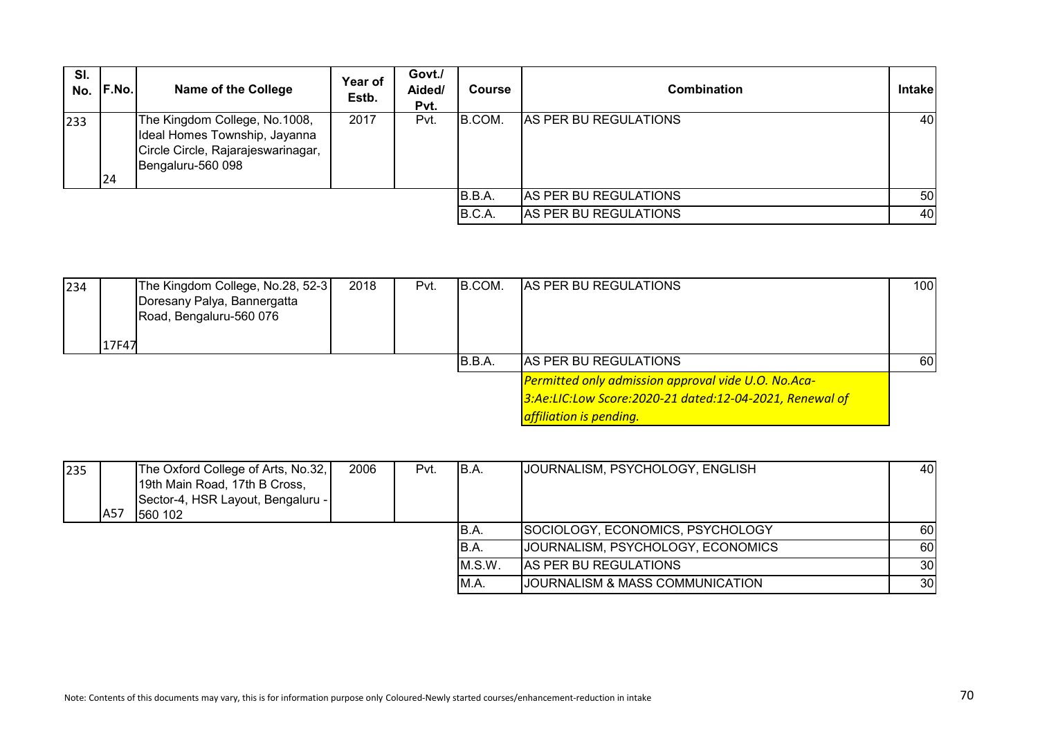| Sl. No. | F.No. | Name of the College | Year of Estb. | Govt./ Aided/ Pvt. | Course | Combination | Intake |
|---|---|---|---|---|---|---|---|
| 233 | 24 | The Kingdom College, No.1008, Ideal Homes Township, Jayanna Circle Circle, Rajarajeswarinagar, Bengaluru-560 098 | 2017 | Pvt. | B.COM. | AS PER BU REGULATIONS | 40 |
| | | | | | B.B.A. | AS PER BU REGULATIONS | 50 |
| | | | | | B.C.A. | AS PER BU REGULATIONS | 40 |
| 234 | 17F47 | The Kingdom College, No.28, 52-3 Doresany Palya, Bannergatta Road, Bengaluru-560 076 | 2018 | Pvt. | B.COM. | AS PER BU REGULATIONS | 100 |
| | | | | | B.B.A. | AS PER BU REGULATIONS | 60 |
| | | | | | | *Permitted only admission approval vide U.O. No.Aca-3:Ae:LIC:Low Score:2020-21 dated:12-04-2021, Renewal of affiliation is pending.* | |
| 235 | A57 | The Oxford College of Arts, No.32, 19th Main Road, 17th B Cross, Sector-4, HSR Layout, Bengaluru - 560 102 | 2006 | Pvt. | B.A. | JOURNALISM, PSYCHOLOGY, ENGLISH | 40 |
| | | | | | B.A. | SOCIOLOGY, ECONOMICS, PSYCHOLOGY | 60 |
| | | | | | B.A. | JOURNALISM, PSYCHOLOGY, ECONOMICS | 60 |
| | | | | | M.S.W. | AS PER BU REGULATIONS | 30 |
| | | | | | M.A. | JOURNALISM & MASS COMMUNICATION | 30 |

Note: Contents of this documents may vary, this is for information purpose only Coloured-Newly started courses/enhancement-reduction in intake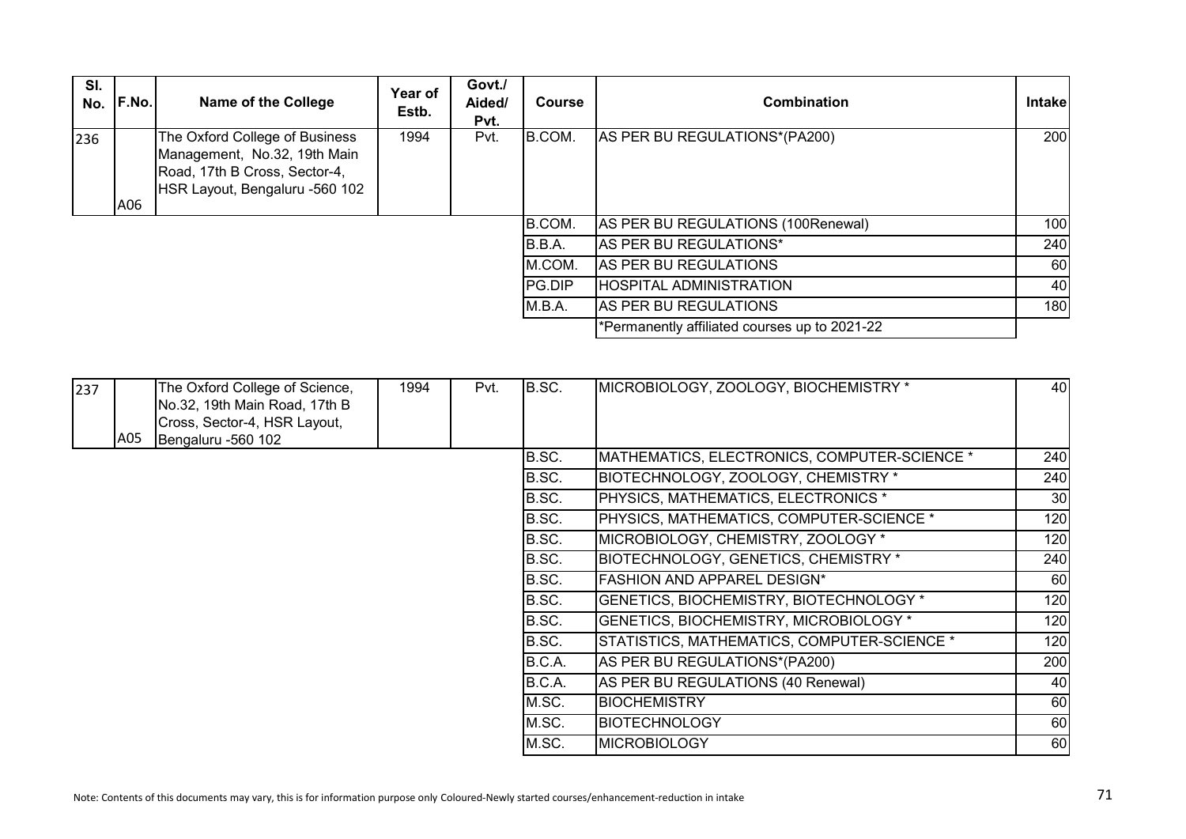| Sl. No. | F.No. | Name of the College | Year of Estb. | Govt./ Aided/ Pvt. | Course | Combination | Intake |
|---|---|---|---|---|---|---|---|
| 236 | A06 | The Oxford College of Business Management, No.32, 19th Main Road, 17th B Cross, Sector-4, HSR Layout, Bengaluru -560 102 | 1994 | Pvt. | B.COM. | AS PER BU REGULATIONS*(PA200) | 200 |
| | | | | | B.COM. | AS PER BU REGULATIONS (100Renewal) | 100 |
| | | | | | B.B.A. | AS PER BU REGULATIONS* | 240 |
| | | | | | M.COM. | AS PER BU REGULATIONS | 60 |
| | | | | | PG.DIP | HOSPITAL ADMINISTRATION | 40 |
| | | | | | M.B.A. | AS PER BU REGULATIONS | 180 |
| | | | | | | *Permanently affiliated courses up to 2021-22 | |

| Sl. No. | F.No. | Name of the College | Year of Estb. | Govt./ Aided/ Pvt. | Course | Combination | Intake |
|---|---|---|---|---|---|---|---|
| 237 | A05 | The Oxford College of Science, No.32, 19th Main Road, 17th B Cross, Sector-4, HSR Layout, Bengaluru -560 102 | 1994 | Pvt. | B.SC. | MICROBIOLOGY, ZOOLOGY, BIOCHEMISTRY * | 40 |
| | | | | | B.SC. | MATHEMATICS, ELECTRONICS, COMPUTER-SCIENCE * | 240 |
| | | | | | B.SC. | BIOTECHNOLOGY, ZOOLOGY, CHEMISTRY * | 240 |
| | | | | | B.SC. | PHYSICS, MATHEMATICS, ELECTRONICS * | 30 |
| | | | | | B.SC. | PHYSICS, MATHEMATICS, COMPUTER-SCIENCE * | 120 |
| | | | | | B.SC. | MICROBIOLOGY, CHEMISTRY, ZOOLOGY * | 120 |
| | | | | | B.SC. | BIOTECHNOLOGY, GENETICS, CHEMISTRY * | 240 |
| | | | | | B.SC. | FASHION AND APPAREL DESIGN* | 60 |
| | | | | | B.SC. | GENETICS, BIOCHEMISTRY, BIOTECHNOLOGY * | 120 |
| | | | | | B.SC. | GENETICS, BIOCHEMISTRY, MICROBIOLOGY * | 120 |
| | | | | | B.SC. | STATISTICS, MATHEMATICS, COMPUTER-SCIENCE * | 120 |
| | | | | | B.C.A. | AS PER BU REGULATIONS*(PA200) | 200 |
| | | | | | B.C.A. | AS PER BU REGULATIONS (40 Renewal) | 40 |
| | | | | | M.SC. | BIOCHEMISTRY | 60 |
| | | | | | M.SC. | BIOTECHNOLOGY | 60 |
| | | | | | M.SC. | MICROBIOLOGY | 60 |

Note: Contents of this documents may vary, this is for information purpose only Coloured-Newly started courses/enhancement-reduction in intake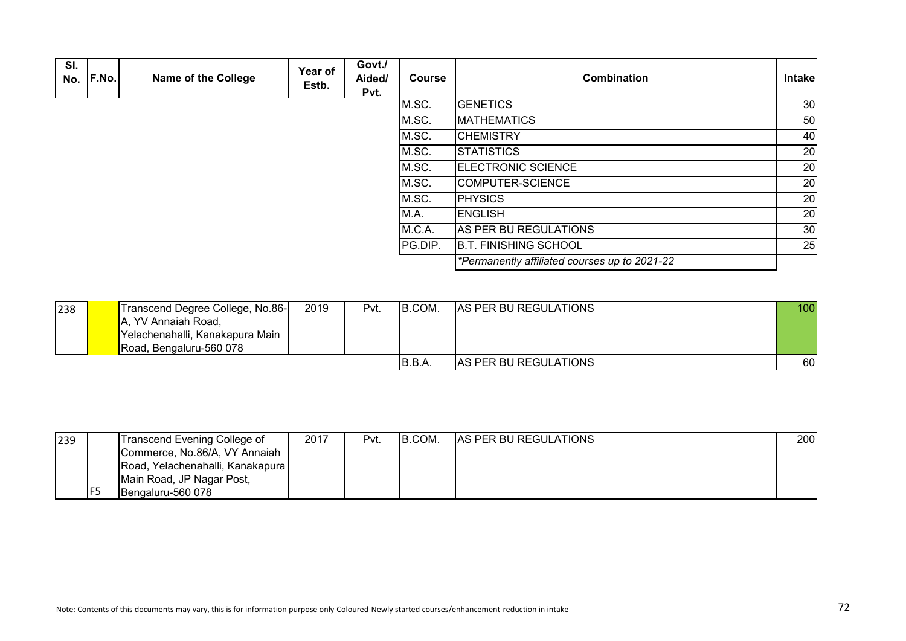| Sl. No. | F.No. | Name of the College | Year of Estb. | Govt./ Aided/ Pvt. | Course | Combination | Intake |
|---|---|---|---|---|---|---|---|
| | | | | | M.SC. | GENETICS | 30 |
| | | | | | M.SC. | MATHEMATICS | 50 |
| | | | | | M.SC. | CHEMISTRY | 40 |
| | | | | | M.SC. | STATISTICS | 20 |
| | | | | | M.SC. | ELECTRONIC SCIENCE | 20 |
| | | | | | M.SC. | COMPUTER-SCIENCE | 20 |
| | | | | | M.SC. | PHYSICS | 20 |
| | | | | | M.A. | ENGLISH | 20 |
| | | | | | M.C.A. | AS PER BU REGULATIONS | 30 |
| | | | | | PG.DIP. | B.T. FINISHING SCHOOL | 25 |
| | | | | | | *Permanently affiliated courses up to 2021-22 | |
| 238 | | Transcend Degree College, No.86-A, YV Annaiah Road, Yelachenahalli, Kanakapura Main Road, Bengaluru-560 078 | 2019 | Pvt. | B.COM. | AS PER BU REGULATIONS | 100 |
| | | | | | B.B.A. | AS PER BU REGULATIONS | 60 |
| 239 | F5 | Transcend Evening College of Commerce, No.86/A, VY Annaiah Road, Yelachenahalli, Kanakapura Main Road, JP Nagar Post, Bengaluru-560 078 | 2017 | Pvt. | B.COM. | AS PER BU REGULATIONS | 200 |

Note: Contents of this documents may vary, this is for information purpose only Coloured-Newly started courses/enhancement-reduction in intake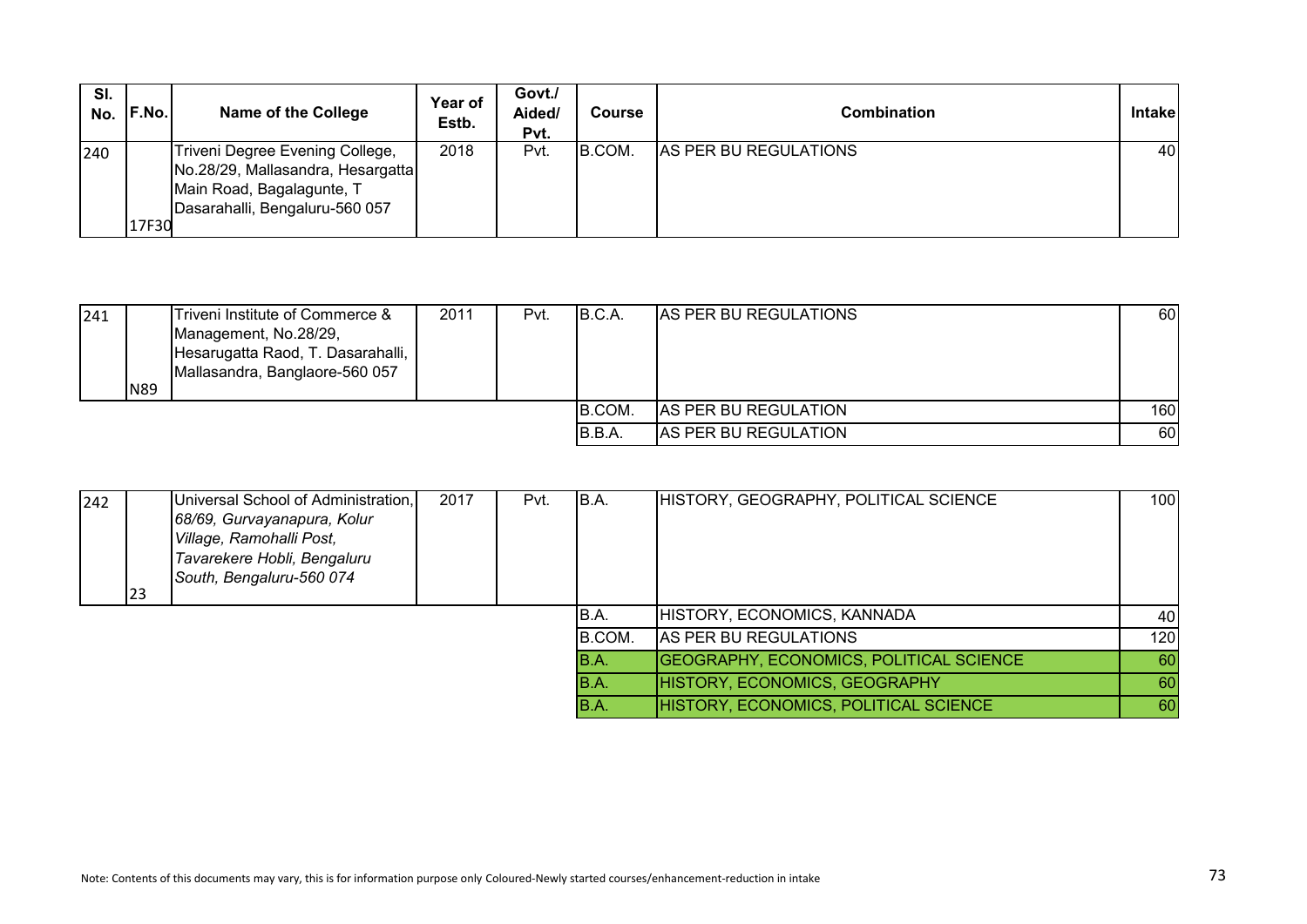| Sl. No. | F.No. | Name of the College | Year of Estb. | Govt./ Aided/ Pvt. | Course | Combination | Intake |
|---|---|---|---|---|---|---|---|
| 240 | 17F30 | Triveni Degree Evening College, No.28/29, Mallasandra, Hesargatta Main Road, Bagalagunte, T Dasarahalli, Bengaluru-560 057 | 2018 | Pvt. | B.COM. | AS PER BU REGULATIONS | 40 |
| 241 | N89 | Triveni Institute of Commerce & Management, No.28/29, Hesarugatta Raod, T. Dasarahalli, Mallasandra, Banglaore-560 057 | 2011 | Pvt. | B.C.A. | AS PER BU REGULATIONS | 60 |
| | | | | | B.COM. | AS PER BU REGULATION | 160 |
| | | | | | B.B.A. | AS PER BU REGULATION | 60 |
| 242 | 23 | Universal School of Administration, *68/69, Gurvayanapura, Kolur Village, Ramohalli Post, Tavarekere Hobli, Bengaluru South, Bengaluru-560 074* | 2017 | Pvt. | B.A. | HISTORY, GEOGRAPHY, POLITICAL SCIENCE | 100 |
| | | | | | B.A. | HISTORY, ECONOMICS, KANNADA | 40 |
| | | | | | B.COM. | AS PER BU REGULATIONS | 120 |
| | | | | | B.A. | GEOGRAPHY, ECONOMICS, POLITICAL SCIENCE | 60 |
| | | | | | B.A. | HISTORY, ECONOMICS, GEOGRAPHY | 60 |
| | | | | | B.A. | HISTORY, ECONOMICS, POLITICAL SCIENCE | 60 |

Note: Contents of this documents may vary, this is for information purpose only Coloured-Newly started courses/enhancement-reduction in intake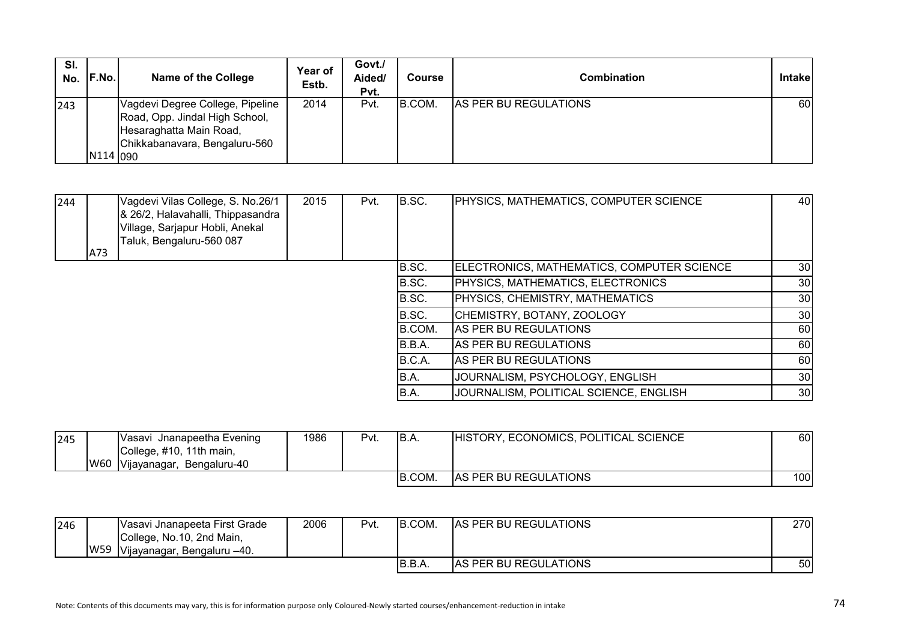| Sl. No. | F.No. | Name of the College | Year of Estb. | Govt./ Aided/ Pvt. | Course | Combination | Intake |
|---|---|---|---|---|---|---|---|
| 243 | N114 | Vagdevi Degree College, Pipeline Road, Opp. Jindal High School, Hesaraghatta Main Road, Chikkabanavara, Bengaluru-560 090 | 2014 | Pvt. | B.COM. | AS PER BU REGULATIONS | 60 |
| 244 | A73 | Vagdevi Vilas College, S. No.26/1 & 26/2, Halavahalli, Thippasandra Village, Sarjapur Hobli, Anekal Taluk, Bengaluru-560 087 | 2015 | Pvt. | B.SC. | PHYSICS, MATHEMATICS, COMPUTER SCIENCE | 40 |
| | | | | | B.SC. | ELECTRONICS, MATHEMATICS, COMPUTER SCIENCE | 30 |
| | | | | | B.SC. | PHYSICS, MATHEMATICS, ELECTRONICS | 30 |
| | | | | | B.SC. | PHYSICS, CHEMISTRY, MATHEMATICS | 30 |
| | | | | | B.SC. | CHEMISTRY, BOTANY, ZOOLOGY | 30 |
| | | | | | B.COM. | AS PER BU REGULATIONS | 60 |
| | | | | | B.B.A. | AS PER BU REGULATIONS | 60 |
| | | | | | B.C.A. | AS PER BU REGULATIONS | 60 |
| | | | | | B.A. | JOURNALISM, PSYCHOLOGY, ENGLISH | 30 |
| | | | | | B.A. | JOURNALISM, POLITICAL SCIENCE, ENGLISH | 30 |
| 245 | W60 | Vasavi Jnanapeetha Evening College, #10, 11th main, Vijayanagar, Bengaluru-40 | 1986 | Pvt. | B.A. | HISTORY, ECONOMICS, POLITICAL SCIENCE | 60 |
| | | | | | B.COM. | AS PER BU REGULATIONS | 100 |
| 246 | W59 | Vasavi Jnanapeeta First Grade College, No.10, 2nd Main, Vijayanagar, Bengaluru –40. | 2006 | Pvt. | B.COM. | AS PER BU REGULATIONS | 270 |
| | | | | | B.B.A. | AS PER BU REGULATIONS | 50 |

Note: Contents of this documents may vary, this is for information purpose only Coloured-Newly started courses/enhancement-reduction in intake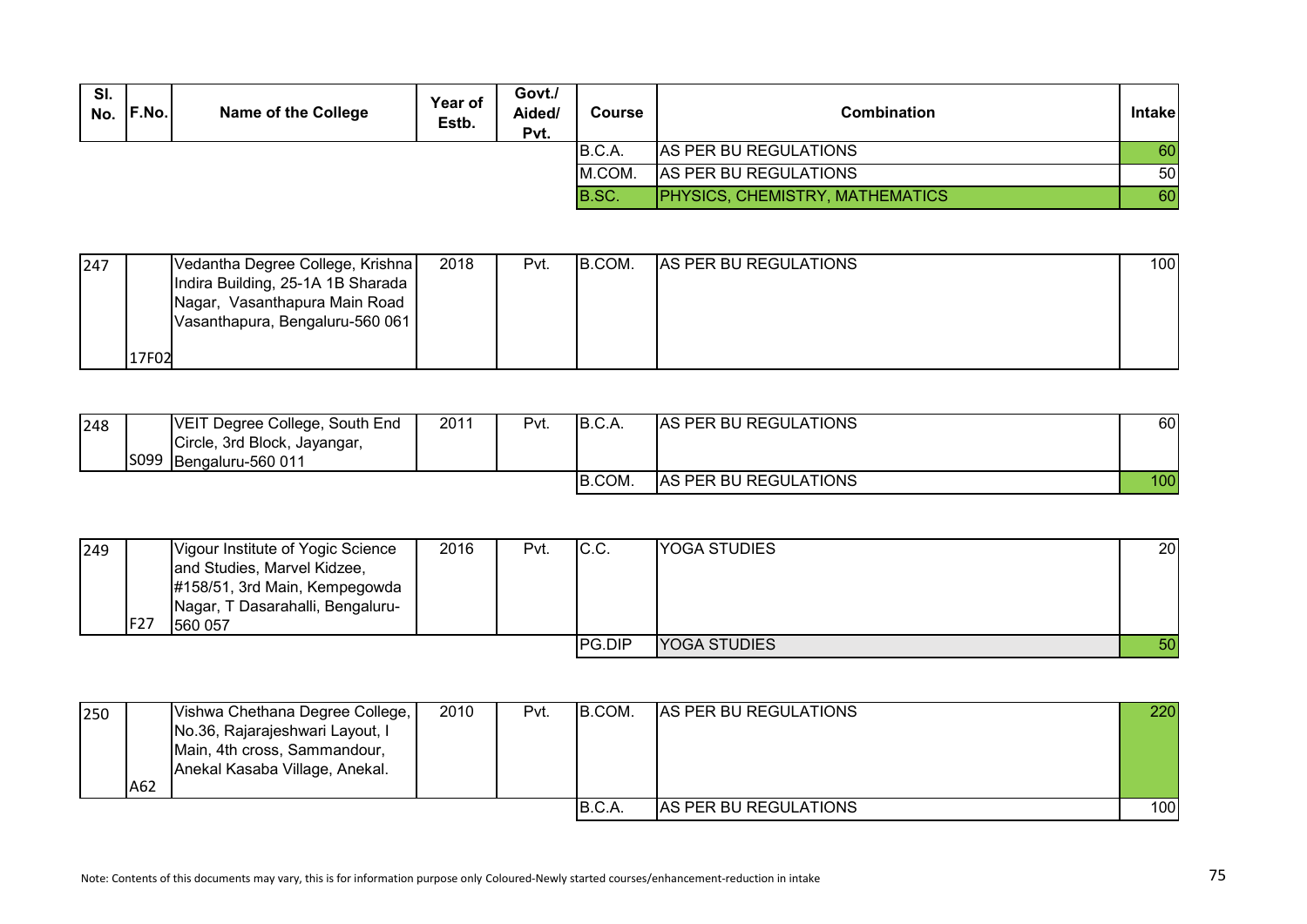| Sl. No. | F.No. | Name of the College | Year of Estb. | Govt./ Aided/ Pvt. | Course | Combination | Intake |
|---|---|---|---|---|---|---|---|
| | | | | | B.C.A. | AS PER BU REGULATIONS | 60 |
| | | | | | M.COM. | AS PER BU REGULATIONS | 50 |
| | | | | | B.SC. | PHYSICS, CHEMISTRY, MATHEMATICS | 60 |
| 247 | 17F02 | Vedantha Degree College, Krishna Indira Building, 25-1A 1B Sharada Nagar, Vasanthapura Main Road Vasanthapura, Bengaluru-560 061 | 2018 | Pvt. | B.COM. | AS PER BU REGULATIONS | 100 |
| 248 | S099 | VEIT Degree College, South End Circle, 3rd Block, Jayangar, Bengaluru-560 011 | 2011 | Pvt. | B.C.A. | AS PER BU REGULATIONS | 60 |
| | | | | | B.COM. | AS PER BU REGULATIONS | 100 |
| 249 | F27 | Vigour Institute of Yogic Science and Studies, Marvel Kidzee, #158/51, 3rd Main, Kempegowda Nagar, T Dasarahalli, Bengaluru-560 057 | 2016 | Pvt. | C.C. | YOGA STUDIES | 20 |
| | | | | | PG.DIP | YOGA STUDIES | 50 |
| 250 | A62 | Vishwa Chethana Degree College, No.36, Rajarajeshwari Layout, I Main, 4th cross, Sammandour, Anekal Kasaba Village, Anekal. | 2010 | Pvt. | B.COM. | AS PER BU REGULATIONS | 220 |
| | | | | | B.C.A. | AS PER BU REGULATIONS | 100 |

Note: Contents of this documents may vary, this is for information purpose only Coloured-Newly started courses/enhancement-reduction in intake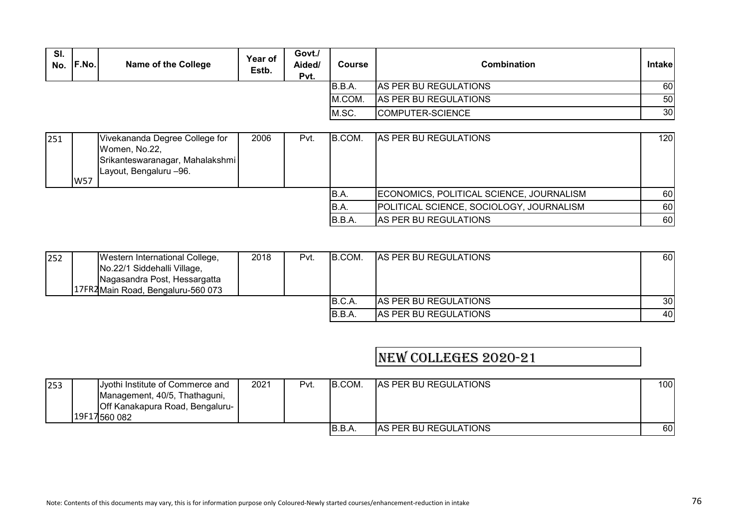| Sl. No. | F.No. | Name of the College | Year of Estb. | Govt./ Aided/ Pvt. | Course | Combination | Intake |
|---|---|---|---|---|---|---|---|
| | | | | | B.B.A. | AS PER BU REGULATIONS | 60 |
| | | | | | M.COM. | AS PER BU REGULATIONS | 50 |
| | | | | | M.SC. | COMPUTER-SCIENCE | 30 |
| 251 | W57 | Vivekananda Degree College for Women, No.22, Srikanteswaranagar, Mahalakshmi Layout, Bengaluru –96. | 2006 | Pvt. | B.COM. | AS PER BU REGULATIONS | 120 |
| | | | | | B.A. | ECONOMICS, POLITICAL SCIENCE, JOURNALISM | 60 |
| | | | | | B.A. | POLITICAL SCIENCE, SOCIOLOGY, JOURNALISM | 60 |
| | | | | | B.B.A. | AS PER BU REGULATIONS | 60 |
| 252 | 17FR2 | Western International College, No.22/1 Siddehalli Village, Nagasandra Post, Hessargatta Main Road, Bengaluru-560 073 | 2018 | Pvt. | B.COM. | AS PER BU REGULATIONS | 60 |
| | | | | | B.C.A. | AS PER BU REGULATIONS | 30 |
| | | | | | B.B.A. | AS PER BU REGULATIONS | 40 |

## NEW COLLEGES 2020-21

| Sl. No. | F.No. | Name of the College | Year of Estb. | Govt./ Aided/ Pvt. | Course | Combination | Intake |
|---|---|---|---|---|---|---|---|
| 253 | 19F17 | Jyothi Institute of Commerce and Management, 40/5, Thathaguni, Off Kanakapura Road, Bengaluru-560 082 | 2021 | Pvt. | B.COM. | AS PER BU REGULATIONS | 100 |
| | | | | | B.B.A. | AS PER BU REGULATIONS | 60 |

Note: Contents of this documents may vary, this is for information purpose only Coloured-Newly started courses/enhancement-reduction in intake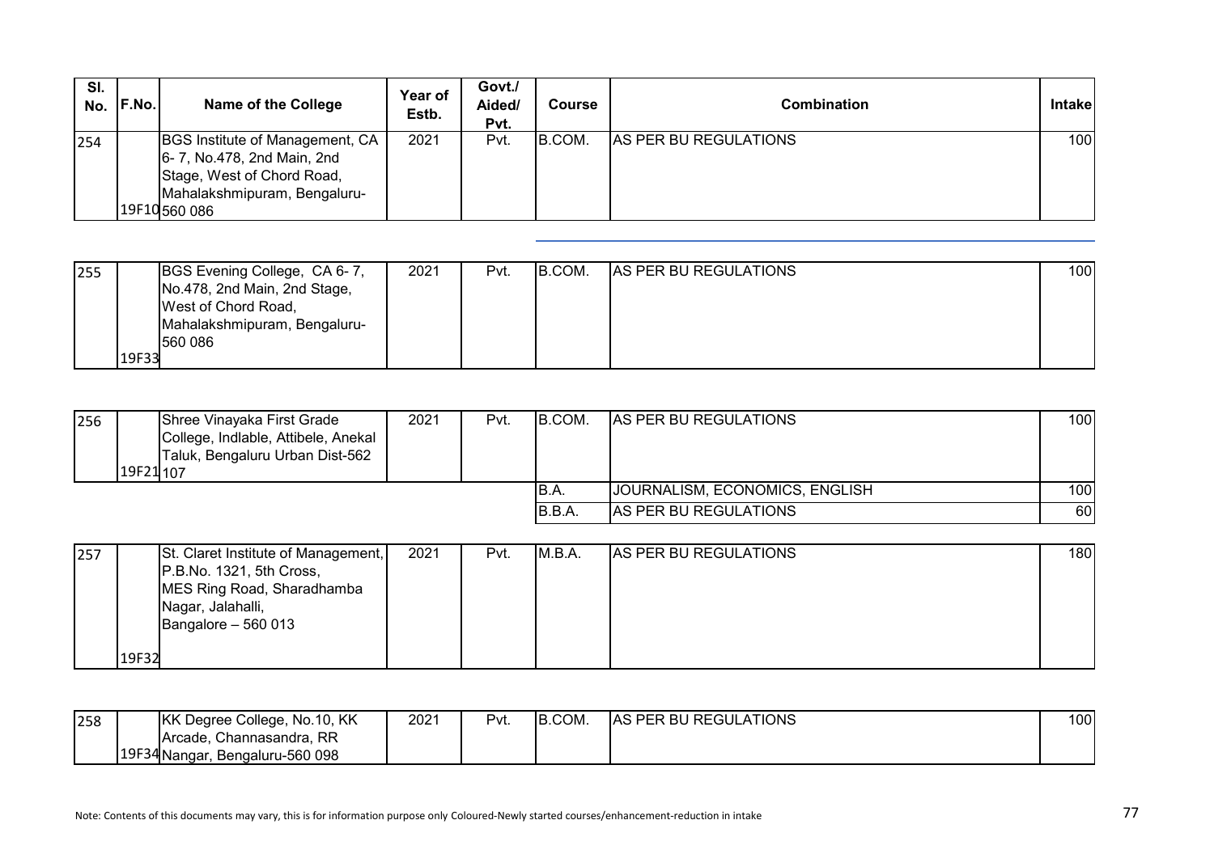| Sl. No. | F.No. | Name of the College | Year of Estb. | Govt./ Aided/ Pvt. | Course | Combination | Intake |
|---|---|---|---|---|---|---|---|
| 254 | 19F10 | BGS Institute of Management, CA 6- 7, No.478, 2nd Main, 2nd Stage, West of Chord Road, Mahalakshmipuram, Bengaluru-560 086 | 2021 | Pvt. | B.COM. | AS PER BU REGULATIONS | 100 |
| 255 | 19F33 | BGS Evening College, CA 6- 7, No.478, 2nd Main, 2nd Stage, West of Chord Road, Mahalakshmipuram, Bengaluru-560 086 | 2021 | Pvt. | B.COM. | AS PER BU REGULATIONS | 100 |
| 256 | 19F21 | Shree Vinayaka First Grade College, Indlable, Attibele, Anekal Taluk, Bengaluru Urban Dist-562 107 | 2021 | Pvt. | B.COM. | AS PER BU REGULATIONS | 100 |
| | | | | | B.A. | JOURNALISM, ECONOMICS, ENGLISH | 100 |
| | | | | | B.B.A. | AS PER BU REGULATIONS | 60 |
| 257 | 19F32 | St. Claret Institute of Management, P.B.No. 1321, 5th Cross, MES Ring Road, Sharadhamba Nagar, Jalahalli, Bangalore – 560 013 | 2021 | Pvt. | M.B.A. | AS PER BU REGULATIONS | 180 |
| 258 | 19F34 | KK Degree College, No.10, KK Arcade, Channasandra, RR Nangar, Bengaluru-560 098 | 2021 | Pvt. | B.COM. | AS PER BU REGULATIONS | 100 |

Note: Contents of this documents may vary, this is for information purpose only Coloured-Newly started courses/enhancement-reduction in intake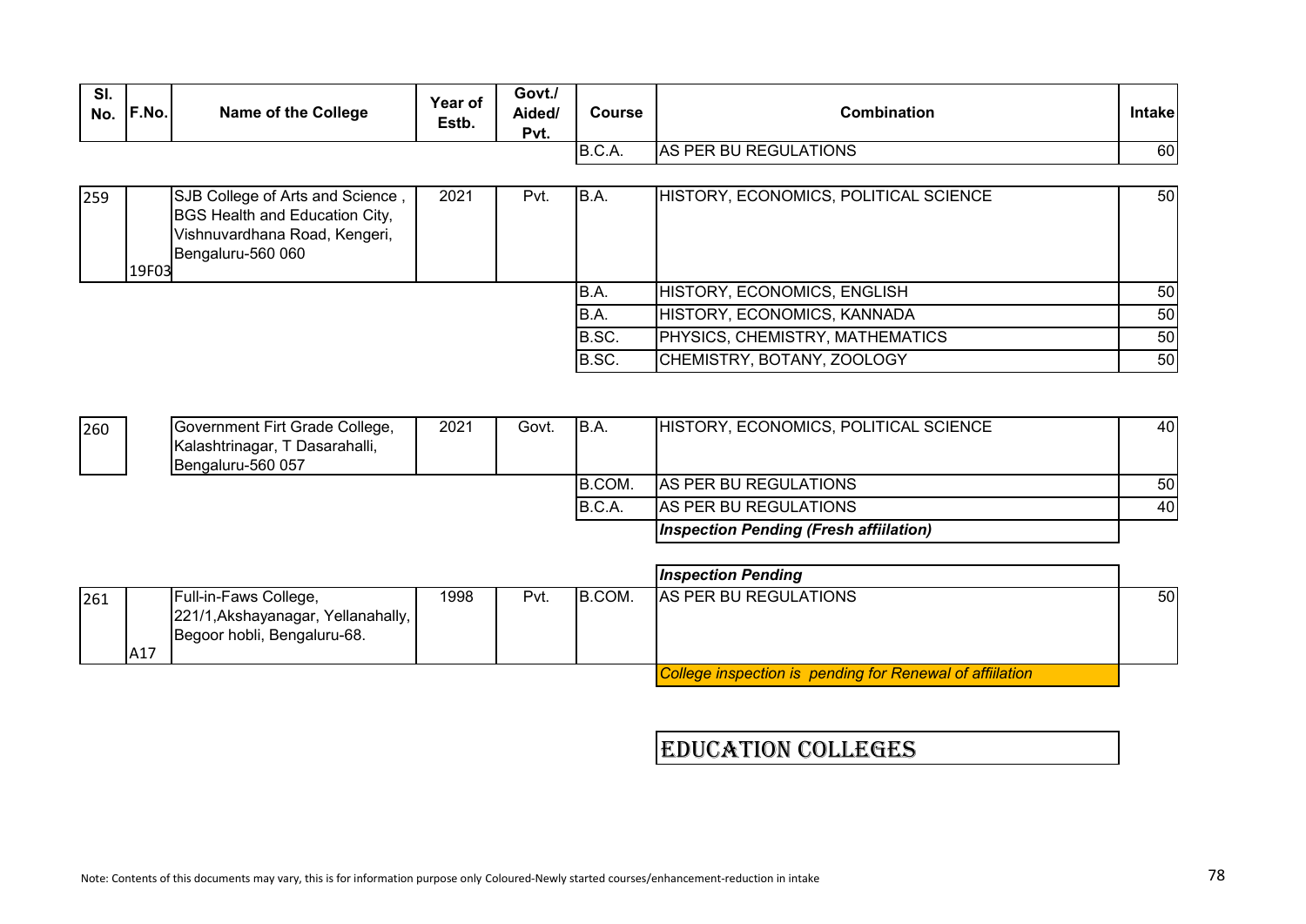| Sl. No. | F.No. | Name of the College | Year of Estb. | Govt./ Aided/ Pvt. | Course | Combination | Intake |
|---|---|---|---|---|---|---|---|
| | | | | | B.C.A. | AS PER BU REGULATIONS | 60 |
| 259 | 19F03 | SJB College of Arts and Science , BGS Health and Education City, Vishnuvardhana Road, Kengeri, Bengaluru-560 060 | 2021 | Pvt. | B.A. | HISTORY, ECONOMICS, POLITICAL SCIENCE | 50 |
| | | | | | B.A. | HISTORY, ECONOMICS, ENGLISH | 50 |
| | | | | | B.A. | HISTORY, ECONOMICS, KANNADA | 50 |
| | | | | | B.SC. | PHYSICS, CHEMISTRY, MATHEMATICS | 50 |
| | | | | | B.SC. | CHEMISTRY, BOTANY, ZOOLOGY | 50 |
| 260 | | Government Firt Grade College, Kalashtrinagar, T Dasarahalli, Bengaluru-560 057 | 2021 | Govt. | B.A. | HISTORY, ECONOMICS, POLITICAL SCIENCE | 40 |
| | | | | | B.COM. | AS PER BU REGULATIONS | 50 |
| | | | | | B.C.A. | AS PER BU REGULATIONS | 40 |
| | | | | | | ***Inspection Pending (Fresh affiilation)*** | |
| | | | | | | ***Inspection Pending*** | |
| 261 | A17 | Full-in-Faws College, 221/1,Akshayanagar, Yellanahally, Begoor hobli, Bengaluru-68. | 1998 | Pvt. | B.COM. | AS PER BU REGULATIONS | 50 |
| | | | | | | *College inspection is pending for Renewal of affiilation* | |

# EDUCATION COLLEGES

Note: Contents of this documents may vary, this is for information purpose only Coloured-Newly started courses/enhancement-reduction in intake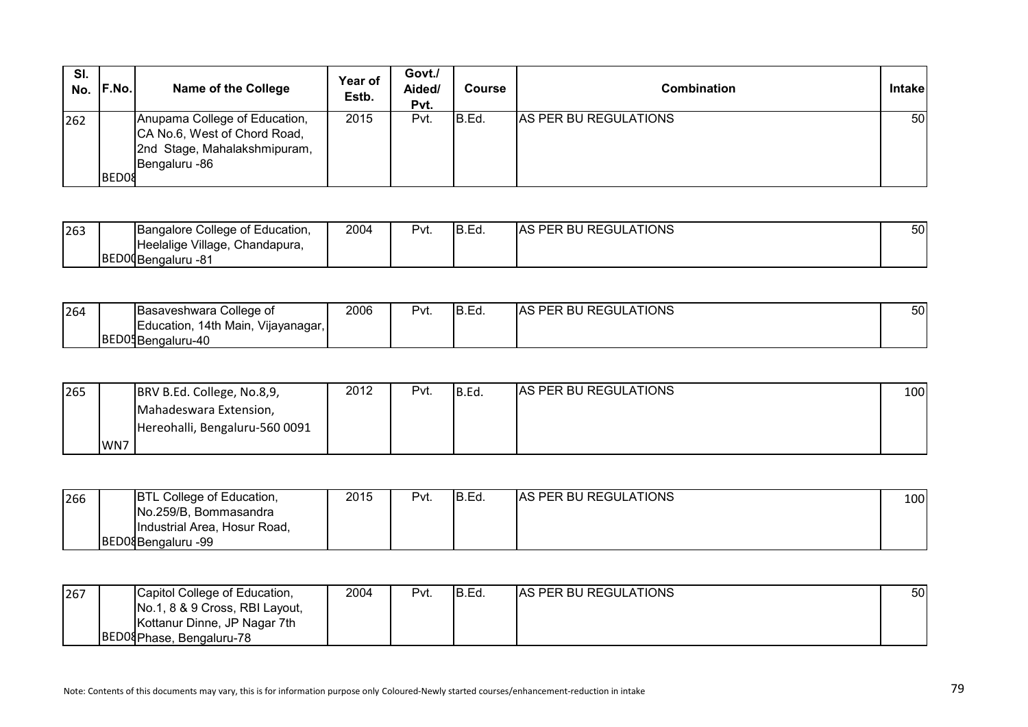| Sl. No. | F.No. | Name of the College | Year of Estb. | Govt./ Aided/ Pvt. | Course | Combination | Intake |
|---|---|---|---|---|---|---|---|
| 262 | BED08 | Anupama College of Education, CA No.6, West of Chord Road, 2nd Stage, Mahalakshmipuram, Bengaluru -86 | 2015 | Pvt. | B.Ed. | AS PER BU REGULATIONS | 50 |
| 263 | BED00 | Bangalore College of Education, Heelalige Village, Chandapura, Bengaluru -81 | 2004 | Pvt. | B.Ed. | AS PER BU REGULATIONS | 50 |
| 264 | BED05 | Basaveshwara College of Education, 14th Main, Vijayanagar, Bengaluru-40 | 2006 | Pvt. | B.Ed. | AS PER BU REGULATIONS | 50 |
| 265 | WN7 | BRV B.Ed. College, No.8,9, Mahadeswara Extension, Hereohalli, Bengaluru-560 0091 | 2012 | Pvt. | B.Ed. | AS PER BU REGULATIONS | 100 |
| 266 | BED08 | BTL College of Education, No.259/B, Bommasandra Industrial Area, Hosur Road, Bengaluru -99 | 2015 | Pvt. | B.Ed. | AS PER BU REGULATIONS | 100 |
| 267 | BED08 | Capitol College of Education, No.1, 8 & 9 Cross, RBI Layout, Kottanur Dinne, JP Nagar 7th Phase, Bengaluru-78 | 2004 | Pvt. | B.Ed. | AS PER BU REGULATIONS | 50 |

Note: Contents of this documents may vary, this is for information purpose only Coloured-Newly started courses/enhancement-reduction in intake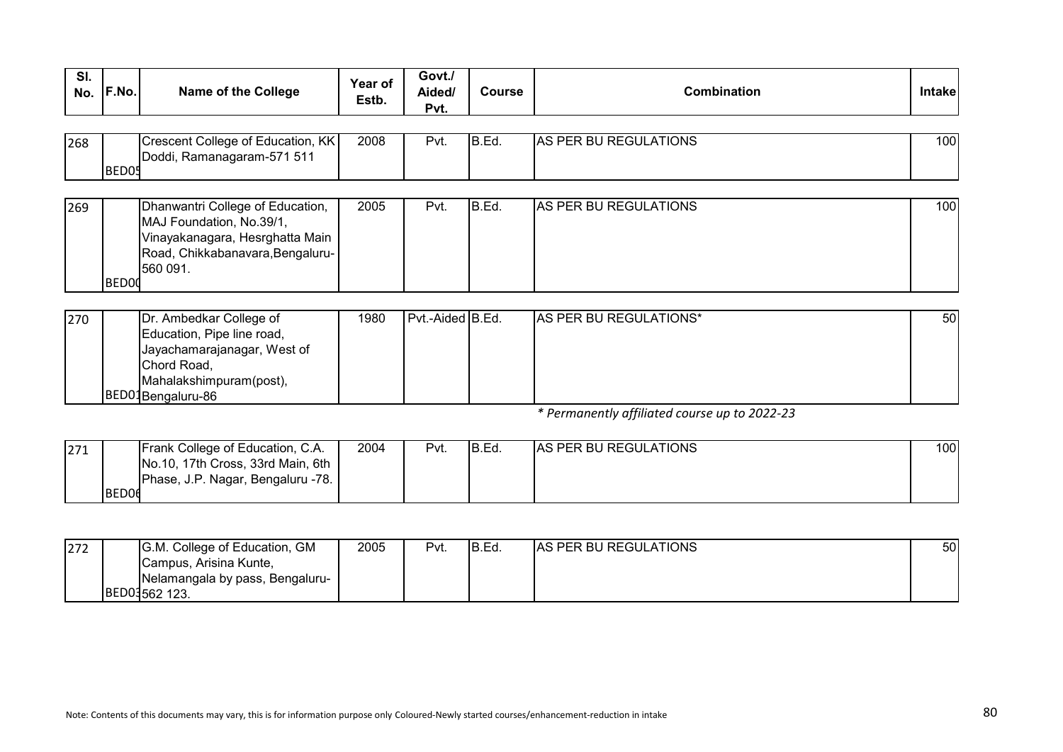| Sl. No. | F.No. | Name of the College | Year of Estb. | Govt./ Aided/ Pvt. | Course | Combination | Intake |
|---|---|---|---|---|---|---|---|
| 268 | BED05 | Crescent College of Education, KK Doddi, Ramanagaram-571 511 | 2008 | Pvt. | B.Ed. | AS PER BU REGULATIONS | 100 |
| 269 | BED00 | Dhanwantri College of Education, MAJ Foundation, No.39/1, Vinayakanagara, Hesrghatta Main Road, Chikkabanavara,Bengaluru-560 091. | 2005 | Pvt. | B.Ed. | AS PER BU REGULATIONS | 100 |
| 270 | BED01 | Dr. Ambedkar College of Education, Pipe line road, Jayachamarajanagar, West of Chord Road, Mahalakshimpuram(post), Bengaluru-86 | 1980 | Pvt.-Aided | B.Ed. | AS PER BU REGULATIONS* | 50 |
| 271 | BED06 | Frank College of Education, C.A. No.10, 17th Cross, 33rd Main, 6th Phase, J.P. Nagar, Bengaluru -78. | 2004 | Pvt. | B.Ed. | AS PER BU REGULATIONS | 100 |
| 272 | BED03 | G.M. College of Education, GM Campus, Arisina Kunte, Nelamangala by pass, Bengaluru-562 123. | 2005 | Pvt. | B.Ed. | AS PER BU REGULATIONS | 50 |

*\* Permanently affiliated course up to 2022-23*

Note: Contents of this documents may vary, this is for information purpose only Coloured-Newly started courses/enhancement-reduction in intake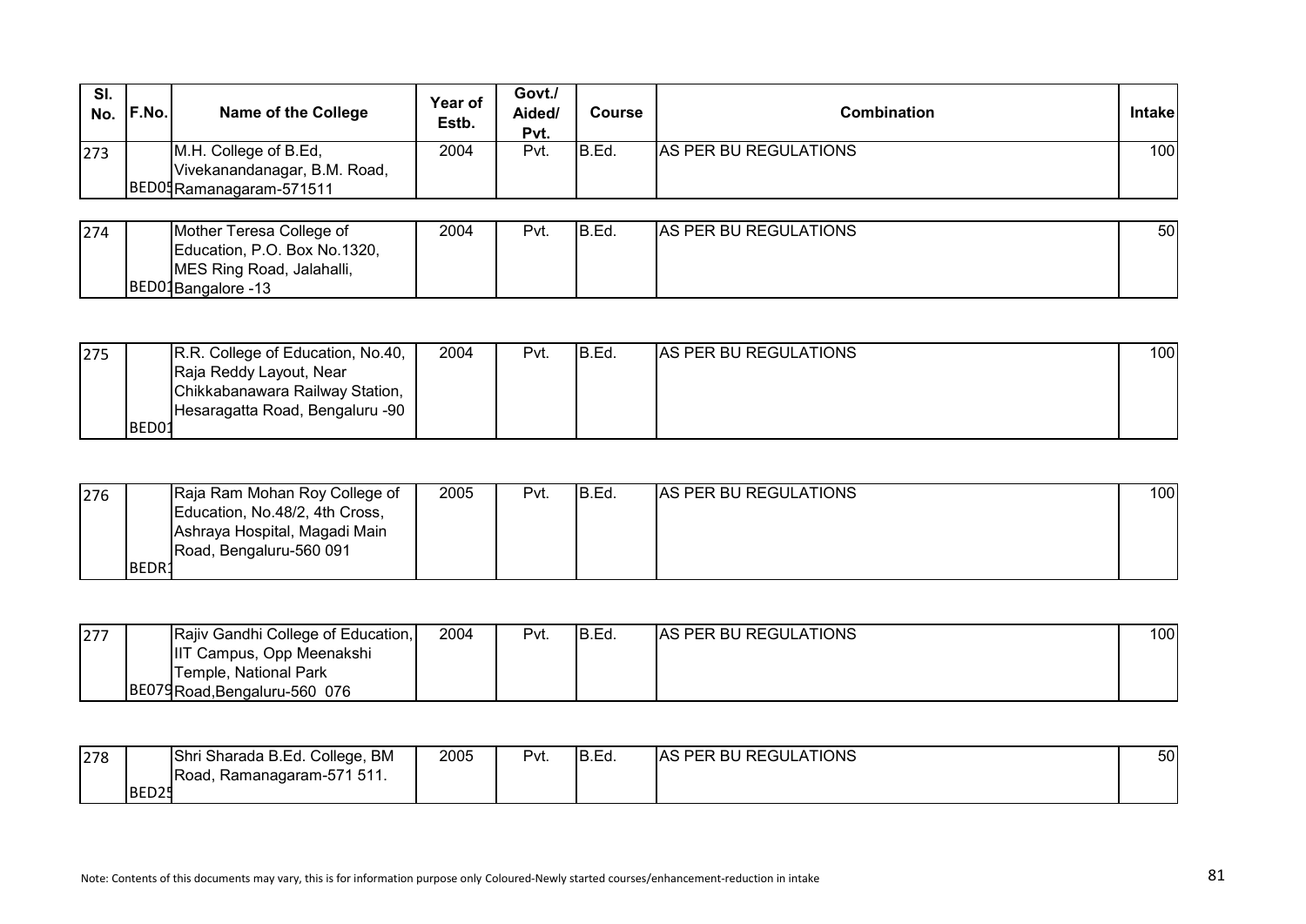| Sl. No. | F.No. | Name of the College | Year of Estb. | Govt./ Aided/ Pvt. | Course | Combination | Intake |
|---|---|---|---|---|---|---|---|
| 273 | BED05 | M.H. College of B.Ed, Vivekanandanagar, B.M. Road, Ramanagaram-571511 | 2004 | Pvt. | B.Ed. | AS PER BU REGULATIONS | 100 |
| 274 | BED01 | Mother Teresa College of Education, P.O. Box No.1320, MES Ring Road, Jalahalli, Bangalore -13 | 2004 | Pvt. | B.Ed. | AS PER BU REGULATIONS | 50 |
| 275 | BED01 | R.R. College of Education, No.40, Raja Reddy Layout, Near Chikkabanawara Railway Station, Hesaragatta Road, Bengaluru -90 | 2004 | Pvt. | B.Ed. | AS PER BU REGULATIONS | 100 |
| 276 | BEDR1 | Raja Ram Mohan Roy College of Education, No.48/2, 4th Cross, Ashraya Hospital, Magadi Main Road, Bengaluru-560 091 | 2005 | Pvt. | B.Ed. | AS PER BU REGULATIONS | 100 |
| 277 | BE079 | Rajiv Gandhi College of Education, IIT Campus, Opp Meenakshi Temple, National Park Road,Bengaluru-560 076 | 2004 | Pvt. | B.Ed. | AS PER BU REGULATIONS | 100 |
| 278 | BED25 | Shri Sharada B.Ed. College, BM Road, Ramanagaram-571 511. | 2005 | Pvt. | B.Ed. | AS PER BU REGULATIONS | 50 |

Note: Contents of this documents may vary, this is for information purpose only Coloured-Newly started courses/enhancement-reduction in intake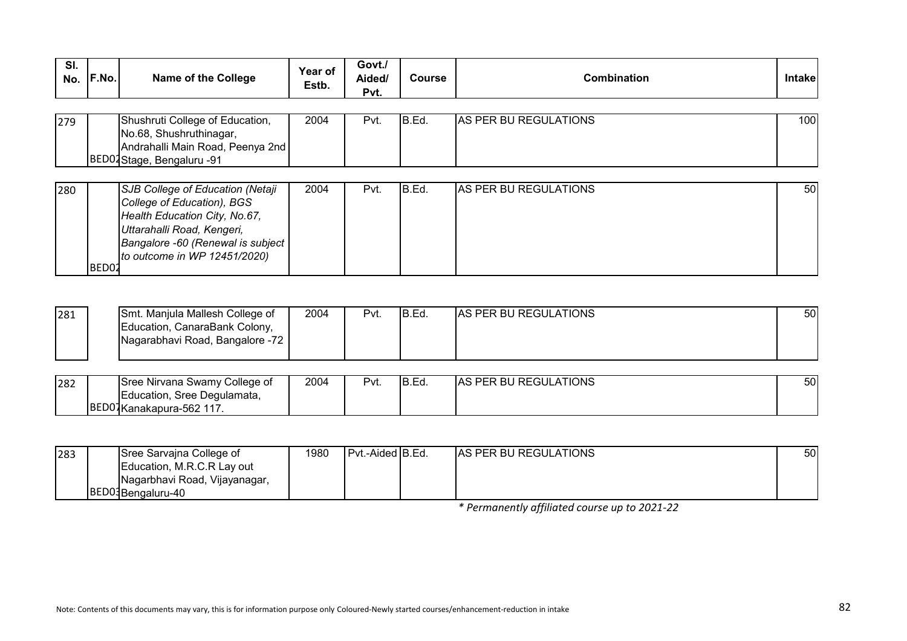| Sl. No. | F.No. | Name of the College | Year of Estb. | Govt./ Aided/ Pvt. | Course | Combination | Intake |
|---|---|---|---|---|---|---|---|
| 279 | BED02 | Shushruti College of Education, No.68, Shushruthinagar, Andrahalli Main Road, Peenya 2nd Stage, Bengaluru -91 | 2004 | Pvt. | B.Ed. | AS PER BU REGULATIONS | 100 |
| 280 | BED02 | *SJB College of Education (Netaji College of Education), BGS Health Education City, No.67, Uttarahalli Road, Kengeri, Bangalore -60 (Renewal is subject to outcome in WP 12451/2020)* | 2004 | Pvt. | B.Ed. | AS PER BU REGULATIONS | 50 |
| 281 | | Smt. Manjula Mallesh College of Education, CanaraBank Colony, Nagarabhavi Road, Bangalore -72 | 2004 | Pvt. | B.Ed. | AS PER BU REGULATIONS | 50 |
| 282 | BED07 | Sree Nirvana Swamy College of Education, Sree Degulamata, Kanakapura-562 117. | 2004 | Pvt. | B.Ed. | AS PER BU REGULATIONS | 50 |
| 283 | BED03 | Sree Sarvajna College of Education, M.R.C.R Lay out Nagarbhavi Road, Vijayanagar, Bengaluru-40 | 1980 | Pvt.-Aided | B.Ed. | AS PER BU REGULATIONS | 50 |

*\* Permanently affiliated course up to 2021-22*

Note: Contents of this documents may vary, this is for information purpose only Coloured-Newly started courses/enhancement-reduction in intake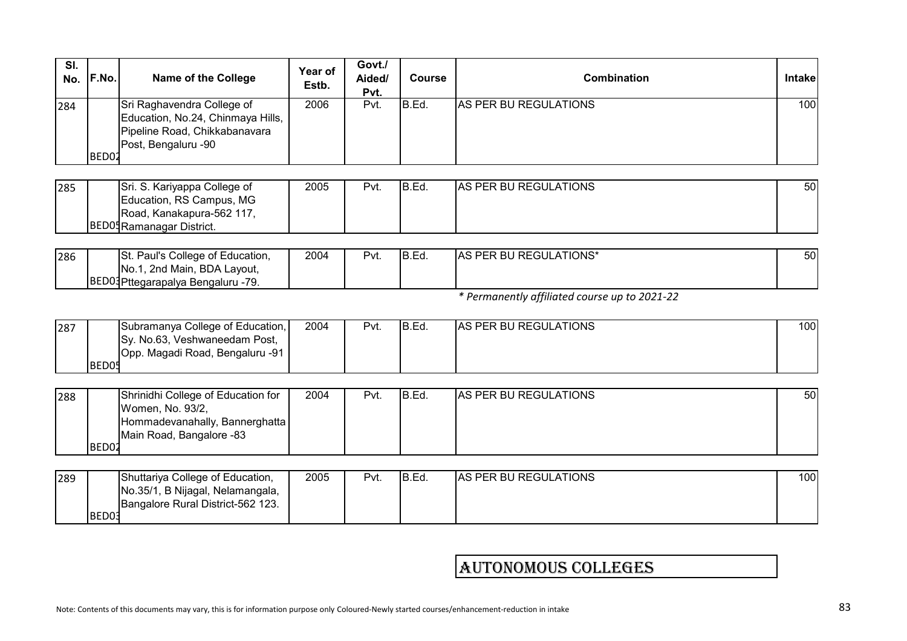| Sl. No. | F.No. | Name of the College | Year of Estb. | Govt./ Aided/ Pvt. | Course | Combination | Intake |
|---|---|---|---|---|---|---|---|
| 284 | BED02 | Sri Raghavendra College of Education, No.24, Chinmaya Hills, Pipeline Road, Chikkabanavara Post, Bengaluru -90 | 2006 | Pvt. | B.Ed. | AS PER BU REGULATIONS | 100 |
| 285 | BED05 | Sri. S. Kariyappa College of Education, RS Campus, MG Road, Kanakapura-562 117, Ramanagar District. | 2005 | Pvt. | B.Ed. | AS PER BU REGULATIONS | 50 |
| 286 | BED03 | St. Paul's College of Education, No.1, 2nd Main, BDA Layout, Pttegarapalya Bengaluru -79. | 2004 | Pvt. | B.Ed. | AS PER BU REGULATIONS* | 50 |
| 287 | BED05 | Subramanya College of Education, Sy. No.63, Veshwaneedam Post, Opp. Magadi Road, Bengaluru -91 | 2004 | Pvt. | B.Ed. | AS PER BU REGULATIONS | 100 |
| 288 | BED02 | Shrinidhi College of Education for Women, No. 93/2, Hommadevanahally, Bannerghatta Main Road, Bangalore -83 | 2004 | Pvt. | B.Ed. | AS PER BU REGULATIONS | 50 |
| 289 | BED03 | Shuttariya College of Education, No.35/1, B Nijagal, Nelamangala, Bangalore Rural District-562 123. | 2005 | Pvt. | B.Ed. | AS PER BU REGULATIONS | 100 |

*\* Permanently affiliated course up to 2021-22*

## AUTONOMOUS COLLEGES

Note: Contents of this documents may vary, this is for information purpose only Coloured-Newly started courses/enhancement-reduction in intake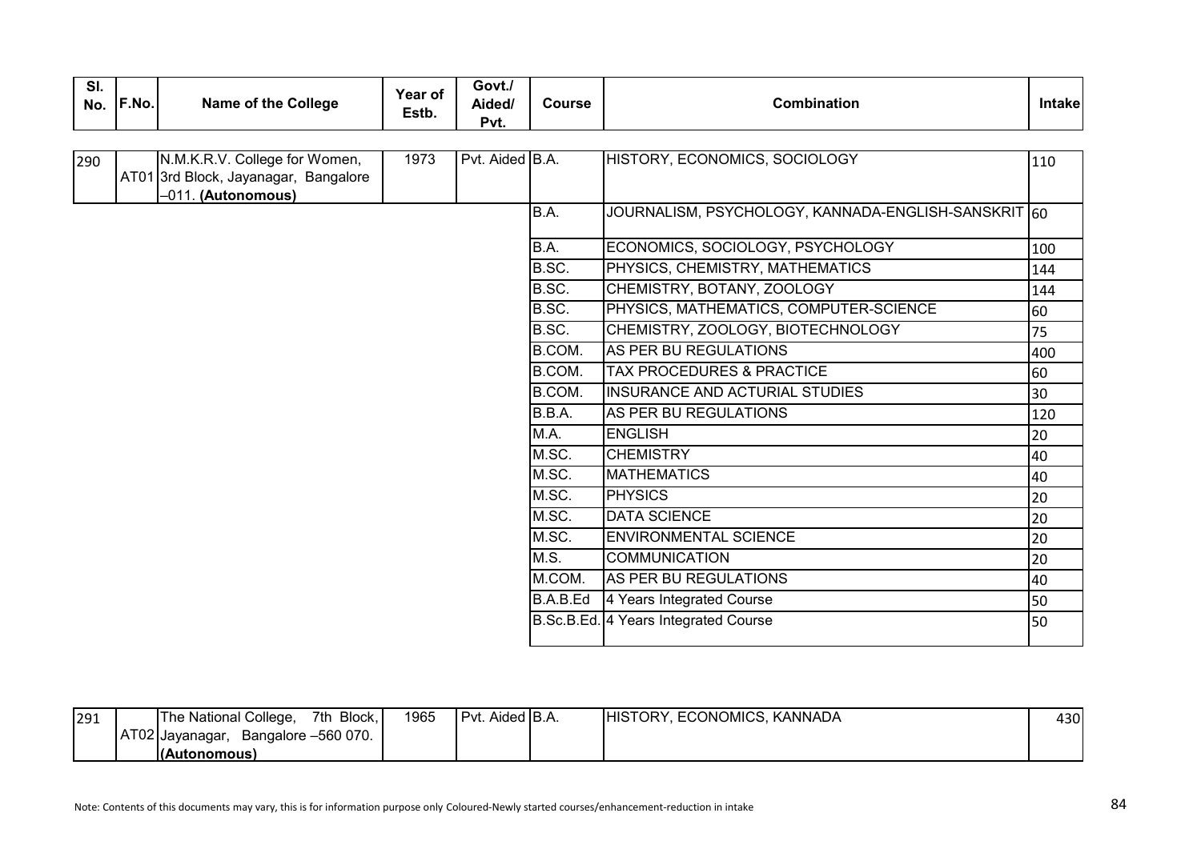| Sl. No. | F.No. | Name of the College | Year of Estb. | Govt./ Aided/ Pvt. | Course | Combination | Intake |
|---|---|---|---|---|---|---|---|
| 290 | AT01 | N.M.K.R.V. College for Women, 3rd Block, Jayanagar, Bangalore –011. **(Autonomous)** | 1973 | Pvt. Aided | B.A. | HISTORY, ECONOMICS, SOCIOLOGY | 110 |
| | | | | | B.A. | JOURNALISM, PSYCHOLOGY, KANNADA-ENGLISH-SANSKRIT | 60 |
| | | | | | B.A. | ECONOMICS, SOCIOLOGY, PSYCHOLOGY | 100 |
| | | | | | B.SC. | PHYSICS, CHEMISTRY, MATHEMATICS | 144 |
| | | | | | B.SC. | CHEMISTRY, BOTANY, ZOOLOGY | 144 |
| | | | | | B.SC. | PHYSICS, MATHEMATICS, COMPUTER-SCIENCE | 60 |
| | | | | | B.SC. | CHEMISTRY, ZOOLOGY, BIOTECHNOLOGY | 75 |
| | | | | | B.COM. | AS PER BU REGULATIONS | 400 |
| | | | | | B.COM. | TAX PROCEDURES & PRACTICE | 60 |
| | | | | | B.COM. | INSURANCE AND ACTURIAL STUDIES | 30 |
| | | | | | B.B.A. | AS PER BU REGULATIONS | 120 |
| | | | | | M.A. | ENGLISH | 20 |
| | | | | | M.SC. | CHEMISTRY | 40 |
| | | | | | M.SC. | MATHEMATICS | 40 |
| | | | | | M.SC. | PHYSICS | 20 |
| | | | | | M.SC. | DATA SCIENCE | 20 |
| | | | | | M.SC. | ENVIRONMENTAL SCIENCE | 20 |
| | | | | | M.S. | COMMUNICATION | 20 |
| | | | | | M.COM. | AS PER BU REGULATIONS | 40 |
| | | | | | B.A.B.Ed | 4 Years Integrated Course | 50 |
| | | | | | B.Sc.B.Ed. | 4 Years Integrated Course | 50 |
| 291 | AT02 | The National College, 7th Block, Jayanagar, Bangalore –560 070. **(Autonomous)** | 1965 | Pvt. Aided | B.A. | HISTORY, ECONOMICS, KANNADA | 430 |

Note: Contents of this documents may vary, this is for information purpose only Coloured-Newly started courses/enhancement-reduction in intake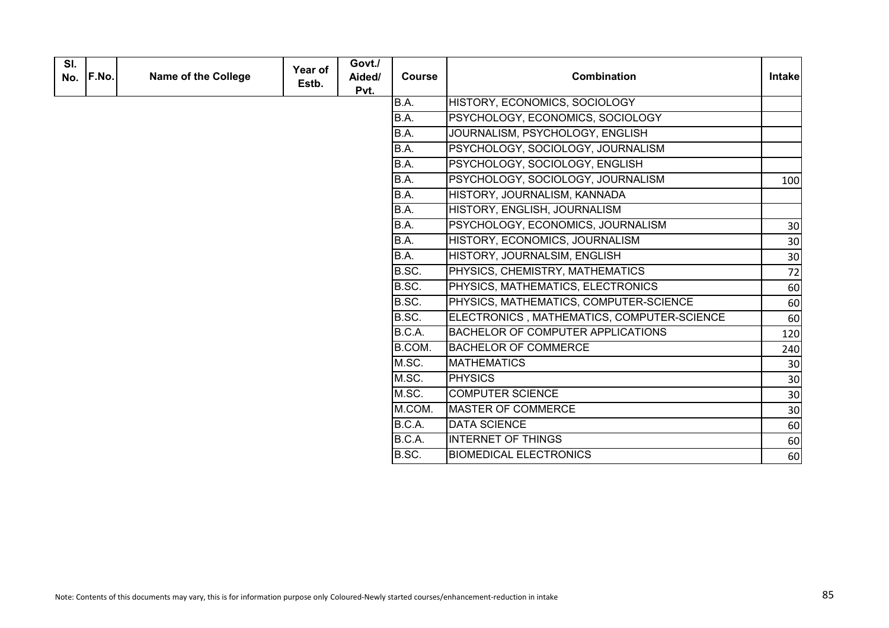| Sl. No. | F.No. | Name of the College | Year of Estb. | Govt./ Aided/ Pvt. | Course | Combination | Intake |
|---|---|---|---|---|---|---|---|
| | | | | | B.A. | HISTORY, ECONOMICS, SOCIOLOGY | |
| | | | | | B.A. | PSYCHOLOGY, ECONOMICS, SOCIOLOGY | |
| | | | | | B.A. | JOURNALISM, PSYCHOLOGY, ENGLISH | |
| | | | | | B.A. | PSYCHOLOGY, SOCIOLOGY, JOURNALISM | |
| | | | | | B.A. | PSYCHOLOGY, SOCIOLOGY, ENGLISH | |
| | | | | | B.A. | PSYCHOLOGY, SOCIOLOGY, JOURNALISM | 100 |
| | | | | | B.A. | HISTORY, JOURNALISM, KANNADA | |
| | | | | | B.A. | HISTORY, ENGLISH, JOURNALISM | |
| | | | | | B.A. | PSYCHOLOGY, ECONOMICS, JOURNALISM | 30 |
| | | | | | B.A. | HISTORY, ECONOMICS, JOURNALISM | 30 |
| | | | | | B.A. | HISTORY, JOURNALSIM, ENGLISH | 30 |
| | | | | | B.SC. | PHYSICS, CHEMISTRY, MATHEMATICS | 72 |
| | | | | | B.SC. | PHYSICS, MATHEMATICS, ELECTRONICS | 60 |
| | | | | | B.SC. | PHYSICS, MATHEMATICS, COMPUTER-SCIENCE | 60 |
| | | | | | B.SC. | ELECTRONICS , MATHEMATICS, COMPUTER-SCIENCE | 60 |
| | | | | | B.C.A. | BACHELOR OF COMPUTER APPLICATIONS | 120 |
| | | | | | B.COM. | BACHELOR OF COMMERCE | 240 |
| | | | | | M.SC. | MATHEMATICS | 30 |
| | | | | | M.SC. | PHYSICS | 30 |
| | | | | | M.SC. | COMPUTER SCIENCE | 30 |
| | | | | | M.COM. | MASTER OF COMMERCE | 30 |
| | | | | | B.C.A. | DATA SCIENCE | 60 |
| | | | | | B.C.A. | INTERNET OF THINGS | 60 |
| | | | | | B.SC. | BIOMEDICAL ELECTRONICS | 60 |

Note: Contents of this documents may vary, this is for information purpose only Coloured-Newly started courses/enhancement-reduction in intake